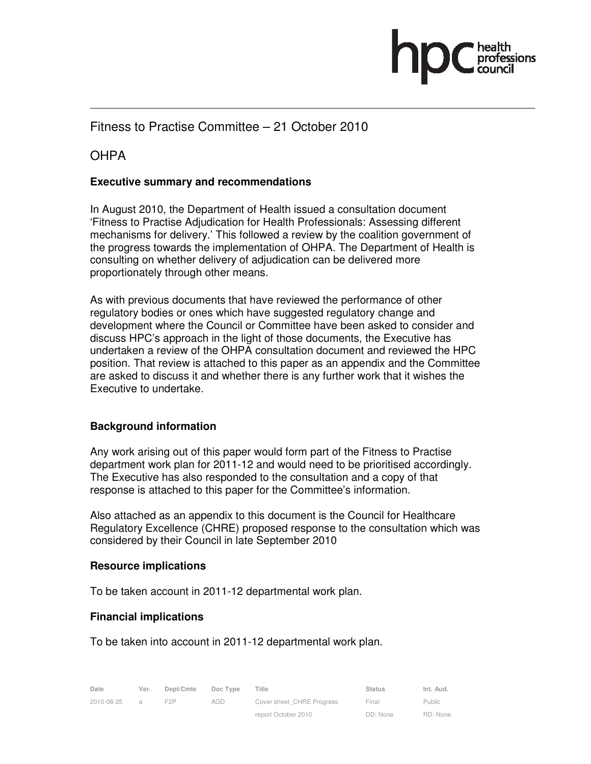Fitness to Practise Committee – 21 October 2010

OHPA

**Executive summary and recommendations**

In August 2010, the Department of Health issued a consultation document 'Fitness to Practise Adjudication for Health Professionals: Assessing different mechanisms for delivery.' This followed a review by the coalition government of the progress towards the implementation of OHPA. The Department of Health is consulting on whether delivery of adjudication can be delivered more proportionately through other means.

As with previous documents that have reviewed the performance of other regulatory bodies or ones which have suggested regulatory change and development where the Council or Committee have been asked to consider and discuss HPC's approach in the light of those documents, the Executive has undertaken a review of the OHPA consultation document and reviewed the HPC position. That review is attached to this paper as an appendix and the Committee are asked to discuss it and whether there is any further work that it wishes the Executive to undertake.

**Background information**

Any work arising out of this paper would form part of the Fitness to Practise department work plan for 2011-12 and would need to be prioritised accordingly. The Executive has also responded to the consultation and a copy of that response is attached to this paper for the Committee's information.

Also attached as an appendix to this document is the Council for Healthcare Regulatory Excellence (CHRE) proposed response to the consultation which was considered by their Council in late September 2010

**Resource implications**

To be taken account in 2011-12 departmental work plan.

**Financial implications**

To be taken into account in 2011-12 departmental work plan.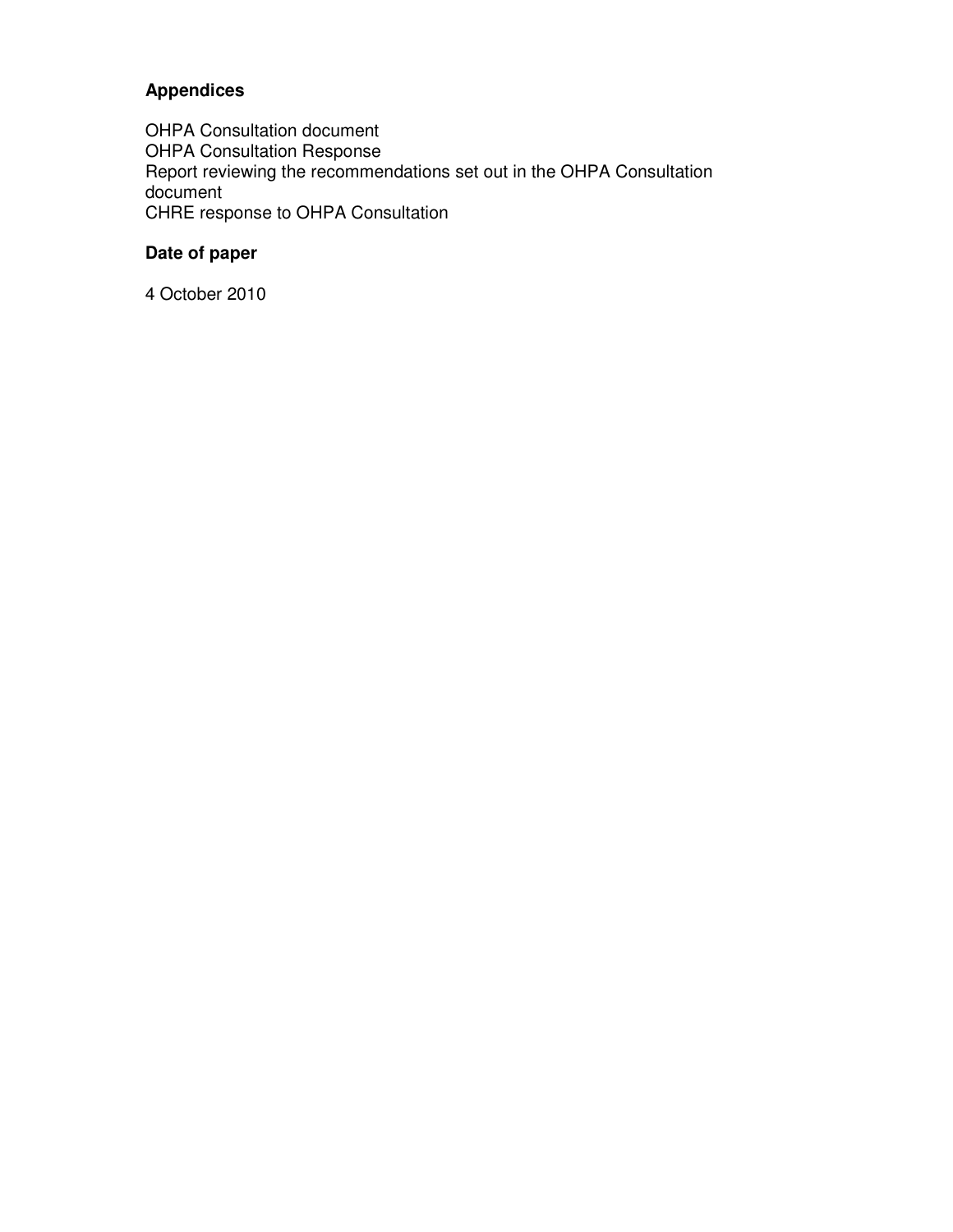**Appendices**

OHPA Consultation document
OHPA Consultation Response
Report reviewing the recommendations set out in the OHPA Consultation document
CHRE response to OHPA Consultation

**Date of paper**

4 October 2010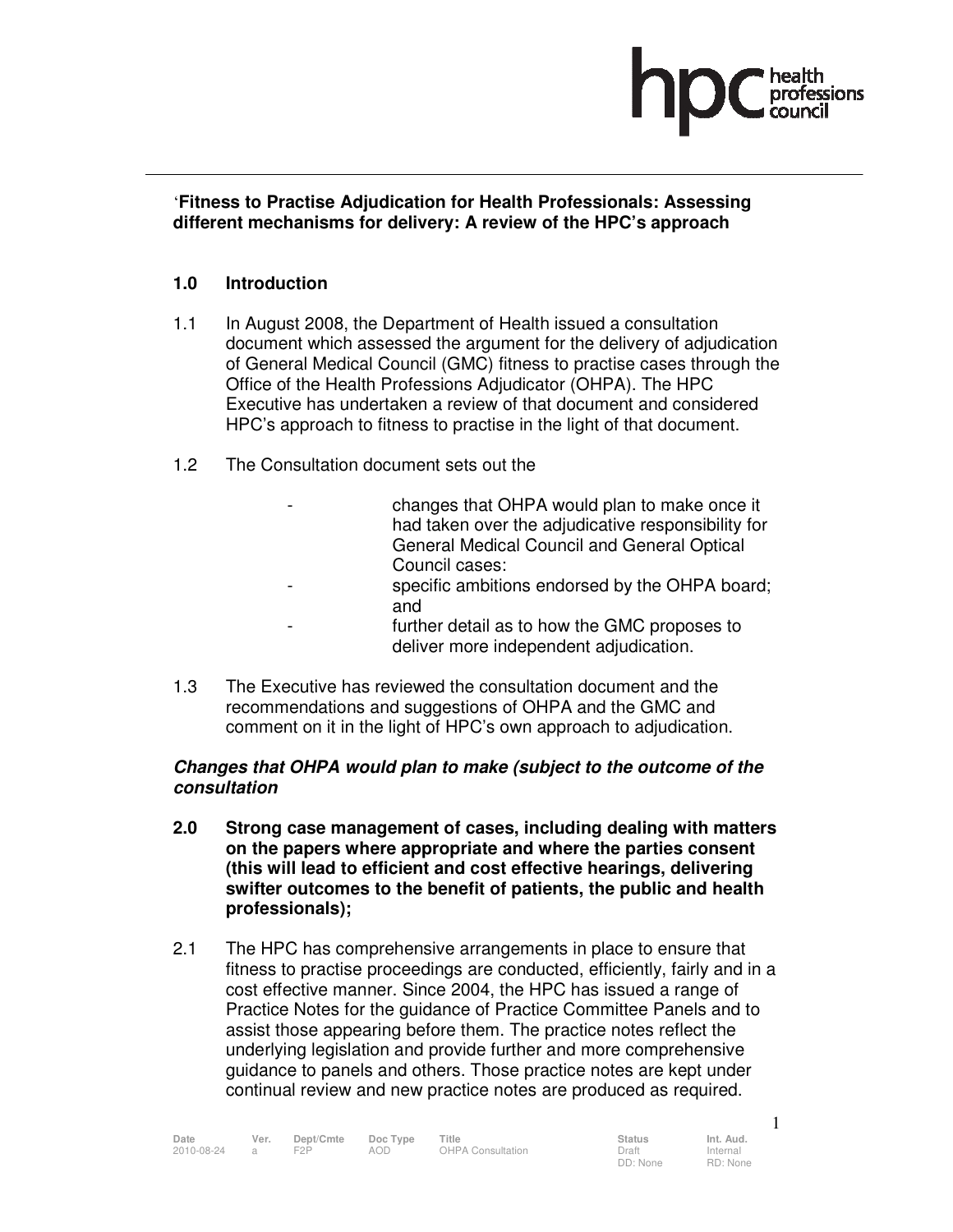**'Fitness to Practise Adjudication for Health Professionals: Assessing different mechanisms for delivery: A review of the HPC's approach**

## 1.0 Introduction

1.1 In August 2008, the Department of Health issued a consultation document which assessed the argument for the delivery of adjudication of General Medical Council (GMC) fitness to practise cases through the Office of the Health Professions Adjudicator (OHPA). The HPC Executive has undertaken a review of that document and considered HPC's approach to fitness to practise in the light of that document.

1.2 The Consultation document sets out the

- changes that OHPA would plan to make once it had taken over the adjudicative responsibility for General Medical Council and General Optical Council cases:
- specific ambitions endorsed by the OHPA board; and
- further detail as to how the GMC proposes to deliver more independent adjudication.

1.3 The Executive has reviewed the consultation document and the recommendations and suggestions of OHPA and the GMC and comment on it in the light of HPC's own approach to adjudication.

***Changes that OHPA would plan to make (subject to the outcome of the consultation***

**2.0 Strong case management of cases, including dealing with matters on the papers where appropriate and where the parties consent (this will lead to efficient and cost effective hearings, delivering swifter outcomes to the benefit of patients, the public and health professionals);**

2.1 The HPC has comprehensive arrangements in place to ensure that fitness to practise proceedings are conducted, efficiently, fairly and in a cost effective manner. Since 2004, the HPC has issued a range of Practice Notes for the guidance of Practice Committee Panels and to assist those appearing before them. The practice notes reflect the underlying legislation and provide further and more comprehensive guidance to panels and others. Those practice notes are kept under continual review and new practice notes are produced as required.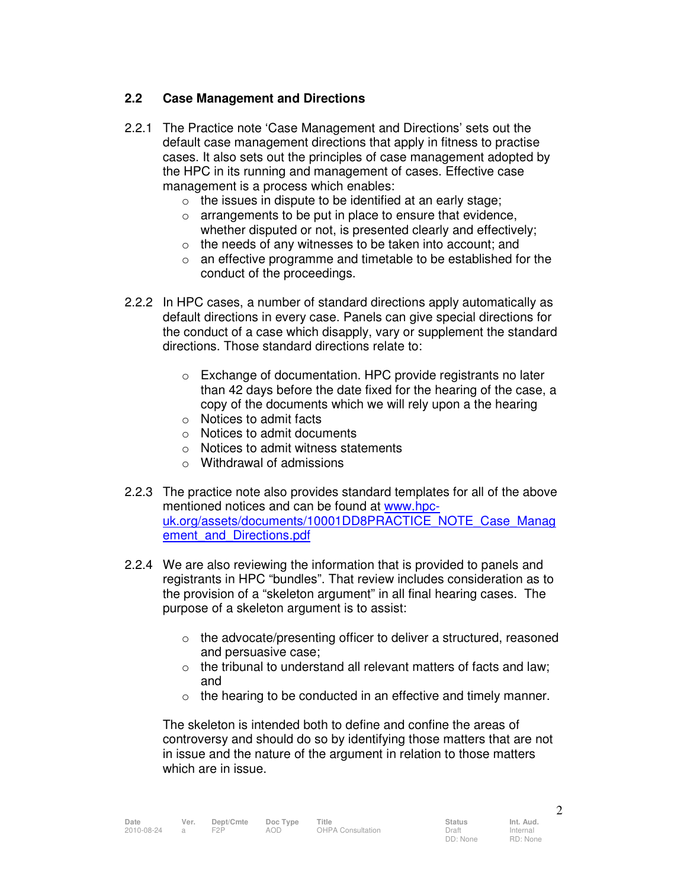## 2.2 Case Management and Directions

2.2.1 The Practice note 'Case Management and Directions' sets out the default case management directions that apply in fitness to practise cases. It also sets out the principles of case management adopted by the HPC in its running and management of cases. Effective case management is a process which enables:

- the issues in dispute to be identified at an early stage;
- arrangements to be put in place to ensure that evidence, whether disputed or not, is presented clearly and effectively;
- the needs of any witnesses to be taken into account; and
- an effective programme and timetable to be established for the conduct of the proceedings.

2.2.2 In HPC cases, a number of standard directions apply automatically as default directions in every case. Panels can give special directions for the conduct of a case which disapply, vary or supplement the standard directions. Those standard directions relate to:

- Exchange of documentation. HPC provide registrants no later than 42 days before the date fixed for the hearing of the case, a copy of the documents which we will rely upon a the hearing
- Notices to admit facts
- Notices to admit documents
- Notices to admit witness statements
- Withdrawal of admissions

2.2.3 The practice note also provides standard templates for all of the above mentioned notices and can be found at www.hpc-uk.org/assets/documents/10001DD8PRACTICE_NOTE_Case_Management_and_Directions.pdf

2.2.4 We are also reviewing the information that is provided to panels and registrants in HPC "bundles". That review includes consideration as to the provision of a "skeleton argument" in all final hearing cases. The purpose of a skeleton argument is to assist:

- the advocate/presenting officer to deliver a structured, reasoned and persuasive case;
- the tribunal to understand all relevant matters of facts and law; and
- the hearing to be conducted in an effective and timely manner.

The skeleton is intended both to define and confine the areas of controversy and should do so by identifying those matters that are not in issue and the nature of the argument in relation to those matters which are in issue.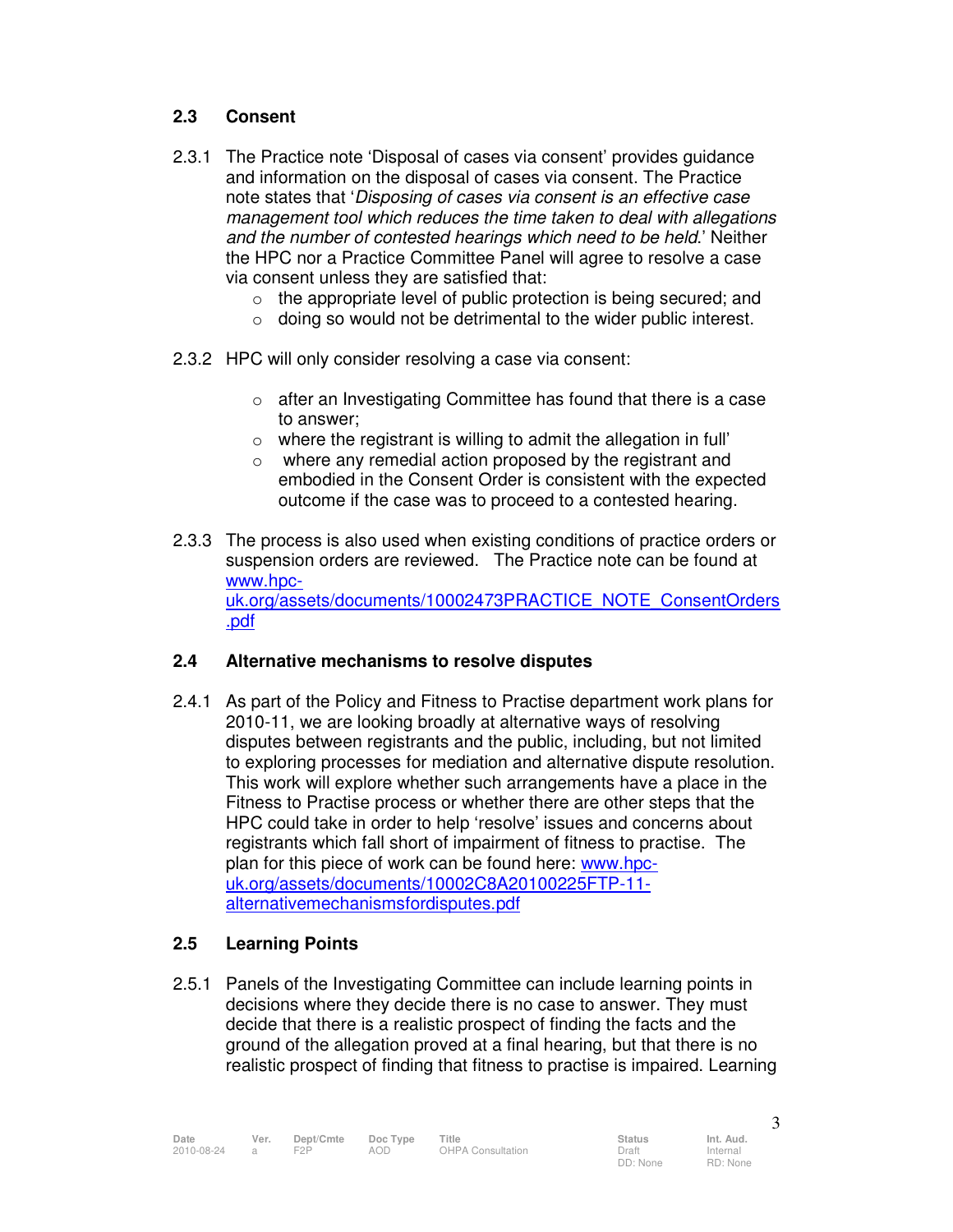## 2.3 Consent

2.3.1 The Practice note 'Disposal of cases via consent' provides guidance and information on the disposal of cases via consent. The Practice note states that '*Disposing of cases via consent is an effective case management tool which reduces the time taken to deal with allegations and the number of contested hearings which need to be held*.' Neither the HPC nor a Practice Committee Panel will agree to resolve a case via consent unless they are satisfied that:

- the appropriate level of public protection is being secured; and
- doing so would not be detrimental to the wider public interest.

2.3.2 HPC will only consider resolving a case via consent:

- after an Investigating Committee has found that there is a case to answer;
- where the registrant is willing to admit the allegation in full'
- where any remedial action proposed by the registrant and embodied in the Consent Order is consistent with the expected outcome if the case was to proceed to a contested hearing.

2.3.3 The process is also used when existing conditions of practice orders or suspension orders are reviewed. The Practice note can be found at www.hpc-uk.org/assets/documents/10002473PRACTICE_NOTE_ConsentOrders.pdf

## 2.4 Alternative mechanisms to resolve disputes

2.4.1 As part of the Policy and Fitness to Practise department work plans for 2010-11, we are looking broadly at alternative ways of resolving disputes between registrants and the public, including, but not limited to exploring processes for mediation and alternative dispute resolution. This work will explore whether such arrangements have a place in the Fitness to Practise process or whether there are other steps that the HPC could take in order to help 'resolve' issues and concerns about registrants which fall short of impairment of fitness to practise. The plan for this piece of work can be found here: www.hpc-uk.org/assets/documents/10002C8A20100225FTP-11-alternativemechanismsfordisputes.pdf

## 2.5 Learning Points

2.5.1 Panels of the Investigating Committee can include learning points in decisions where they decide there is no case to answer. They must decide that there is a realistic prospect of finding the facts and the ground of the allegation proved at a final hearing, but that there is no realistic prospect of finding that fitness to practise is impaired. Learning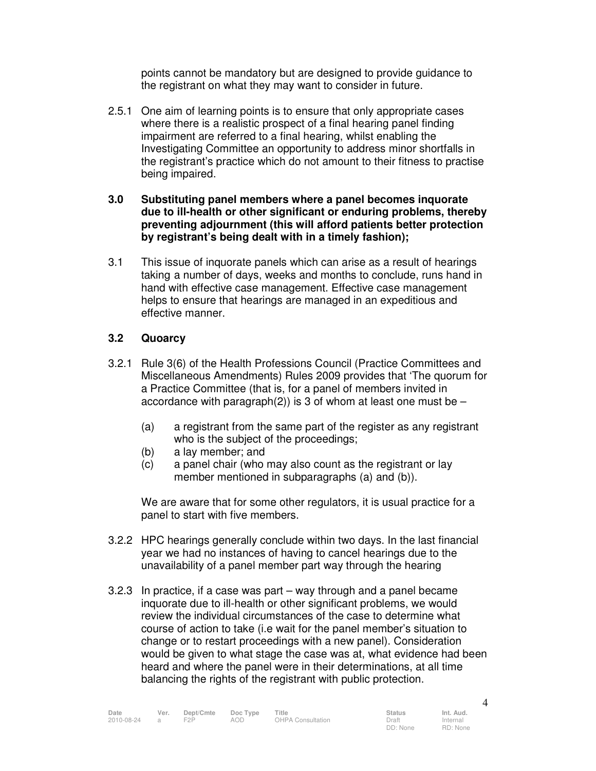points cannot be mandatory but are designed to provide guidance to the registrant on what they may want to consider in future.

2.5.1 One aim of learning points is to ensure that only appropriate cases where there is a realistic prospect of a final hearing panel finding impairment are referred to a final hearing, whilst enabling the Investigating Committee an opportunity to address minor shortfalls in the registrant's practice which do not amount to their fitness to practise being impaired.

**3.0 Substituting panel members where a panel becomes inquorate due to ill-health or other significant or enduring problems, thereby preventing adjournment (this will afford patients better protection by registrant's being dealt with in a timely fashion);**

3.1 This issue of inquorate panels which can arise as a result of hearings taking a number of days, weeks and months to conclude, runs hand in hand with effective case management. Effective case management helps to ensure that hearings are managed in an expeditious and effective manner.

### 3.2 Quoarcy

3.2.1 Rule 3(6) of the Health Professions Council (Practice Committees and Miscellaneous Amendments) Rules 2009 provides that 'The quorum for a Practice Committee (that is, for a panel of members invited in accordance with paragraph(2)) is 3 of whom at least one must be –

(a) a registrant from the same part of the register as any registrant who is the subject of the proceedings;
(b) a lay member; and
(c) a panel chair (who may also count as the registrant or lay member mentioned in subparagraphs (a) and (b)).

We are aware that for some other regulators, it is usual practice for a panel to start with five members.

3.2.2 HPC hearings generally conclude within two days. In the last financial year we had no instances of having to cancel hearings due to the unavailability of a panel member part way through the hearing

3.2.3 In practice, if a case was part – way through and a panel became inquorate due to ill-health or other significant problems, we would review the individual circumstances of the case to determine what course of action to take (i.e wait for the panel member's situation to change or to restart proceedings with a new panel). Consideration would be given to what stage the case was at, what evidence had been heard and where the panel were in their determinations, at all time balancing the rights of the registrant with public protection.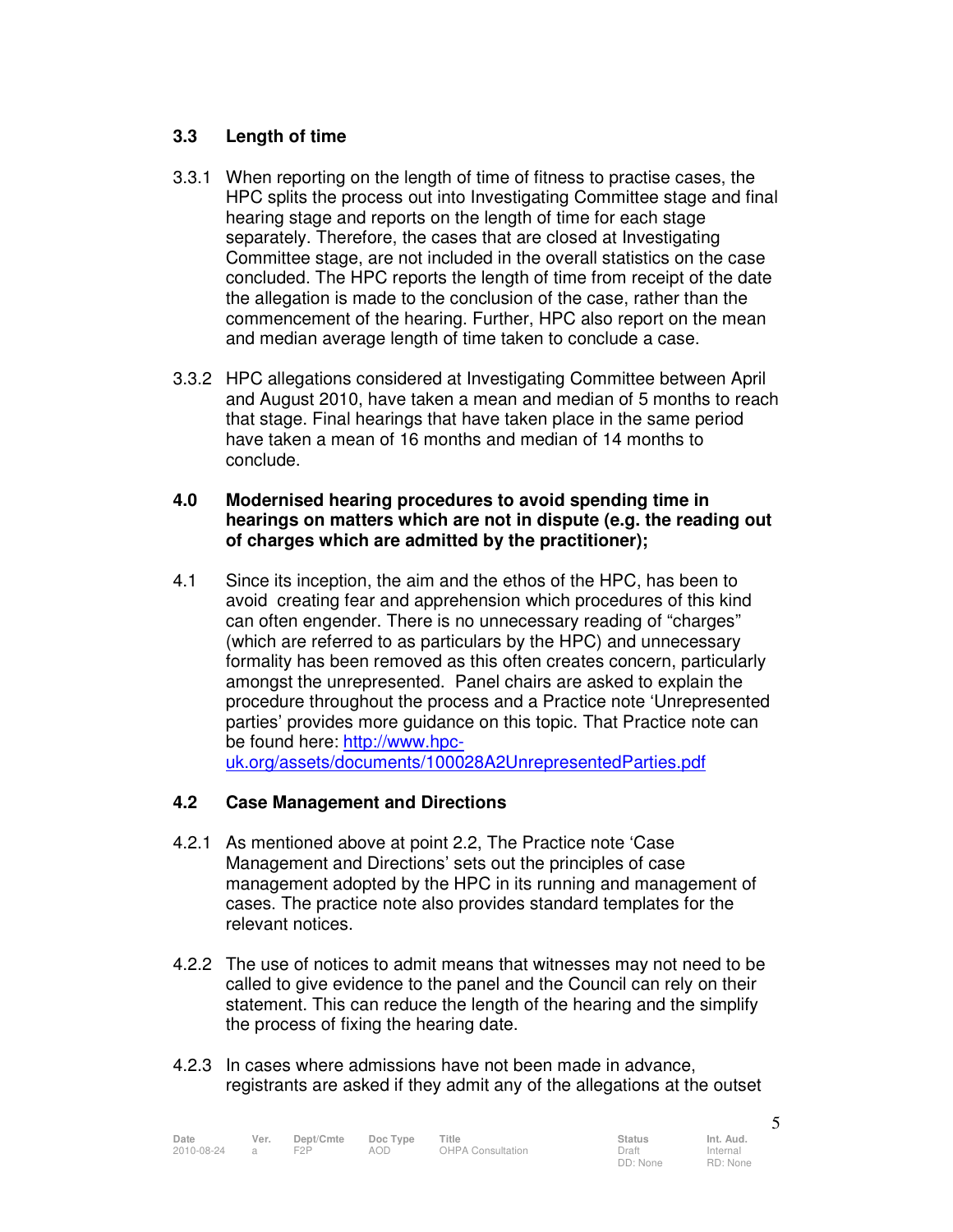### 3.3 Length of time

3.3.1 When reporting on the length of time of fitness to practise cases, the HPC splits the process out into Investigating Committee stage and final hearing stage and reports on the length of time for each stage separately. Therefore, the cases that are closed at Investigating Committee stage, are not included in the overall statistics on the case concluded. The HPC reports the length of time from receipt of the date the allegation is made to the conclusion of the case, rather than the commencement of the hearing. Further, HPC also report on the mean and median average length of time taken to conclude a case.

3.3.2 HPC allegations considered at Investigating Committee between April and August 2010, have taken a mean and median of 5 months to reach that stage. Final hearings that have taken place in the same period have taken a mean of 16 months and median of 14 months to conclude.

### 4.0 Modernised hearing procedures to avoid spending time in hearings on matters which are not in dispute (e.g. the reading out of charges which are admitted by the practitioner);

4.1 Since its inception, the aim and the ethos of the HPC, has been to avoid creating fear and apprehension which procedures of this kind can often engender. There is no unnecessary reading of "charges" (which are referred to as particulars by the HPC) and unnecessary formality has been removed as this often creates concern, particularly amongst the unrepresented. Panel chairs are asked to explain the procedure throughout the process and a Practice note 'Unrepresented parties' provides more guidance on this topic. That Practice note can be found here: http://www.hpc-uk.org/assets/documents/100028A2UnrepresentedParties.pdf

### 4.2 Case Management and Directions

4.2.1 As mentioned above at point 2.2, The Practice note 'Case Management and Directions' sets out the principles of case management adopted by the HPC in its running and management of cases. The practice note also provides standard templates for the relevant notices.

4.2.2 The use of notices to admit means that witnesses may not need to be called to give evidence to the panel and the Council can rely on their statement. This can reduce the length of the hearing and the simplify the process of fixing the hearing date.

4.2.3 In cases where admissions have not been made in advance, registrants are asked if they admit any of the allegations at the outset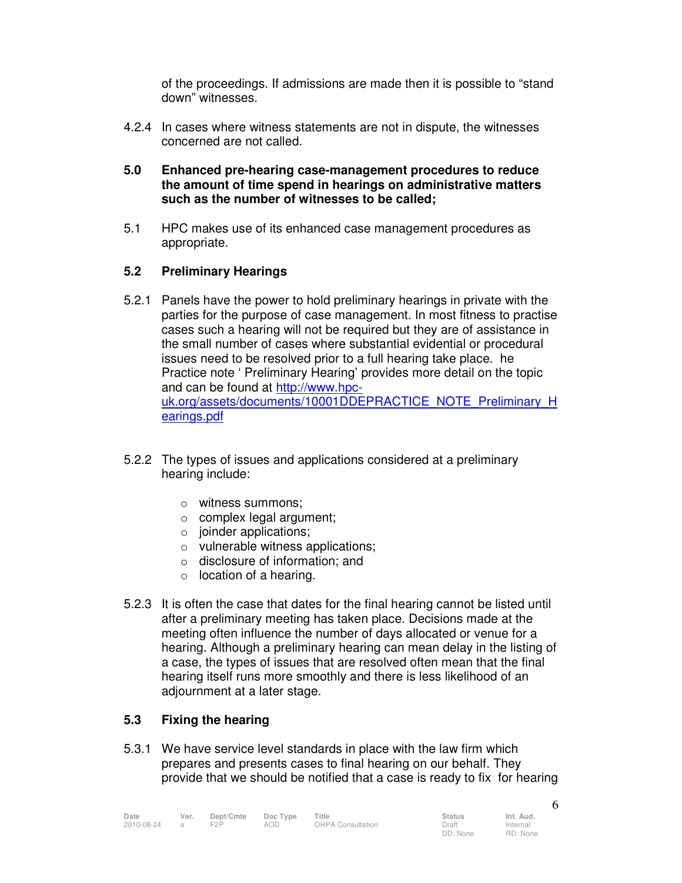of the proceedings. If admissions are made then it is possible to "stand down" witnesses.

4.2.4 In cases where witness statements are not in dispute, the witnesses concerned are not called.

## 5.0 Enhanced pre-hearing case-management procedures to reduce the amount of time spend in hearings on administrative matters such as the number of witnesses to be called;

5.1 HPC makes use of its enhanced case management procedures as appropriate.

### 5.2 Preliminary Hearings

5.2.1 Panels have the power to hold preliminary hearings in private with the parties for the purpose of case management. In most fitness to practise cases such a hearing will not be required but they are of assistance in the small number of cases where substantial evidential or procedural issues need to be resolved prior to a full hearing take place. he Practice note ' Preliminary Hearing' provides more detail on the topic and can be found at [http://www.hpc-uk.org/assets/documents/10001DDEPRACTICE_NOTE_Preliminary_Hearings.pdf](http://www.hpc-uk.org/assets/documents/10001DDEPRACTICE_NOTE_Preliminary_Hearings.pdf)

5.2.2 The types of issues and applications considered at a preliminary hearing include:

- witness summons;
- complex legal argument;
- joinder applications;
- vulnerable witness applications;
- disclosure of information; and
- location of a hearing.

5.2.3 It is often the case that dates for the final hearing cannot be listed until after a preliminary meeting has taken place. Decisions made at the meeting often influence the number of days allocated or venue for a hearing. Although a preliminary hearing can mean delay in the listing of a case, the types of issues that are resolved often mean that the final hearing itself runs more smoothly and there is less likelihood of an adjournment at a later stage.

### 5.3 Fixing the hearing

5.3.1 We have service level standards in place with the law firm which prepares and presents cases to final hearing on our behalf. They provide that we should be notified that a case is ready to fix for hearing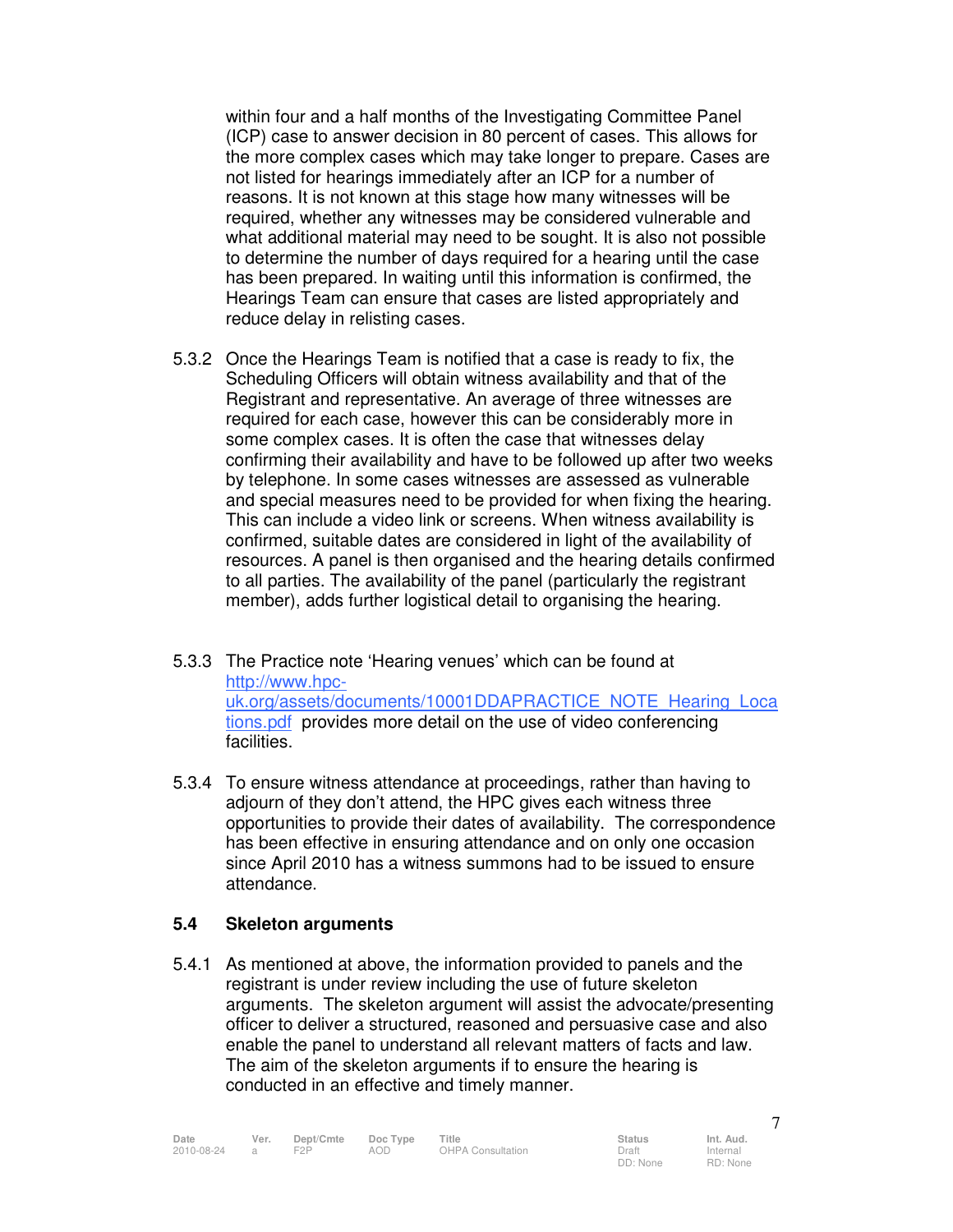within four and a half months of the Investigating Committee Panel (ICP) case to answer decision in 80 percent of cases. This allows for the more complex cases which may take longer to prepare. Cases are not listed for hearings immediately after an ICP for a number of reasons. It is not known at this stage how many witnesses will be required, whether any witnesses may be considered vulnerable and what additional material may need to be sought. It is also not possible to determine the number of days required for a hearing until the case has been prepared. In waiting until this information is confirmed, the Hearings Team can ensure that cases are listed appropriately and reduce delay in relisting cases.

5.3.2 Once the Hearings Team is notified that a case is ready to fix, the Scheduling Officers will obtain witness availability and that of the Registrant and representative. An average of three witnesses are required for each case, however this can be considerably more in some complex cases. It is often the case that witnesses delay confirming their availability and have to be followed up after two weeks by telephone. In some cases witnesses are assessed as vulnerable and special measures need to be provided for when fixing the hearing. This can include a video link or screens. When witness availability is confirmed, suitable dates are considered in light of the availability of resources. A panel is then organised and the hearing details confirmed to all parties. The availability of the panel (particularly the registrant member), adds further logistical detail to organising the hearing.

5.3.3 The Practice note 'Hearing venues' which can be found at http://www.hpc-uk.org/assets/documents/10001DDAPRACTICE_NOTE_Hearing_Locations.pdf provides more detail on the use of video conferencing facilities.

5.3.4 To ensure witness attendance at proceedings, rather than having to adjourn of they don't attend, the HPC gives each witness three opportunities to provide their dates of availability. The correspondence has been effective in ensuring attendance and on only one occasion since April 2010 has a witness summons had to be issued to ensure attendance.

### 5.4 Skeleton arguments

5.4.1 As mentioned at above, the information provided to panels and the registrant is under review including the use of future skeleton arguments. The skeleton argument will assist the advocate/presenting officer to deliver a structured, reasoned and persuasive case and also enable the panel to understand all relevant matters of facts and law. The aim of the skeleton arguments if to ensure the hearing is conducted in an effective and timely manner.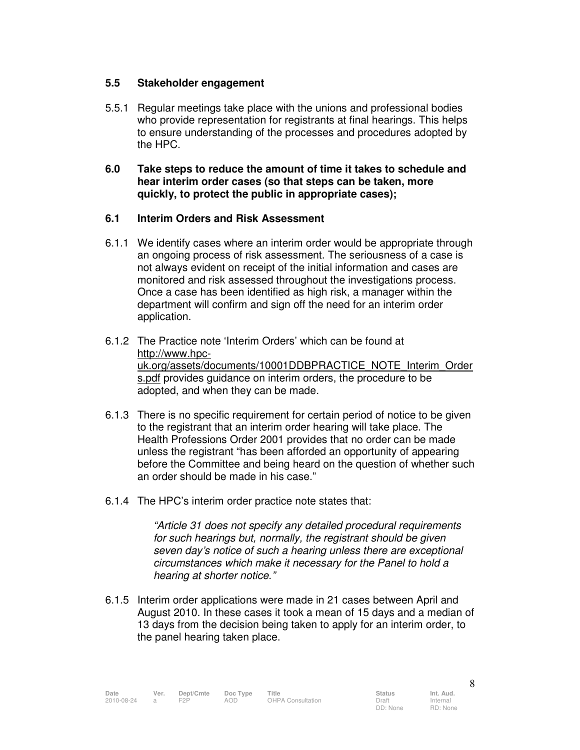### 5.5 Stakeholder engagement

5.5.1 Regular meetings take place with the unions and professional bodies who provide representation for registrants at final hearings. This helps to ensure understanding of the processes and procedures adopted by the HPC.

## 6.0 Take steps to reduce the amount of time it takes to schedule and hear interim order cases (so that steps can be taken, more quickly, to protect the public in appropriate cases);

### 6.1 Interim Orders and Risk Assessment

6.1.1 We identify cases where an interim order would be appropriate through an ongoing process of risk assessment. The seriousness of a case is not always evident on receipt of the initial information and cases are monitored and risk assessed throughout the investigations process. Once a case has been identified as high risk, a manager within the department will confirm and sign off the need for an interim order application.

6.1.2 The Practice note 'Interim Orders' which can be found at http://www.hpc-uk.org/assets/documents/10001DDBPRACTICE_NOTE_Interim_Orders.pdf provides guidance on interim orders, the procedure to be adopted, and when they can be made.

6.1.3 There is no specific requirement for certain period of notice to be given to the registrant that an interim order hearing will take place. The Health Professions Order 2001 provides that no order can be made unless the registrant "has been afforded an opportunity of appearing before the Committee and being heard on the question of whether such an order should be made in his case."

6.1.4 The HPC's interim order practice note states that:

> *"Article 31 does not specify any detailed procedural requirements for such hearings but, normally, the registrant should be given seven day's notice of such a hearing unless there are exceptional circumstances which make it necessary for the Panel to hold a hearing at shorter notice."*

6.1.5 Interim order applications were made in 21 cases between April and August 2010. In these cases it took a mean of 15 days and a median of 13 days from the decision being taken to apply for an interim order, to the panel hearing taken place.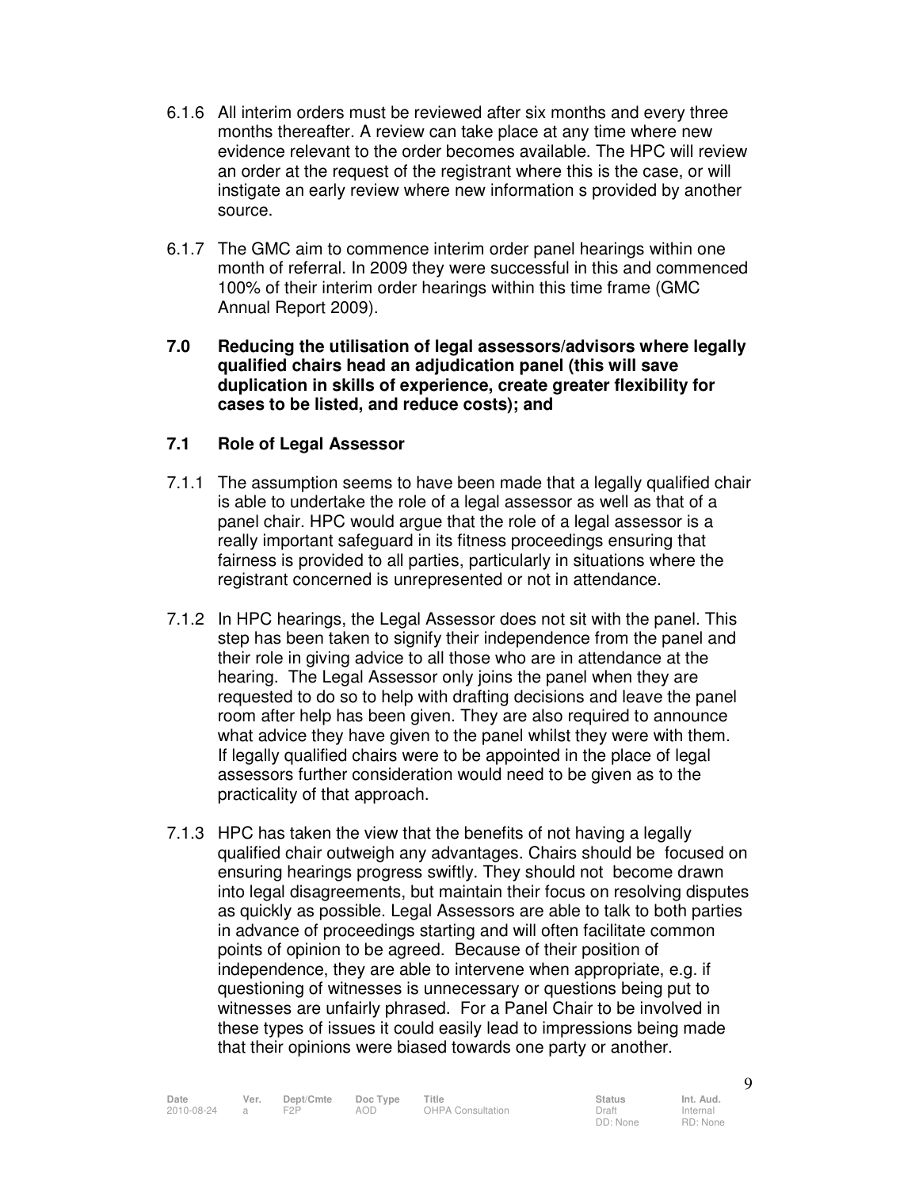6.1.6 All interim orders must be reviewed after six months and every three months thereafter. A review can take place at any time where new evidence relevant to the order becomes available. The HPC will review an order at the request of the registrant where this is the case, or will instigate an early review where new information s provided by another source.

6.1.7 The GMC aim to commence interim order panel hearings within one month of referral. In 2009 they were successful in this and commenced 100% of their interim order hearings within this time frame (GMC Annual Report 2009).

## 7.0 Reducing the utilisation of legal assessors/advisors where legally qualified chairs head an adjudication panel (this will save duplication in skills of experience, create greater flexibility for cases to be listed, and reduce costs); and

### 7.1 Role of Legal Assessor

7.1.1 The assumption seems to have been made that a legally qualified chair is able to undertake the role of a legal assessor as well as that of a panel chair. HPC would argue that the role of a legal assessor is a really important safeguard in its fitness proceedings ensuring that fairness is provided to all parties, particularly in situations where the registrant concerned is unrepresented or not in attendance.

7.1.2 In HPC hearings, the Legal Assessor does not sit with the panel. This step has been taken to signify their independence from the panel and their role in giving advice to all those who are in attendance at the hearing. The Legal Assessor only joins the panel when they are requested to do so to help with drafting decisions and leave the panel room after help has been given. They are also required to announce what advice they have given to the panel whilst they were with them. If legally qualified chairs were to be appointed in the place of legal assessors further consideration would need to be given as to the practicality of that approach.

7.1.3 HPC has taken the view that the benefits of not having a legally qualified chair outweigh any advantages. Chairs should be focused on ensuring hearings progress swiftly. They should not become drawn into legal disagreements, but maintain their focus on resolving disputes as quickly as possible. Legal Assessors are able to talk to both parties in advance of proceedings starting and will often facilitate common points of opinion to be agreed. Because of their position of independence, they are able to intervene when appropriate, e.g. if questioning of witnesses is unnecessary or questions being put to witnesses are unfairly phrased. For a Panel Chair to be involved in these types of issues it could easily lead to impressions being made that their opinions were biased towards one party or another.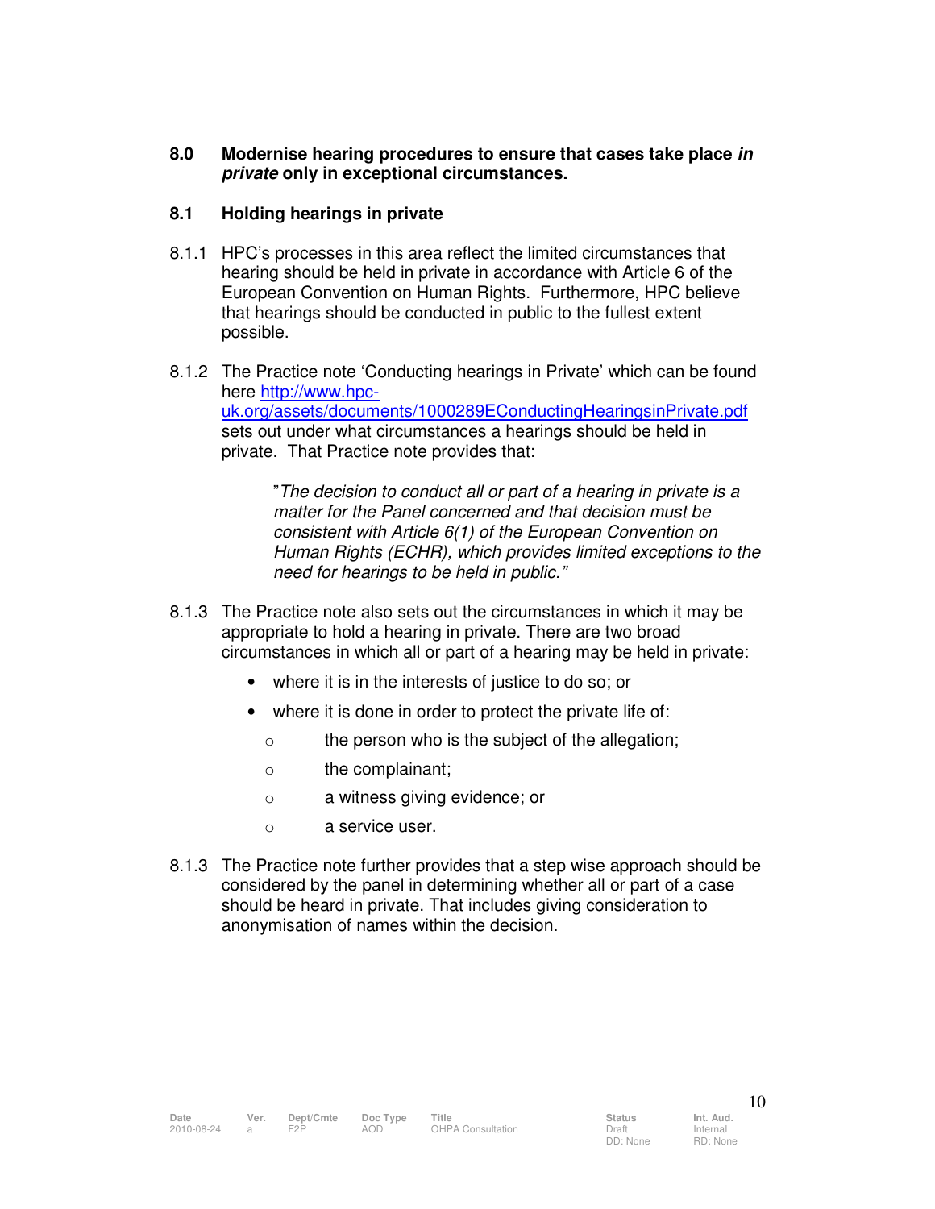**8.0 Modernise hearing procedures to ensure that cases take place *in private* only in exceptional circumstances.**

**8.1 Holding hearings in private**

8.1.1 HPC's processes in this area reflect the limited circumstances that hearing should be held in private in accordance with Article 6 of the European Convention on Human Rights. Furthermore, HPC believe that hearings should be conducted in public to the fullest extent possible.

8.1.2 The Practice note 'Conducting hearings in Private' which can be found here [http://www.hpc-uk.org/assets/documents/1000289EConductingHearingsinPrivate.pdf](http://www.hpc-uk.org/assets/documents/1000289EConductingHearingsinPrivate.pdf) sets out under what circumstances a hearings should be held in private. That Practice note provides that:

> "*The decision to conduct all or part of a hearing in private is a matter for the Panel concerned and that decision must be consistent with Article 6(1) of the European Convention on Human Rights (ECHR), which provides limited exceptions to the need for hearings to be held in public.*"

8.1.3 The Practice note also sets out the circumstances in which it may be appropriate to hold a hearing in private. There are two broad circumstances in which all or part of a hearing may be held in private:

- where it is in the interests of justice to do so; or
- where it is done in order to protect the private life of:
  - the person who is the subject of the allegation;
  - the complainant;
  - a witness giving evidence; or
  - a service user.

8.1.3 The Practice note further provides that a step wise approach should be considered by the panel in determining whether all or part of a case should be heard in private. That includes giving consideration to anonymisation of names within the decision.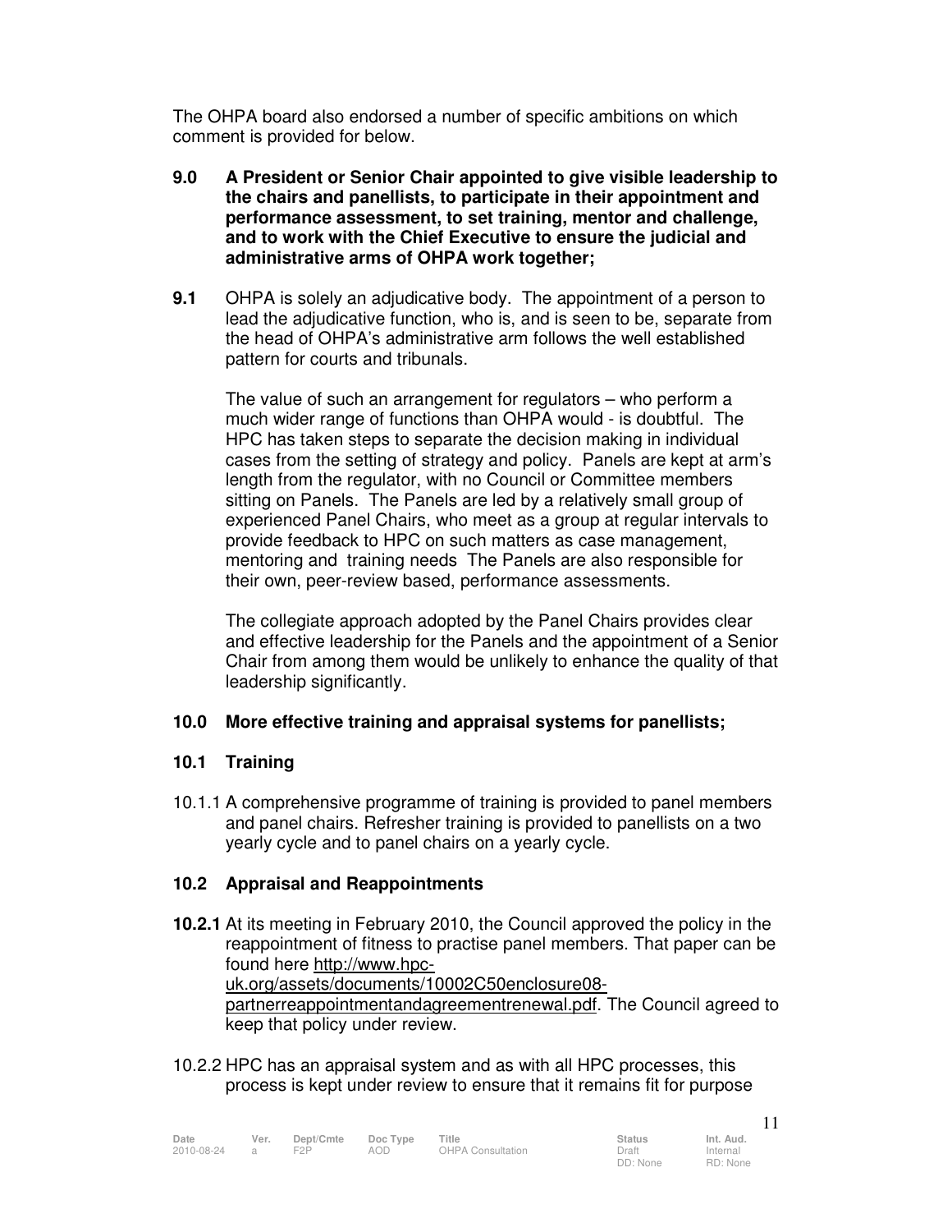The OHPA board also endorsed a number of specific ambitions on which comment is provided for below.

**9.0 A President or Senior Chair appointed to give visible leadership to the chairs and panellists, to participate in their appointment and performance assessment, to set training, mentor and challenge, and to work with the Chief Executive to ensure the judicial and administrative arms of OHPA work together;**

**9.1** OHPA is solely an adjudicative body. The appointment of a person to lead the adjudicative function, who is, and is seen to be, separate from the head of OHPA's administrative arm follows the well established pattern for courts and tribunals.

The value of such an arrangement for regulators – who perform a much wider range of functions than OHPA would - is doubtful. The HPC has taken steps to separate the decision making in individual cases from the setting of strategy and policy. Panels are kept at arm's length from the regulator, with no Council or Committee members sitting on Panels. The Panels are led by a relatively small group of experienced Panel Chairs, who meet as a group at regular intervals to provide feedback to HPC on such matters as case management, mentoring and training needs The Panels are also responsible for their own, peer-review based, performance assessments.

The collegiate approach adopted by the Panel Chairs provides clear and effective leadership for the Panels and the appointment of a Senior Chair from among them would be unlikely to enhance the quality of that leadership significantly.

## 10.0 More effective training and appraisal systems for panellists;

### 10.1 Training

10.1.1 A comprehensive programme of training is provided to panel members and panel chairs. Refresher training is provided to panellists on a two yearly cycle and to panel chairs on a yearly cycle.

### 10.2 Appraisal and Reappointments

**10.2.1** At its meeting in February 2010, the Council approved the policy in the reappointment of fitness to practise panel members. That paper can be found here http://www.hpc-uk.org/assets/documents/10002C50enclosure08-partnerreappointmentandagreementrenewal.pdf. The Council agreed to keep that policy under review.

10.2.2 HPC has an appraisal system and as with all HPC processes, this process is kept under review to ensure that it remains fit for purpose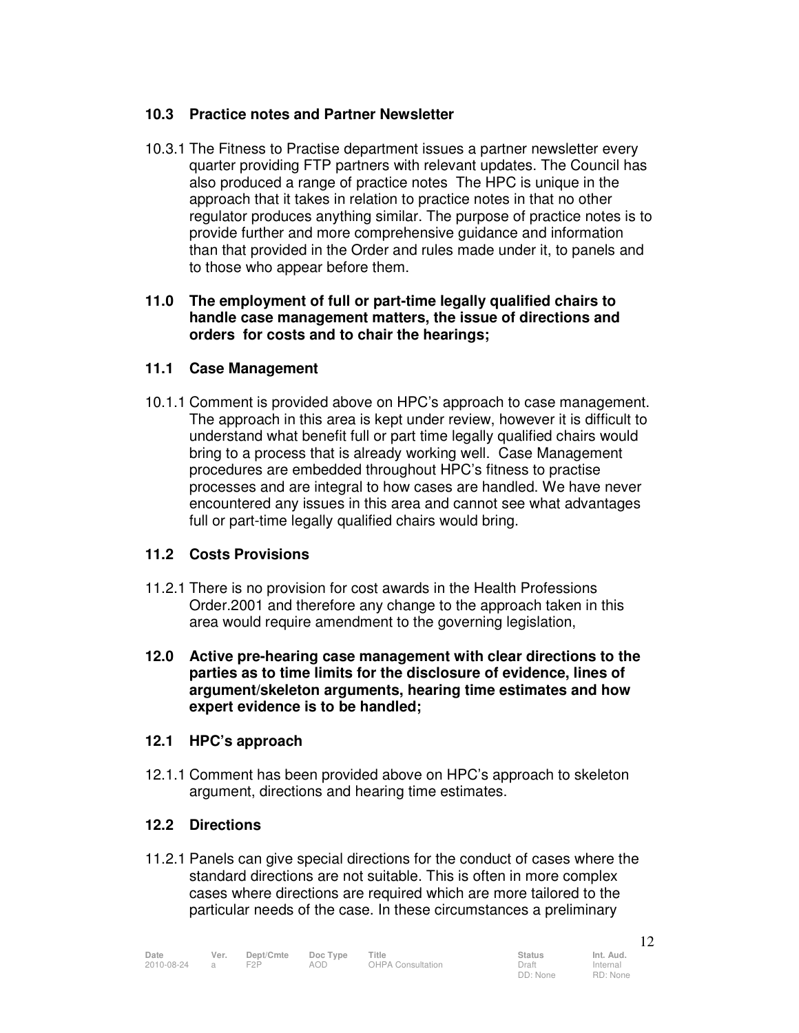### 10.3 Practice notes and Partner Newsletter

10.3.1 The Fitness to Practise department issues a partner newsletter every quarter providing FTP partners with relevant updates. The Council has also produced a range of practice notes The HPC is unique in the approach that it takes in relation to practice notes in that no other regulator produces anything similar. The purpose of practice notes is to provide further and more comprehensive guidance and information than that provided in the Order and rules made under it, to panels and to those who appear before them.

## 11.0 The employment of full or part-time legally qualified chairs to handle case management matters, the issue of directions and orders for costs and to chair the hearings;

### 11.1 Case Management

10.1.1 Comment is provided above on HPC's approach to case management. The approach in this area is kept under review, however it is difficult to understand what benefit full or part time legally qualified chairs would bring to a process that is already working well. Case Management procedures are embedded throughout HPC's fitness to practise processes and are integral to how cases are handled. We have never encountered any issues in this area and cannot see what advantages full or part-time legally qualified chairs would bring.

### 11.2 Costs Provisions

11.2.1 There is no provision for cost awards in the Health Professions Order.2001 and therefore any change to the approach taken in this area would require amendment to the governing legislation,

## 12.0 Active pre-hearing case management with clear directions to the parties as to time limits for the disclosure of evidence, lines of argument/skeleton arguments, hearing time estimates and how expert evidence is to be handled;

### 12.1 HPC's approach

12.1.1 Comment has been provided above on HPC's approach to skeleton argument, directions and hearing time estimates.

### 12.2 Directions

11.2.1 Panels can give special directions for the conduct of cases where the standard directions are not suitable. This is often in more complex cases where directions are required which are more tailored to the particular needs of the case. In these circumstances a preliminary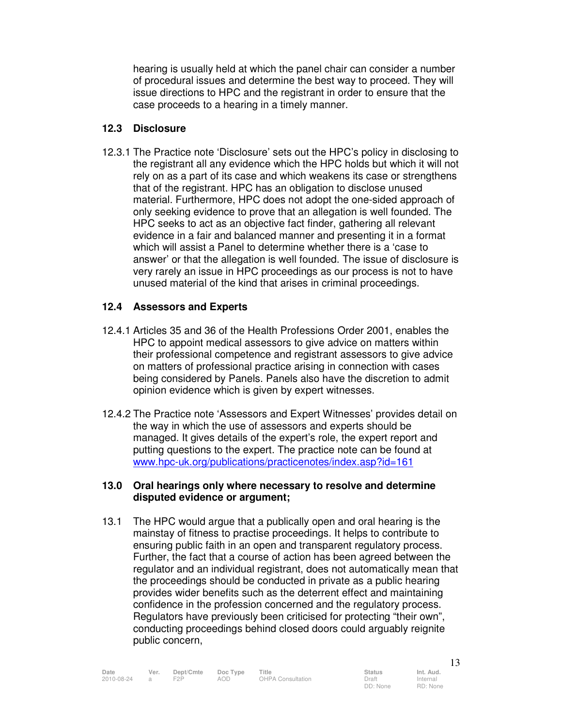hearing is usually held at which the panel chair can consider a number of procedural issues and determine the best way to proceed. They will issue directions to HPC and the registrant in order to ensure that the case proceeds to a hearing in a timely manner.

### 12.3 Disclosure

12.3.1 The Practice note 'Disclosure' sets out the HPC's policy in disclosing to the registrant all any evidence which the HPC holds but which it will not rely on as a part of its case and which weakens its case or strengthens that of the registrant. HPC has an obligation to disclose unused material. Furthermore, HPC does not adopt the one-sided approach of only seeking evidence to prove that an allegation is well founded. The HPC seeks to act as an objective fact finder, gathering all relevant evidence in a fair and balanced manner and presenting it in a format which will assist a Panel to determine whether there is a 'case to answer' or that the allegation is well founded. The issue of disclosure is very rarely an issue in HPC proceedings as our process is not to have unused material of the kind that arises in criminal proceedings.

### 12.4 Assessors and Experts

12.4.1 Articles 35 and 36 of the Health Professions Order 2001, enables the HPC to appoint medical assessors to give advice on matters within their professional competence and registrant assessors to give advice on matters of professional practice arising in connection with cases being considered by Panels. Panels also have the discretion to admit opinion evidence which is given by expert witnesses.

12.4.2 The Practice note 'Assessors and Expert Witnesses' provides detail on the way in which the use of assessors and experts should be managed. It gives details of the expert's role, the expert report and putting questions to the expert. The practice note can be found at www.hpc-uk.org/publications/practicenotes/index.asp?id=161

## 13.0 Oral hearings only where necessary to resolve and determine disputed evidence or argument;

13.1 The HPC would argue that a publically open and oral hearing is the mainstay of fitness to practise proceedings. It helps to contribute to ensuring public faith in an open and transparent regulatory process. Further, the fact that a course of action has been agreed between the regulator and an individual registrant, does not automatically mean that the proceedings should be conducted in private as a public hearing provides wider benefits such as the deterrent effect and maintaining confidence in the profession concerned and the regulatory process. Regulators have previously been criticised for protecting "their own", conducting proceedings behind closed doors could arguably reignite public concern,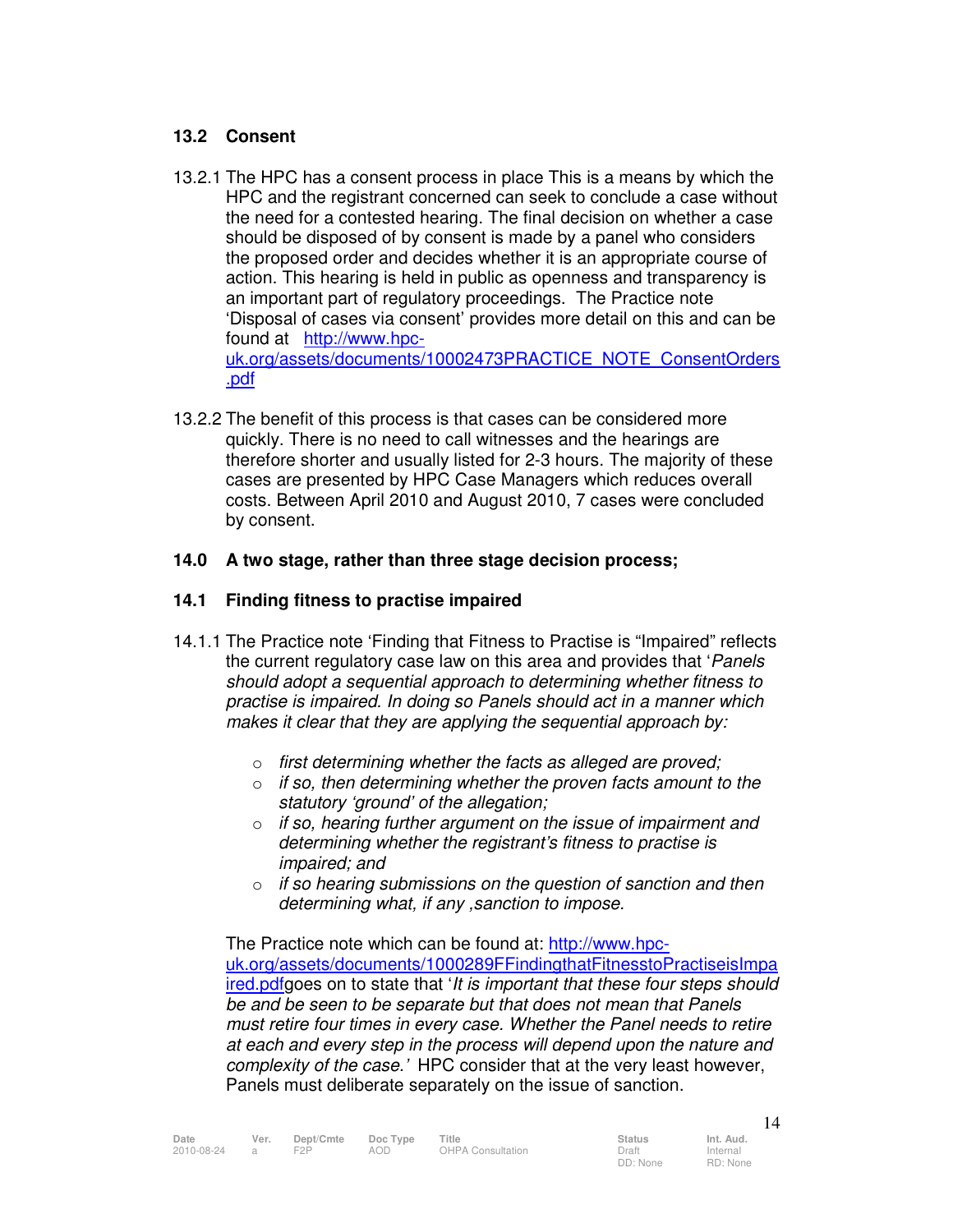### 13.2 Consent

13.2.1 The HPC has a consent process in place This is a means by which the HPC and the registrant concerned can seek to conclude a case without the need for a contested hearing. The final decision on whether a case should be disposed of by consent is made by a panel who considers the proposed order and decides whether it is an appropriate course of action. This hearing is held in public as openness and transparency is an important part of regulatory proceedings. The Practice note 'Disposal of cases via consent' provides more detail on this and can be found at http://www.hpc-uk.org/assets/documents/10002473PRACTICE_NOTE_ConsentOrders.pdf

13.2.2 The benefit of this process is that cases can be considered more quickly. There is no need to call witnesses and the hearings are therefore shorter and usually listed for 2-3 hours. The majority of these cases are presented by HPC Case Managers which reduces overall costs. Between April 2010 and August 2010, 7 cases were concluded by consent.

### 14.0 A two stage, rather than three stage decision process;

### 14.1 Finding fitness to practise impaired

14.1.1 The Practice note 'Finding that Fitness to Practise is "Impaired" reflects the current regulatory case law on this area and provides that '*Panels should adopt a sequential approach to determining whether fitness to practise is impaired. In doing so Panels should act in a manner which makes it clear that they are applying the sequential approach by:*

- *first determining whether the facts as alleged are proved;*
- *if so, then determining whether the proven facts amount to the statutory 'ground' of the allegation;*
- *if so, hearing further argument on the issue of impairment and determining whether the registrant's fitness to practise is impaired; and*
- *if so hearing submissions on the question of sanction and then determining what, if any ,sanction to impose.*

The Practice note which can be found at: http://www.hpc-uk.org/assets/documents/1000289FFindingthatFitnesstoPractiseisImpaired.pdfgoes on to state that '*It is important that these four steps should be and be seen to be separate but that does not mean that Panels must retire four times in every case. Whether the Panel needs to retire at each and every step in the process will depend upon the nature and complexity of the case.*' HPC consider that at the very least however, Panels must deliberate separately on the issue of sanction.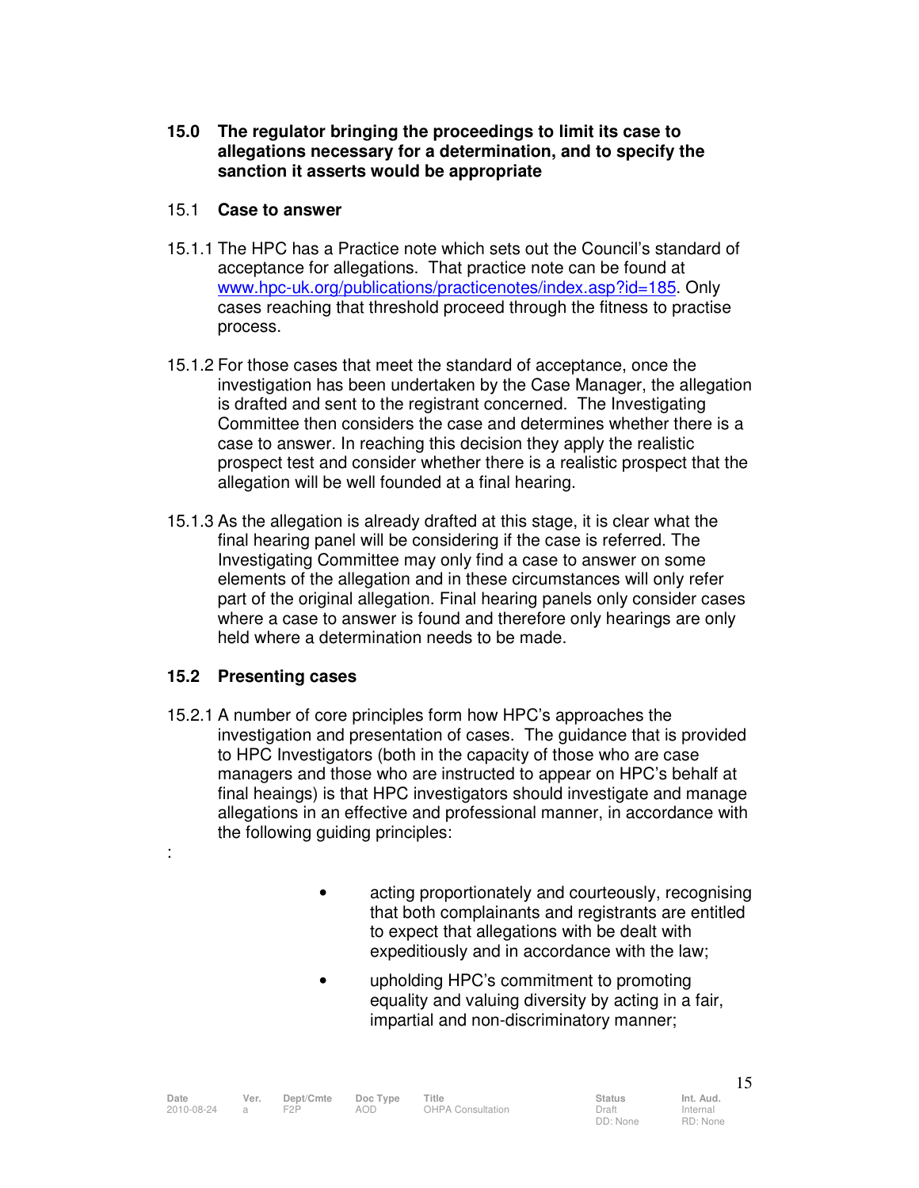## 15.0 The regulator bringing the proceedings to limit its case to allegations necessary for a determination, and to specify the sanction it asserts would be appropriate

### 15.1 Case to answer

15.1.1 The HPC has a Practice note which sets out the Council's standard of acceptance for allegations. That practice note can be found at [www.hpc-uk.org/publications/practicenotes/index.asp?id=185](www.hpc-uk.org/publications/practicenotes/index.asp?id=185). Only cases reaching that threshold proceed through the fitness to practise process.

15.1.2 For those cases that meet the standard of acceptance, once the investigation has been undertaken by the Case Manager, the allegation is drafted and sent to the registrant concerned. The Investigating Committee then considers the case and determines whether there is a case to answer. In reaching this decision they apply the realistic prospect test and consider whether there is a realistic prospect that the allegation will be well founded at a final hearing.

15.1.3 As the allegation is already drafted at this stage, it is clear what the final hearing panel will be considering if the case is referred. The Investigating Committee may only find a case to answer on some elements of the allegation and in these circumstances will only refer part of the original allegation. Final hearing panels only consider cases where a case to answer is found and therefore only hearings are only held where a determination needs to be made.

### 15.2 Presenting cases

15.2.1 A number of core principles form how HPC's approaches the investigation and presentation of cases. The guidance that is provided to HPC Investigators (both in the capacity of those who are case managers and those who are instructed to appear on HPC's behalf at final heaings) is that HPC investigators should investigate and manage allegations in an effective and professional manner, in accordance with the following guiding principles:

:

- acting proportionately and courteously, recognising that both complainants and registrants are entitled to expect that allegations with be dealt with expeditiously and in accordance with the law;
- upholding HPC's commitment to promoting equality and valuing diversity by acting in a fair, impartial and non-discriminatory manner;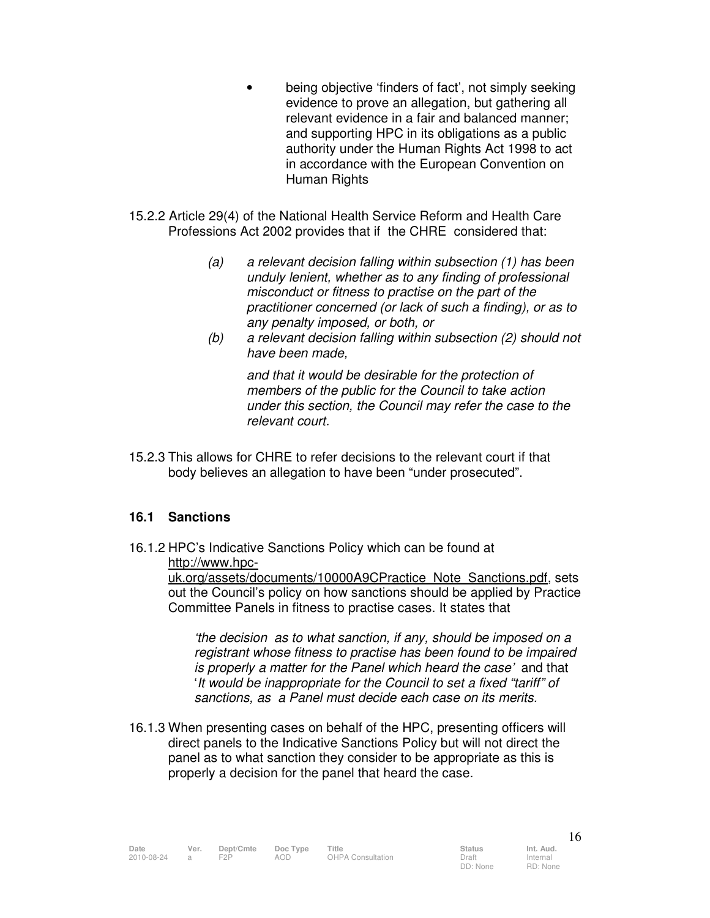- being objective 'finders of fact', not simply seeking evidence to prove an allegation, but gathering all relevant evidence in a fair and balanced manner; and supporting HPC in its obligations as a public authority under the Human Rights Act 1998 to act in accordance with the European Convention on Human Rights

15.2.2 Article 29(4) of the National Health Service Reform and Health Care Professions Act 2002 provides that if the CHRE considered that:

> *(a) a relevant decision falling within subsection (1) has been unduly lenient, whether as to any finding of professional misconduct or fitness to practise on the part of the practitioner concerned (or lack of such a finding), or as to any penalty imposed, or both, or*
>
> *(b) a relevant decision falling within subsection (2) should not have been made,*
>
> *and that it would be desirable for the protection of members of the public for the Council to take action under this section, the Council may refer the case to the relevant court.*

15.2.3 This allows for CHRE to refer decisions to the relevant court if that body believes an allegation to have been "under prosecuted".

### 16.1 Sanctions

16.1.2 HPC's Indicative Sanctions Policy which can be found at http://www.hpc-uk.org/assets/documents/10000A9CPractice_Note_Sanctions.pdf, sets out the Council's policy on how sanctions should be applied by Practice Committee Panels in fitness to practise cases. It states that

> *'the decision as to what sanction, if any, should be imposed on a registrant whose fitness to practise has been found to be impaired is properly a matter for the Panel which heard the case'* and that '*It would be inappropriate for the Council to set a fixed "tariff" of sanctions, as a Panel must decide each case on its merits.*

16.1.3 When presenting cases on behalf of the HPC, presenting officers will direct panels to the Indicative Sanctions Policy but will not direct the panel as to what sanction they consider to be appropriate as this is properly a decision for the panel that heard the case.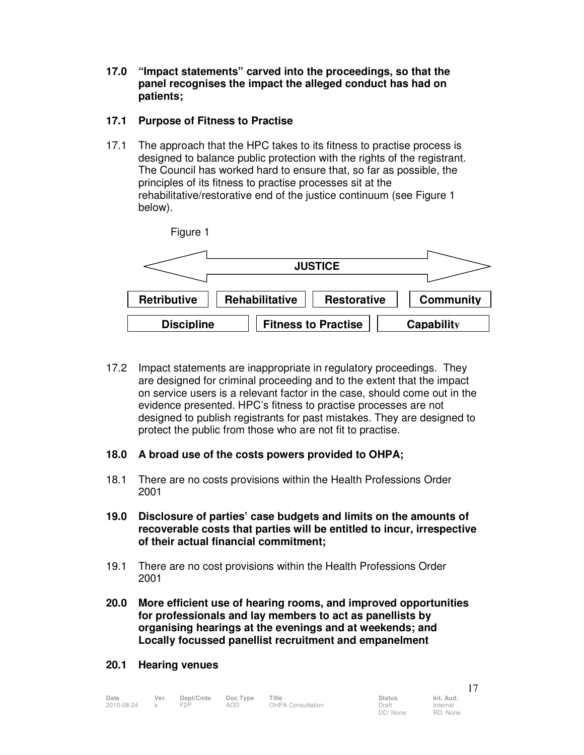**17.0 "Impact statements" carved into the proceedings, so that the panel recognises the impact the alleged conduct has had on patients;**

**17.1 Purpose of Fitness to Practise**

17.1 The approach that the HPC takes to its fitness to practise process is designed to balance public protection with the rights of the registrant. The Council has worked hard to ensure that, so far as possible, the principles of its fitness to practise processes sit at the rehabilitative/restorative end of the justice continuum (see Figure 1 below).

Figure 1

**JUSTICE**

| Retributive | Rehabilitative | Restorative | Community |
|---|---|---|---|

| Discipline | Fitness to Practise | Capability |
|---|---|---|

17.2 Impact statements are inappropriate in regulatory proceedings. They are designed for criminal proceeding and to the extent that the impact on service users is a relevant factor in the case, should come out in the evidence presented. HPC's fitness to practise processes are not designed to publish registrants for past mistakes. They are designed to protect the public from those who are not fit to practise.

**18.0 A broad use of the costs powers provided to OHPA;**

18.1 There are no costs provisions within the Health Professions Order 2001

**19.0 Disclosure of parties' case budgets and limits on the amounts of recoverable costs that parties will be entitled to incur, irrespective of their actual financial commitment;**

19.1 There are no cost provisions within the Health Professions Order 2001

**20.0 More efficient use of hearing rooms, and improved opportunities for professionals and lay members to act as panellists by organising hearings at the evenings and at weekends; and Locally focussed panellist recruitment and empanelment**

**20.1 Hearing venues**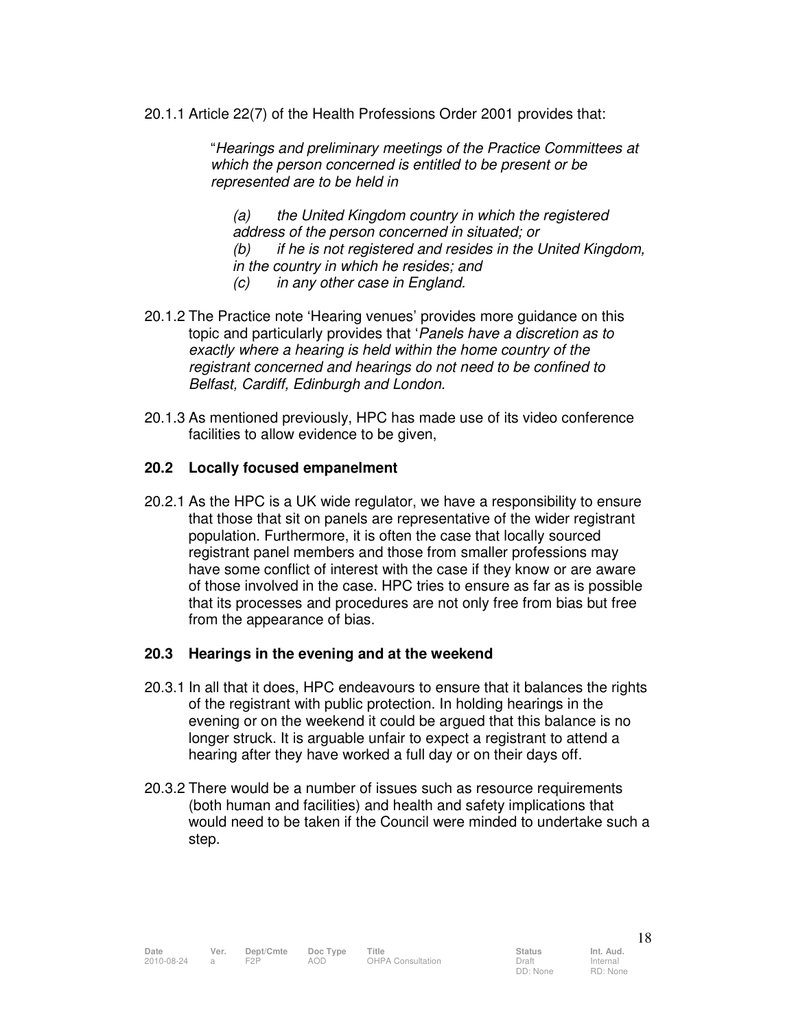20.1.1 Article 22(7) of the Health Professions Order 2001 provides that:

> "*Hearings and preliminary meetings of the Practice Committees at which the person concerned is entitled to be present or be represented are to be held in*
>
> *(a) the United Kingdom country in which the registered address of the person concerned in situated; or*
> *(b) if he is not registered and resides in the United Kingdom, in the country in which he resides; and*
> *(c) in any other case in England.*

20.1.2 The Practice note 'Hearing venues' provides more guidance on this topic and particularly provides that '*Panels have a discretion as to exactly where a hearing is held within the home country of the registrant concerned and hearings do not need to be confined to Belfast, Cardiff, Edinburgh and London.*

20.1.3 As mentioned previously, HPC has made use of its video conference facilities to allow evidence to be given,

## 20.2 Locally focused empanelment

20.2.1 As the HPC is a UK wide regulator, we have a responsibility to ensure that those that sit on panels are representative of the wider registrant population. Furthermore, it is often the case that locally sourced registrant panel members and those from smaller professions may have some conflict of interest with the case if they know or are aware of those involved in the case. HPC tries to ensure as far as is possible that its processes and procedures are not only free from bias but free from the appearance of bias.

## 20.3 Hearings in the evening and at the weekend

20.3.1 In all that it does, HPC endeavours to ensure that it balances the rights of the registrant with public protection. In holding hearings in the evening or on the weekend it could be argued that this balance is no longer struck. It is arguable unfair to expect a registrant to attend a hearing after they have worked a full day or on their days off.

20.3.2 There would be a number of issues such as resource requirements (both human and facilities) and health and safety implications that would need to be taken if the Council were minded to undertake such a step.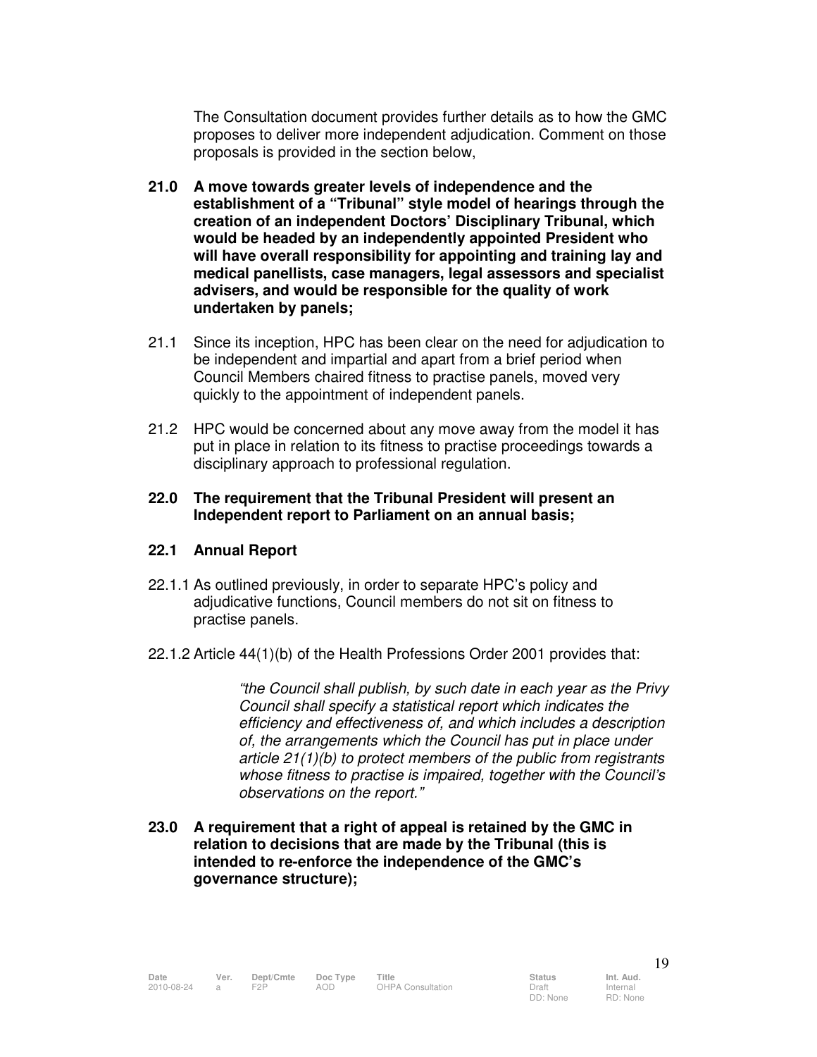The Consultation document provides further details as to how the GMC proposes to deliver more independent adjudication. Comment on those proposals is provided in the section below,

**21.0 A move towards greater levels of independence and the establishment of a "Tribunal" style model of hearings through the creation of an independent Doctors' Disciplinary Tribunal, which would be headed by an independently appointed President who will have overall responsibility for appointing and training lay and medical panellists, case managers, legal assessors and specialist advisers, and would be responsible for the quality of work undertaken by panels;**

21.1 Since its inception, HPC has been clear on the need for adjudication to be independent and impartial and apart from a brief period when Council Members chaired fitness to practise panels, moved very quickly to the appointment of independent panels.

21.2 HPC would be concerned about any move away from the model it has put in place in relation to its fitness to practise proceedings towards a disciplinary approach to professional regulation.

**22.0 The requirement that the Tribunal President will present an Independent report to Parliament on an annual basis;**

**22.1 Annual Report**

22.1.1 As outlined previously, in order to separate HPC's policy and adjudicative functions, Council members do not sit on fitness to practise panels.

22.1.2 Article 44(1)(b) of the Health Professions Order 2001 provides that:

> *"the Council shall publish, by such date in each year as the Privy Council shall specify a statistical report which indicates the efficiency and effectiveness of, and which includes a description of, the arrangements which the Council has put in place under article 21(1)(b) to protect members of the public from registrants whose fitness to practise is impaired, together with the Council's observations on the report."*

**23.0 A requirement that a right of appeal is retained by the GMC in relation to decisions that are made by the Tribunal (this is intended to re-enforce the independence of the GMC's governance structure);**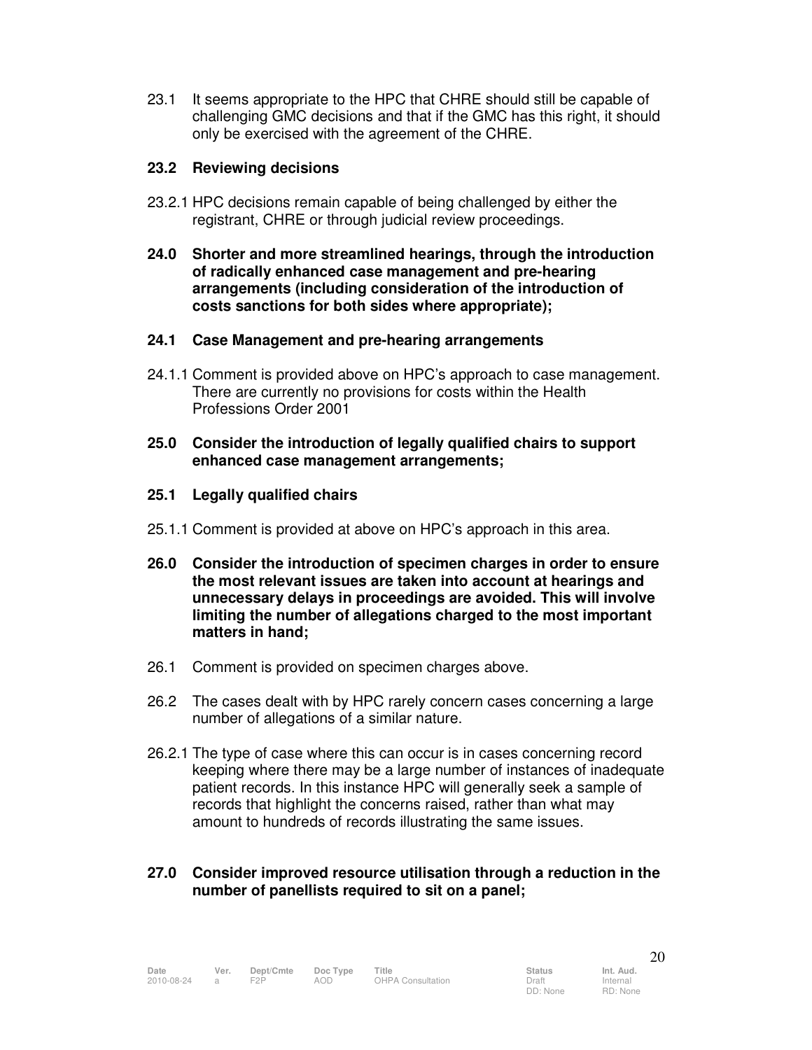23.1 It seems appropriate to the HPC that CHRE should still be capable of challenging GMC decisions and that if the GMC has this right, it should only be exercised with the agreement of the CHRE.

**23.2 Reviewing decisions**

23.2.1 HPC decisions remain capable of being challenged by either the registrant, CHRE or through judicial review proceedings.

**24.0 Shorter and more streamlined hearings, through the introduction of radically enhanced case management and pre-hearing arrangements (including consideration of the introduction of costs sanctions for both sides where appropriate);**

**24.1 Case Management and pre-hearing arrangements**

24.1.1 Comment is provided above on HPC's approach to case management. There are currently no provisions for costs within the Health Professions Order 2001

**25.0 Consider the introduction of legally qualified chairs to support enhanced case management arrangements;**

**25.1 Legally qualified chairs**

25.1.1 Comment is provided at above on HPC's approach in this area.

**26.0 Consider the introduction of specimen charges in order to ensure the most relevant issues are taken into account at hearings and unnecessary delays in proceedings are avoided. This will involve limiting the number of allegations charged to the most important matters in hand;**

26.1 Comment is provided on specimen charges above.

26.2 The cases dealt with by HPC rarely concern cases concerning a large number of allegations of a similar nature.

26.2.1 The type of case where this can occur is in cases concerning record keeping where there may be a large number of instances of inadequate patient records. In this instance HPC will generally seek a sample of records that highlight the concerns raised, rather than what may amount to hundreds of records illustrating the same issues.

**27.0 Consider improved resource utilisation through a reduction in the number of panellists required to sit on a panel;**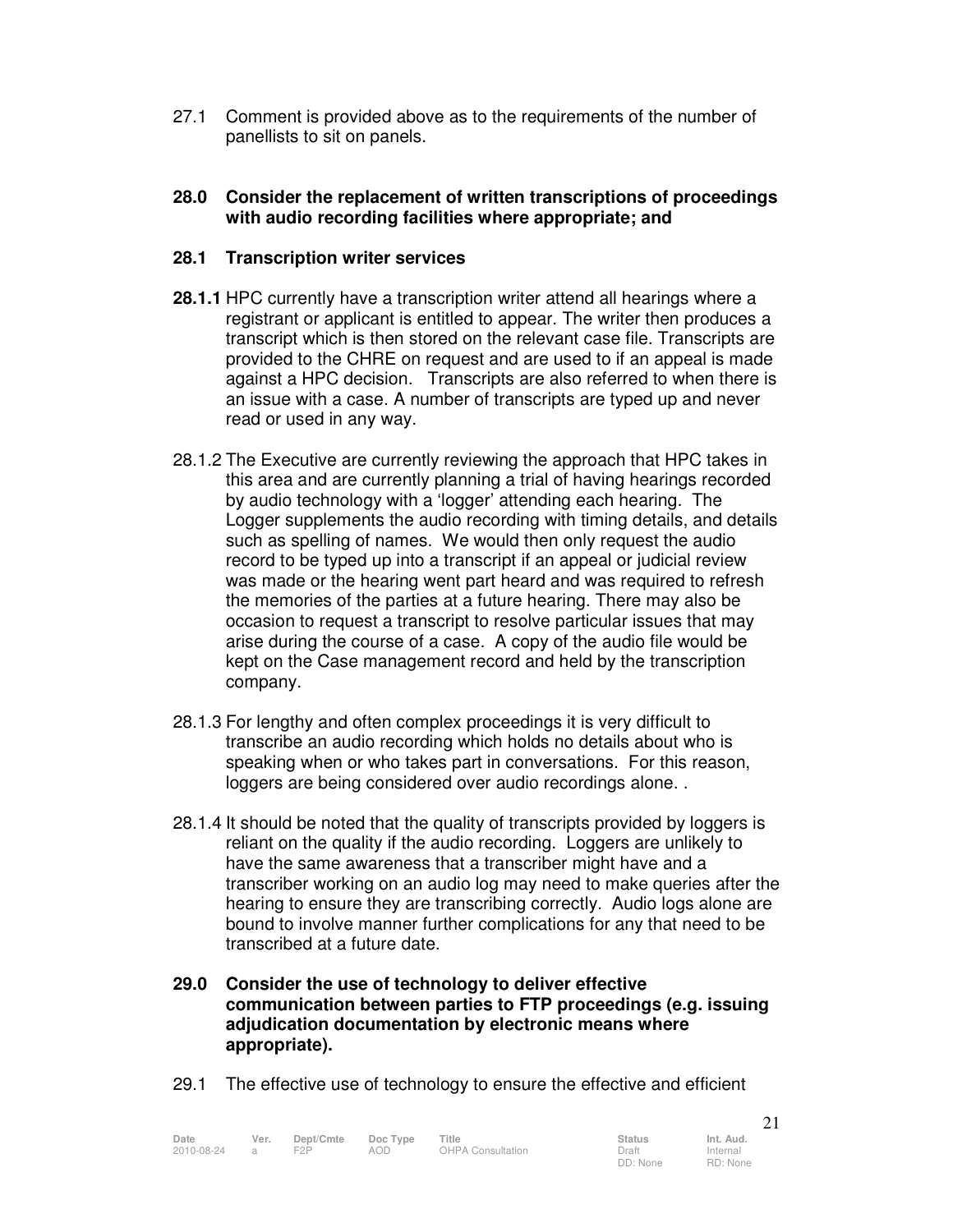27.1 Comment is provided above as to the requirements of the number of panellists to sit on panels.

**28.0 Consider the replacement of written transcriptions of proceedings with audio recording facilities where appropriate; and**

**28.1 Transcription writer services**

**28.1.1** HPC currently have a transcription writer attend all hearings where a registrant or applicant is entitled to appear. The writer then produces a transcript which is then stored on the relevant case file. Transcripts are provided to the CHRE on request and are used to if an appeal is made against a HPC decision. Transcripts are also referred to when there is an issue with a case. A number of transcripts are typed up and never read or used in any way.

28.1.2 The Executive are currently reviewing the approach that HPC takes in this area and are currently planning a trial of having hearings recorded by audio technology with a 'logger' attending each hearing. The Logger supplements the audio recording with timing details, and details such as spelling of names. We would then only request the audio record to be typed up into a transcript if an appeal or judicial review was made or the hearing went part heard and was required to refresh the memories of the parties at a future hearing. There may also be occasion to request a transcript to resolve particular issues that may arise during the course of a case. A copy of the audio file would be kept on the Case management record and held by the transcription company.

28.1.3 For lengthy and often complex proceedings it is very difficult to transcribe an audio recording which holds no details about who is speaking when or who takes part in conversations. For this reason, loggers are being considered over audio recordings alone. .

28.1.4 It should be noted that the quality of transcripts provided by loggers is reliant on the quality if the audio recording. Loggers are unlikely to have the same awareness that a transcriber might have and a transcriber working on an audio log may need to make queries after the hearing to ensure they are transcribing correctly. Audio logs alone are bound to involve manner further complications for any that need to be transcribed at a future date.

**29.0 Consider the use of technology to deliver effective communication between parties to FTP proceedings (e.g. issuing adjudication documentation by electronic means where appropriate).**

29.1 The effective use of technology to ensure the effective and efficient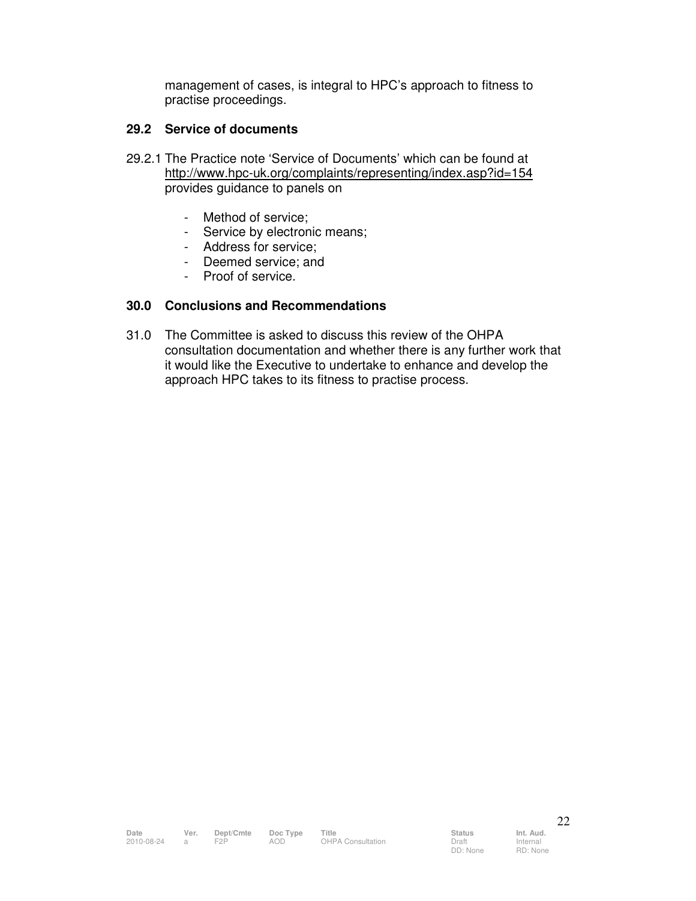management of cases, is integral to HPC's approach to fitness to practise proceedings.

## 29.2 Service of documents

29.2.1 The Practice note 'Service of Documents' which can be found at http://www.hpc-uk.org/complaints/representing/index.asp?id=154 provides guidance to panels on

- Method of service;
- Service by electronic means;
- Address for service;
- Deemed service; and
- Proof of service.

## 30.0 Conclusions and Recommendations

31.0 The Committee is asked to discuss this review of the OHPA consultation documentation and whether there is any further work that it would like the Executive to undertake to enhance and develop the approach HPC takes to its fitness to practise process.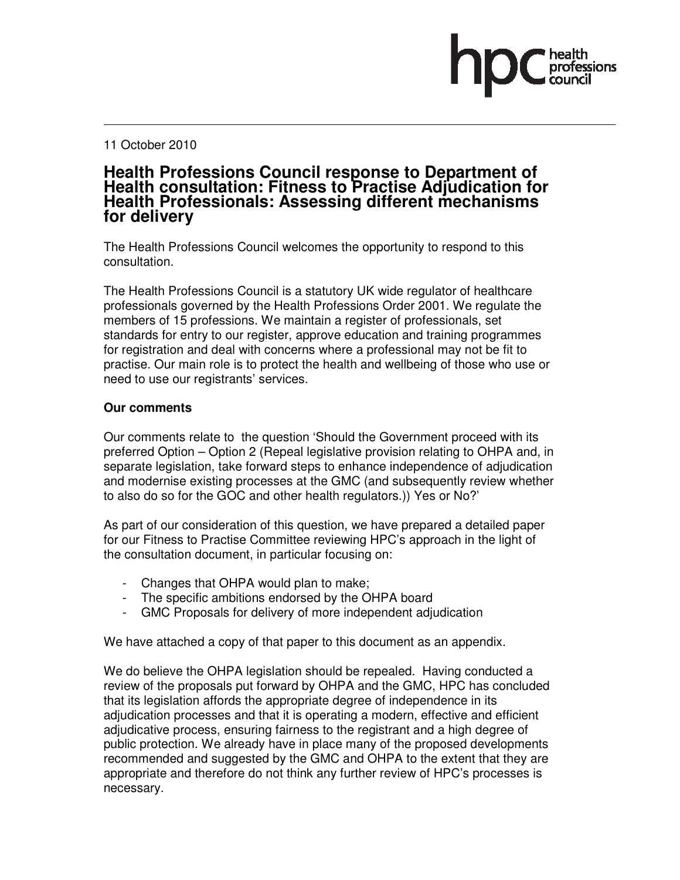11 October 2010

# Health Professions Council response to Department of Health consultation: Fitness to Practise Adjudication for Health Professionals: Assessing different mechanisms for delivery

The Health Professions Council welcomes the opportunity to respond to this consultation.

The Health Professions Council is a statutory UK wide regulator of healthcare professionals governed by the Health Professions Order 2001. We regulate the members of 15 professions. We maintain a register of professionals, set standards for entry to our register, approve education and training programmes for registration and deal with concerns where a professional may not be fit to practise. Our main role is to protect the health and wellbeing of those who use or need to use our registrants' services.

**Our comments**

Our comments relate to the question 'Should the Government proceed with its preferred Option – Option 2 (Repeal legislative provision relating to OHPA and, in separate legislation, take forward steps to enhance independence of adjudication and modernise existing processes at the GMC (and subsequently review whether to also do so for the GOC and other health regulators.)) Yes or No?'

As part of our consideration of this question, we have prepared a detailed paper for our Fitness to Practise Committee reviewing HPC's approach in the light of the consultation document, in particular focusing on:

- Changes that OHPA would plan to make;
- The specific ambitions endorsed by the OHPA board
- GMC Proposals for delivery of more independent adjudication

We have attached a copy of that paper to this document as an appendix.

We do believe the OHPA legislation should be repealed. Having conducted a review of the proposals put forward by OHPA and the GMC, HPC has concluded that its legislation affords the appropriate degree of independence in its adjudication processes and that it is operating a modern, effective and efficient adjudicative process, ensuring fairness to the registrant and a high degree of public protection. We already have in place many of the proposed developments recommended and suggested by the GMC and OHPA to the extent that they are appropriate and therefore do not think any further review of HPC's processes is necessary.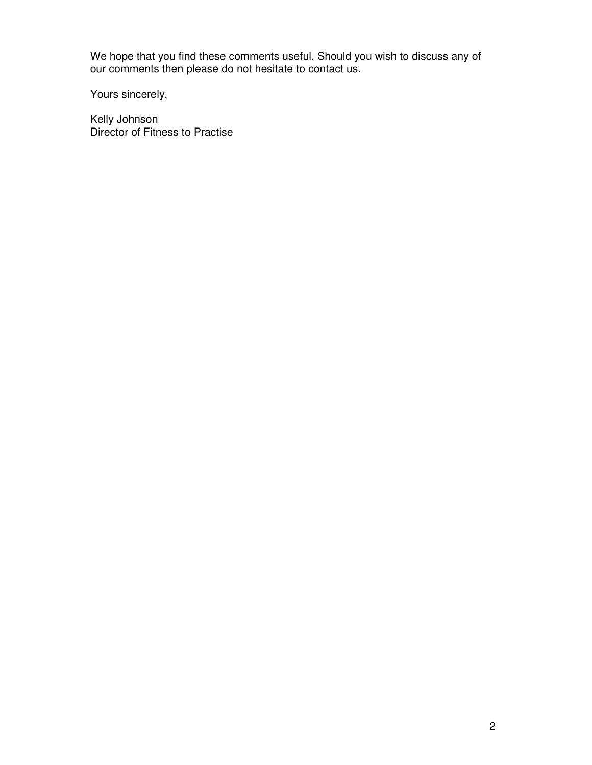We hope that you find these comments useful. Should you wish to discuss any of our comments then please do not hesitate to contact us.

Yours sincerely,

Kelly Johnson
Director of Fitness to Practise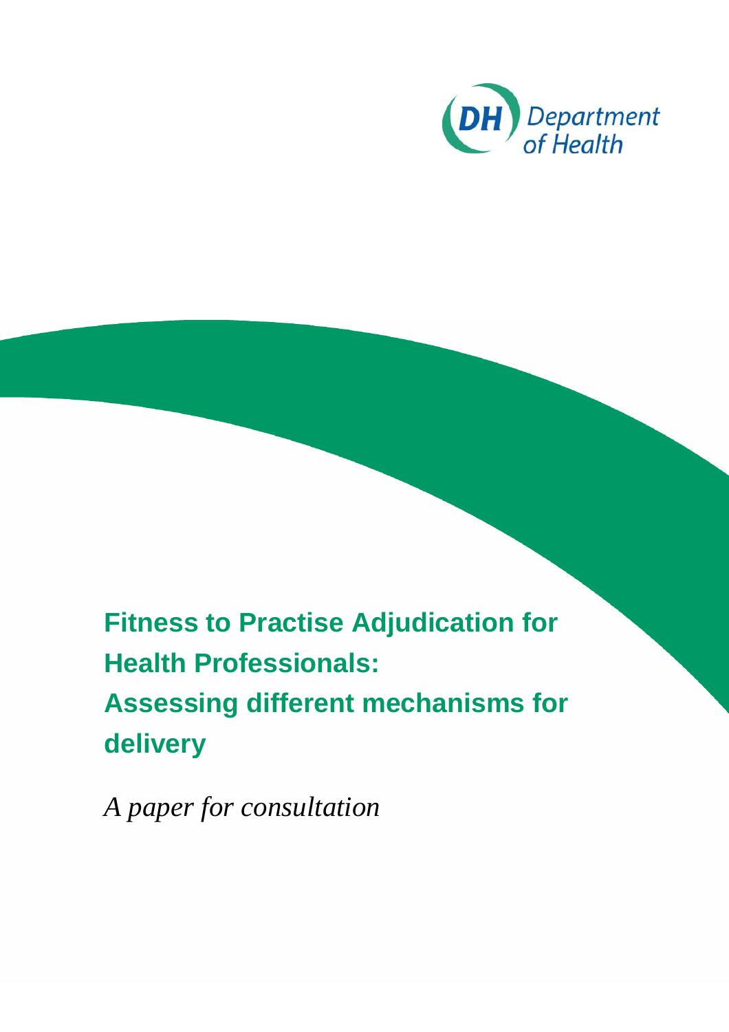# Fitness to Practise Adjudication for Health Professionals: Assessing different mechanisms for delivery

*A paper for consultation*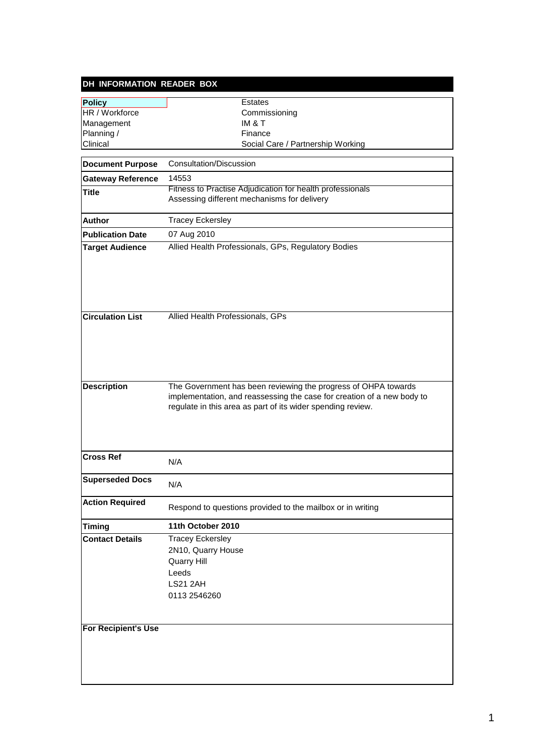## DH INFORMATION READER BOX

| Policy | Estates |
|---|---|
| HR / Workforce | Commissioning |
| Management | IM & T |
| Planning / | Finance |
| Clinical | Social Care / Partnership Working |

| | |
|---|---|
| **Document Purpose** | Consultation/Discussion |
| **Gateway Reference** | 14553 |
| **Title** | Fitness to Practise Adjudication for health professionals Assessing different mechanisms for delivery |
| **Author** | Tracey Eckersley |
| **Publication Date** | 07 Aug 2010 |
| **Target Audience** | Allied Health Professionals, GPs, Regulatory Bodies |
| **Circulation List** | Allied Health Professionals, GPs |
| **Description** | The Government has been reviewing the progress of OHPA towards implementation, and reassessing the case for creation of a new body to regulate in this area as part of its wider spending review. |
| **Cross Ref** | N/A |
| **Superseded Docs** | N/A |
| **Action Required** | Respond to questions provided to the mailbox or in writing |
| **Timing** | **11th October 2010** |
| **Contact Details** | Tracey Eckersley<br>2N10, Quarry House<br>Quarry Hill<br>Leeds<br>LS21 2AH<br>0113 2546260 |
| **For Recipient's Use** | |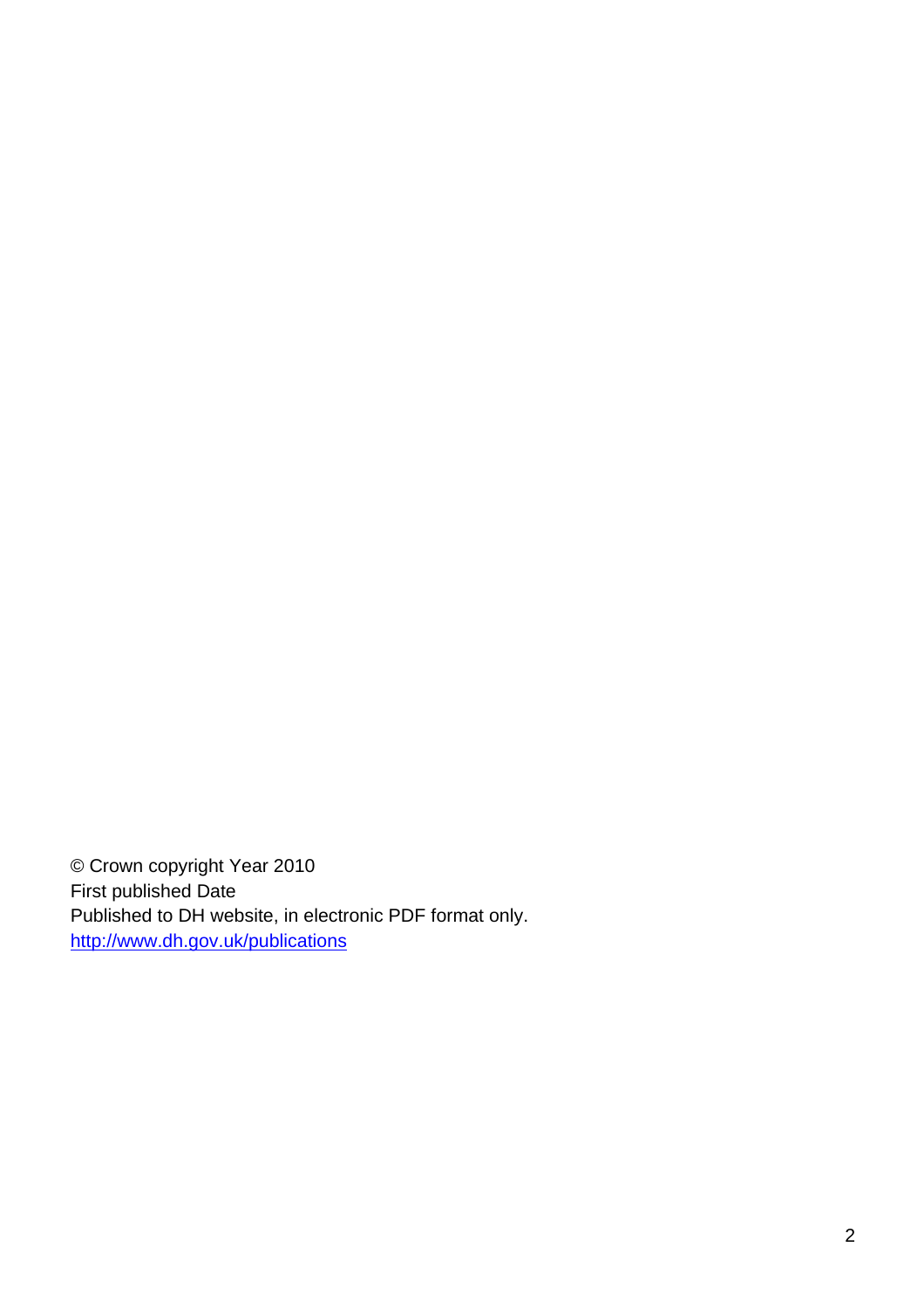© Crown copyright Year 2010
First published Date
Published to DH website, in electronic PDF format only.
[http://www.dh.gov.uk/publications](http://www.dh.gov.uk/publications)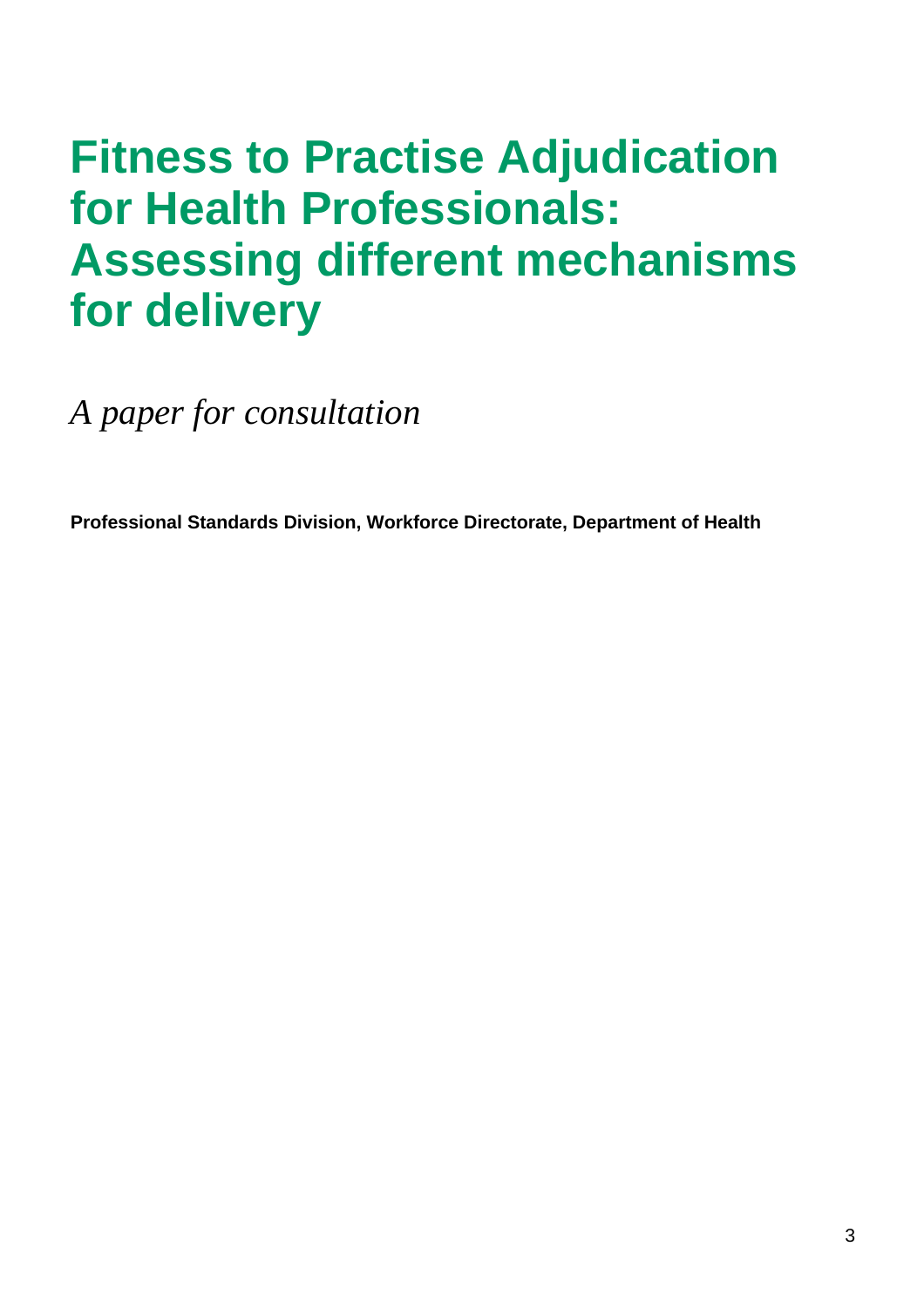# Fitness to Practise Adjudication for Health Professionals: Assessing different mechanisms for delivery

*A paper for consultation*

**Professional Standards Division, Workforce Directorate, Department of Health**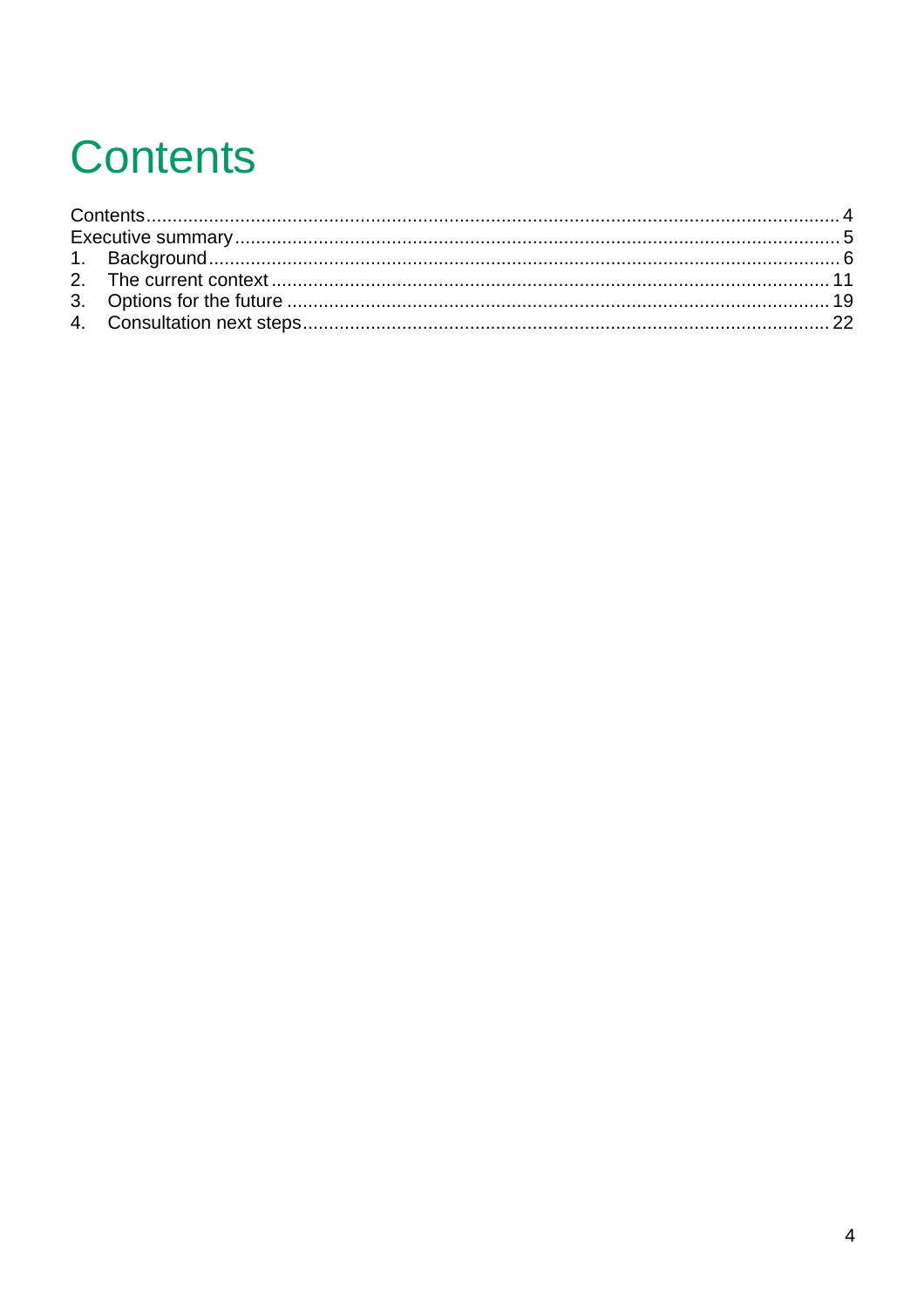# Contents

Contents .......... 4

Executive summary .......... 5

1. Background .......... 6
2. The current context .......... 11
3. Options for the future .......... 19
4. Consultation next steps .......... 22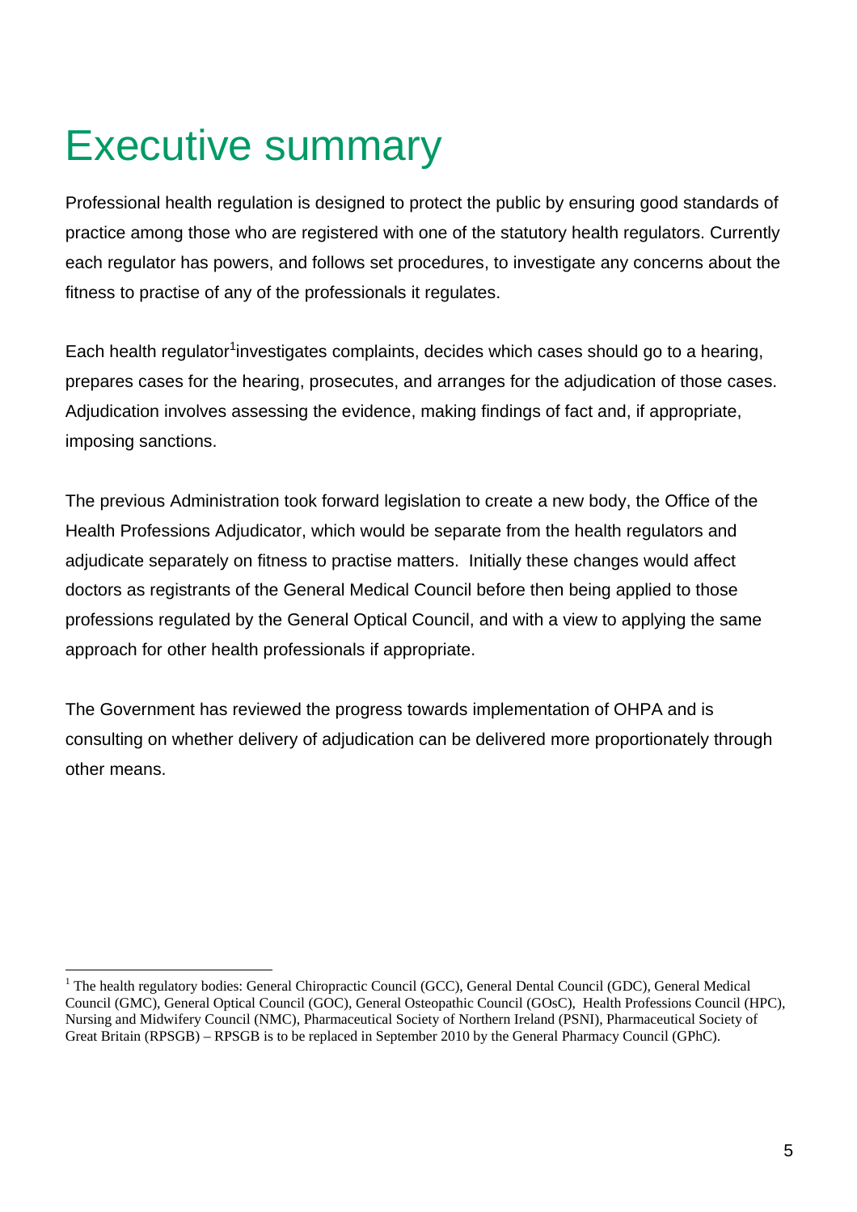# Executive summary

Professional health regulation is designed to protect the public by ensuring good standards of practice among those who are registered with one of the statutory health regulators. Currently each regulator has powers, and follows set procedures, to investigate any concerns about the fitness to practise of any of the professionals it regulates.

Each health regulator[1]investigates complaints, decides which cases should go to a hearing, prepares cases for the hearing, prosecutes, and arranges for the adjudication of those cases. Adjudication involves assessing the evidence, making findings of fact and, if appropriate, imposing sanctions.

The previous Administration took forward legislation to create a new body, the Office of the Health Professions Adjudicator, which would be separate from the health regulators and adjudicate separately on fitness to practise matters. Initially these changes would affect doctors as registrants of the General Medical Council before then being applied to those professions regulated by the General Optical Council, and with a view to applying the same approach for other health professionals if appropriate.

The Government has reviewed the progress towards implementation of OHPA and is consulting on whether delivery of adjudication can be delivered more proportionately through other means.

---

[1] The health regulatory bodies: General Chiropractic Council (GCC), General Dental Council (GDC), General Medical Council (GMC), General Optical Council (GOC), General Osteopathic Council (GOsC), Health Professions Council (HPC), Nursing and Midwifery Council (NMC), Pharmaceutical Society of Northern Ireland (PSNI), Pharmaceutical Society of Great Britain (RPSGB) – RPSGB is to be replaced in September 2010 by the General Pharmacy Council (GPhC).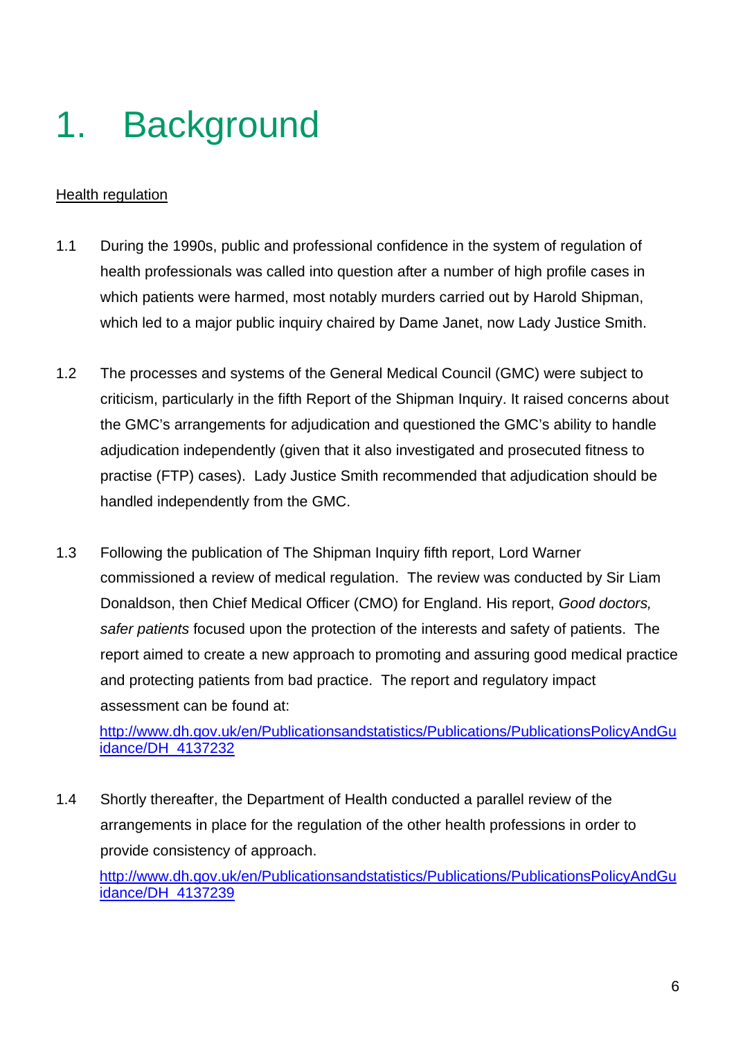# 1. Background

<u>Health regulation</u>

1.1 During the 1990s, public and professional confidence in the system of regulation of health professionals was called into question after a number of high profile cases in which patients were harmed, most notably murders carried out by Harold Shipman, which led to a major public inquiry chaired by Dame Janet, now Lady Justice Smith.

1.2 The processes and systems of the General Medical Council (GMC) were subject to criticism, particularly in the fifth Report of the Shipman Inquiry. It raised concerns about the GMC's arrangements for adjudication and questioned the GMC's ability to handle adjudication independently (given that it also investigated and prosecuted fitness to practise (FTP) cases). Lady Justice Smith recommended that adjudication should be handled independently from the GMC.

1.3 Following the publication of The Shipman Inquiry fifth report, Lord Warner commissioned a review of medical regulation. The review was conducted by Sir Liam Donaldson, then Chief Medical Officer (CMO) for England. His report, *Good doctors, safer patients* focused upon the protection of the interests and safety of patients. The report aimed to create a new approach to promoting and assuring good medical practice and protecting patients from bad practice. The report and regulatory impact assessment can be found at:

http://www.dh.gov.uk/en/Publicationsandstatistics/Publications/PublicationsPolicyAndGuidance/DH_4137232

1.4 Shortly thereafter, the Department of Health conducted a parallel review of the arrangements in place for the regulation of the other health professions in order to provide consistency of approach.

http://www.dh.gov.uk/en/Publicationsandstatistics/Publications/PublicationsPolicyAndGuidance/DH_4137239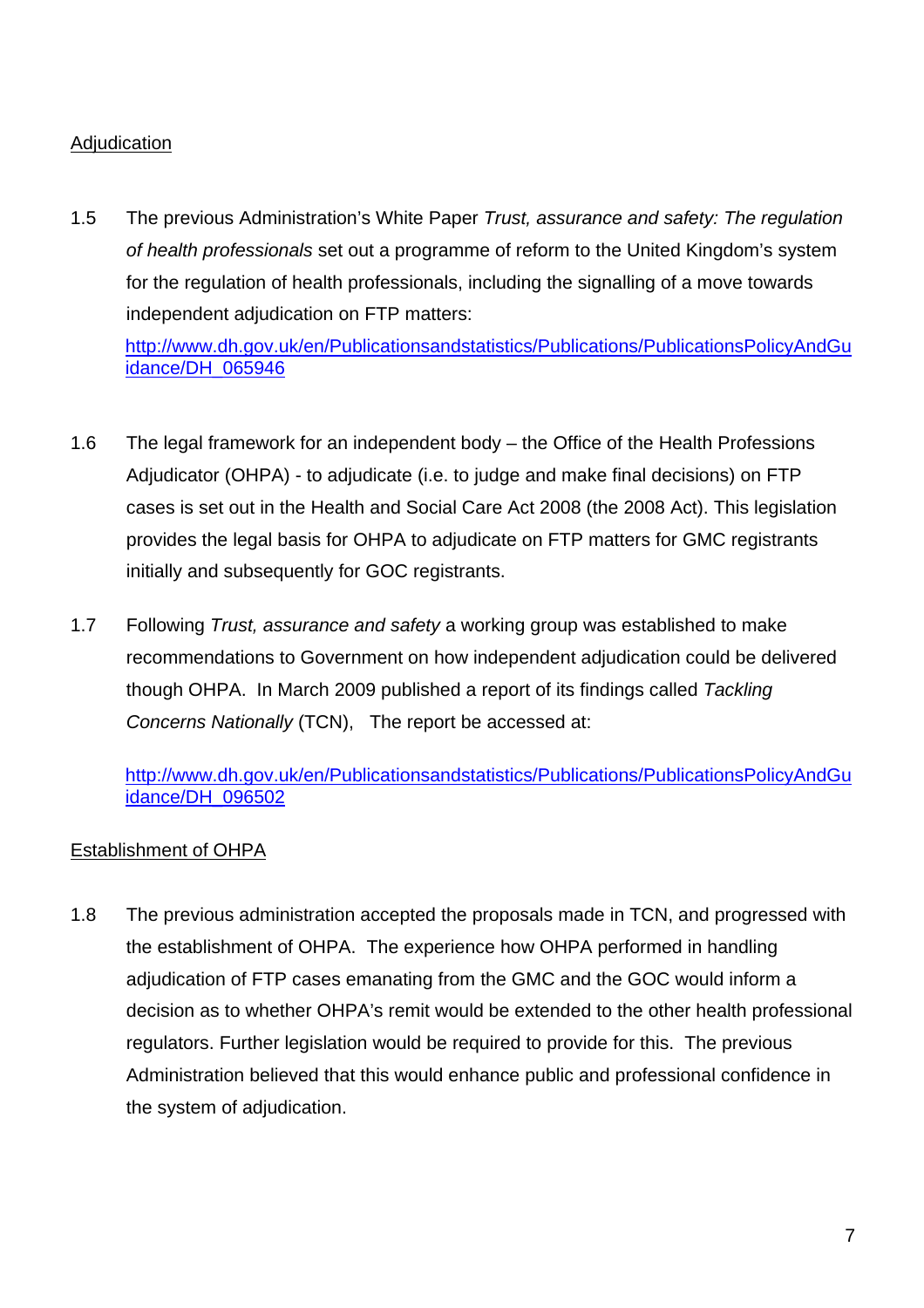Adjudication

1.5 The previous Administration's White Paper *Trust, assurance and safety: The regulation of health professionals* set out a programme of reform to the United Kingdom's system for the regulation of health professionals, including the signalling of a move towards independent adjudication on FTP matters:
[http://www.dh.gov.uk/en/Publicationsandstatistics/Publications/PublicationsPolicyAndGuidance/DH_065946](http://www.dh.gov.uk/en/Publicationsandstatistics/Publications/PublicationsPolicyAndGuidance/DH_065946)

1.6 The legal framework for an independent body – the Office of the Health Professions Adjudicator (OHPA) - to adjudicate (i.e. to judge and make final decisions) on FTP cases is set out in the Health and Social Care Act 2008 (the 2008 Act). This legislation provides the legal basis for OHPA to adjudicate on FTP matters for GMC registrants initially and subsequently for GOC registrants.

1.7 Following *Trust, assurance and safety* a working group was established to make recommendations to Government on how independent adjudication could be delivered though OHPA. In March 2009 published a report of its findings called *Tackling Concerns Nationally* (TCN), The report be accessed at:

[http://www.dh.gov.uk/en/Publicationsandstatistics/Publications/PublicationsPolicyAndGuidance/DH_096502](http://www.dh.gov.uk/en/Publicationsandstatistics/Publications/PublicationsPolicyAndGuidance/DH_096502)

Establishment of OHPA

1.8 The previous administration accepted the proposals made in TCN, and progressed with the establishment of OHPA. The experience how OHPA performed in handling adjudication of FTP cases emanating from the GMC and the GOC would inform a decision as to whether OHPA's remit would be extended to the other health professional regulators. Further legislation would be required to provide for this. The previous Administration believed that this would enhance public and professional confidence in the system of adjudication.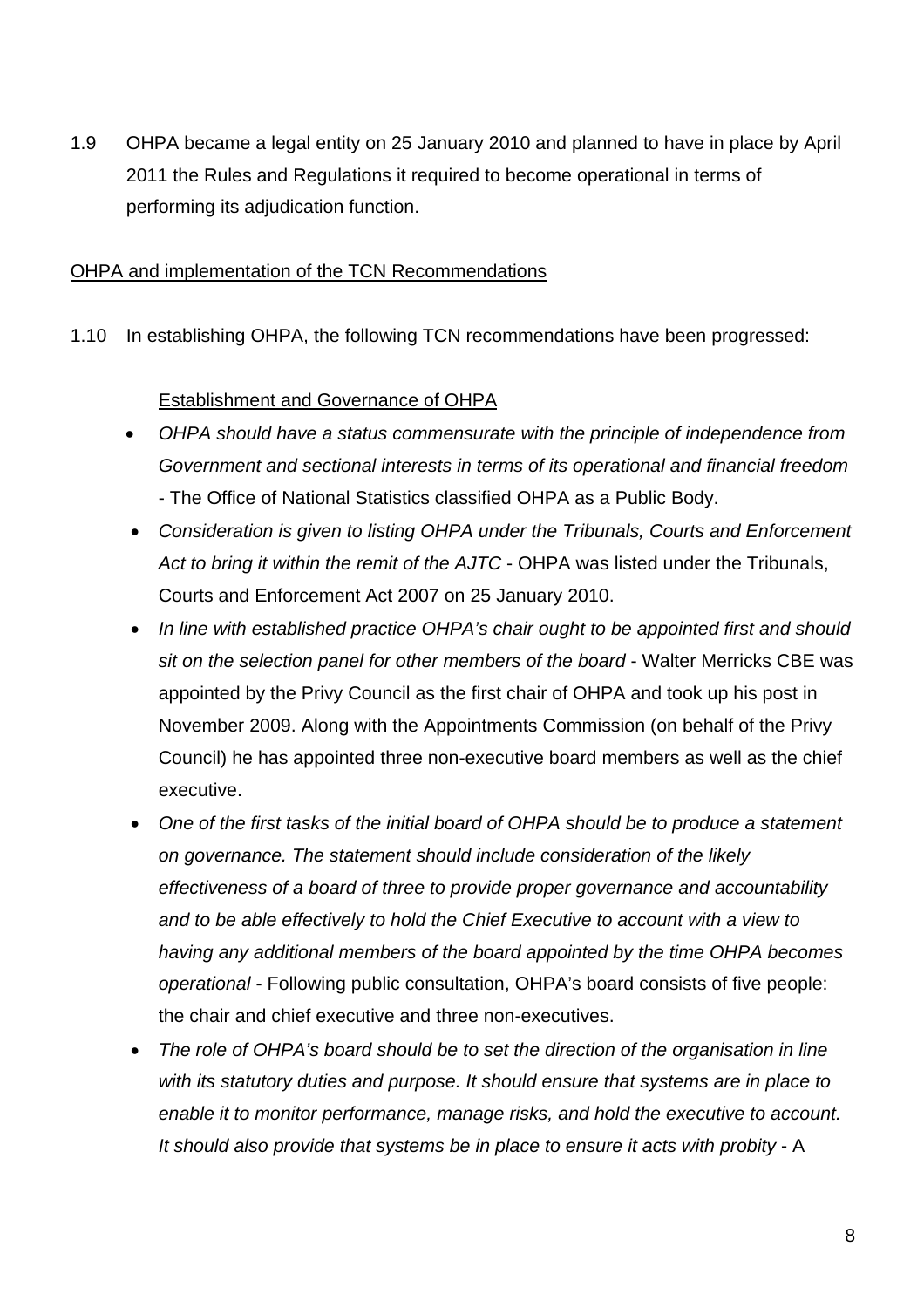1.9 OHPA became a legal entity on 25 January 2010 and planned to have in place by April 2011 the Rules and Regulations it required to become operational in terms of performing its adjudication function.

<u>OHPA and implementation of the TCN Recommendations</u>

1.10 In establishing OHPA, the following TCN recommendations have been progressed:

<u>Establishment and Governance of OHPA</u>

- *OHPA should have a status commensurate with the principle of independence from Government and sectional interests in terms of its operational and financial freedom* - The Office of National Statistics classified OHPA as a Public Body.
- *Consideration is given to listing OHPA under the Tribunals, Courts and Enforcement Act to bring it within the remit of the AJTC* - OHPA was listed under the Tribunals, Courts and Enforcement Act 2007 on 25 January 2010.
- *In line with established practice OHPA's chair ought to be appointed first and should sit on the selection panel for other members of the board* - Walter Merricks CBE was appointed by the Privy Council as the first chair of OHPA and took up his post in November 2009. Along with the Appointments Commission (on behalf of the Privy Council) he has appointed three non-executive board members as well as the chief executive.
- *One of the first tasks of the initial board of OHPA should be to produce a statement on governance. The statement should include consideration of the likely effectiveness of a board of three to provide proper governance and accountability and to be able effectively to hold the Chief Executive to account with a view to having any additional members of the board appointed by the time OHPA becomes operational* - Following public consultation, OHPA's board consists of five people: the chair and chief executive and three non-executives.
- *The role of OHPA's board should be to set the direction of the organisation in line with its statutory duties and purpose. It should ensure that systems are in place to enable it to monitor performance, manage risks, and hold the executive to account. It should also provide that systems be in place to ensure it acts with probity* - A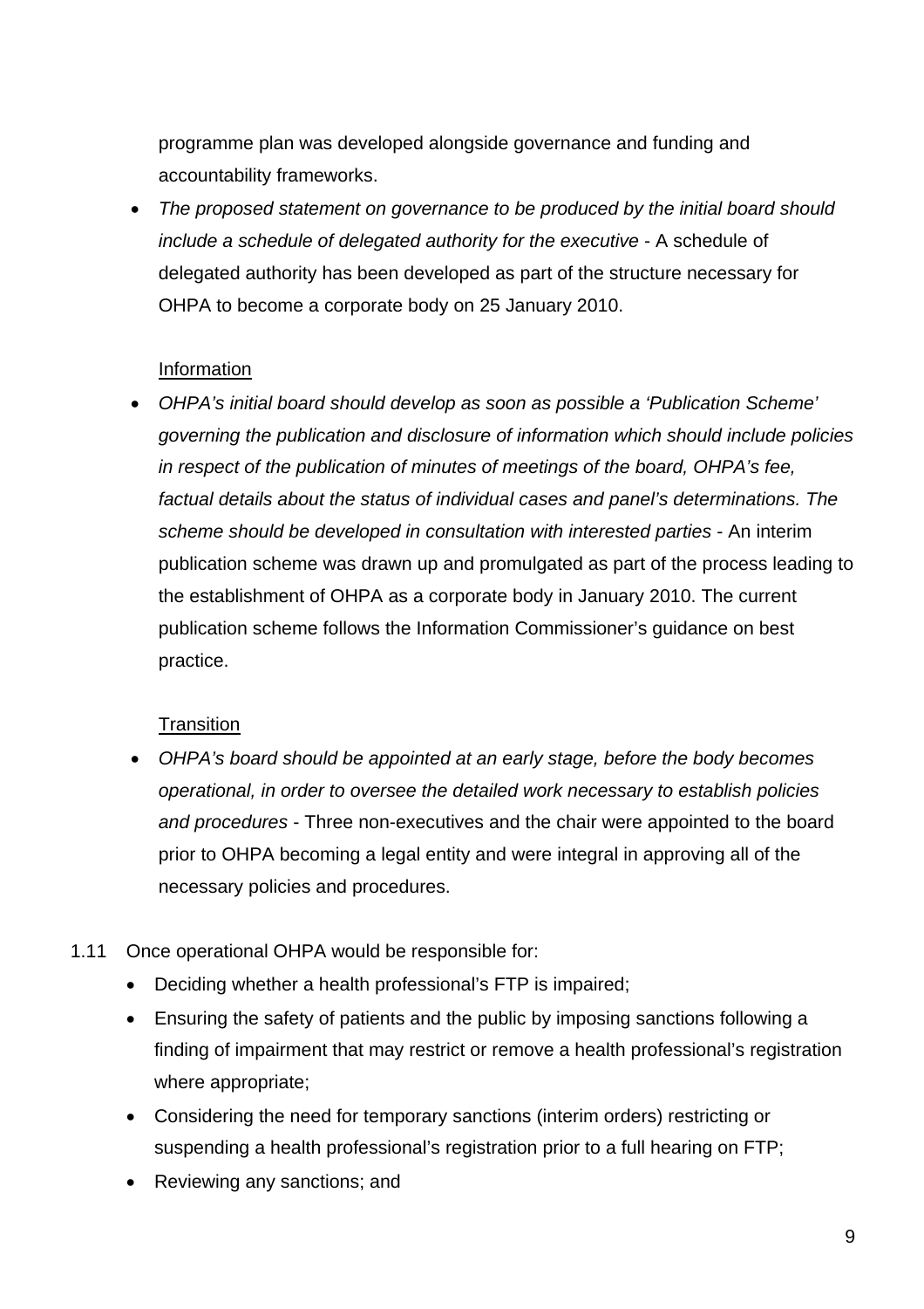programme plan was developed alongside governance and funding and accountability frameworks.

- *The proposed statement on governance to be produced by the initial board should include a schedule of delegated authority for the executive* - A schedule of delegated authority has been developed as part of the structure necessary for OHPA to become a corporate body on 25 January 2010.

Information

- *OHPA's initial board should develop as soon as possible a 'Publication Scheme' governing the publication and disclosure of information which should include policies in respect of the publication of minutes of meetings of the board, OHPA's fee, factual details about the status of individual cases and panel's determinations. The scheme should be developed in consultation with interested parties* - An interim publication scheme was drawn up and promulgated as part of the process leading to the establishment of OHPA as a corporate body in January 2010. The current publication scheme follows the Information Commissioner's guidance on best practice.

Transition

- *OHPA's board should be appointed at an early stage, before the body becomes operational, in order to oversee the detailed work necessary to establish policies and procedures* - Three non-executives and the chair were appointed to the board prior to OHPA becoming a legal entity and were integral in approving all of the necessary policies and procedures.

1.11 Once operational OHPA would be responsible for:

- Deciding whether a health professional's FTP is impaired;
- Ensuring the safety of patients and the public by imposing sanctions following a finding of impairment that may restrict or remove a health professional's registration where appropriate;
- Considering the need for temporary sanctions (interim orders) restricting or suspending a health professional's registration prior to a full hearing on FTP;
- Reviewing any sanctions; and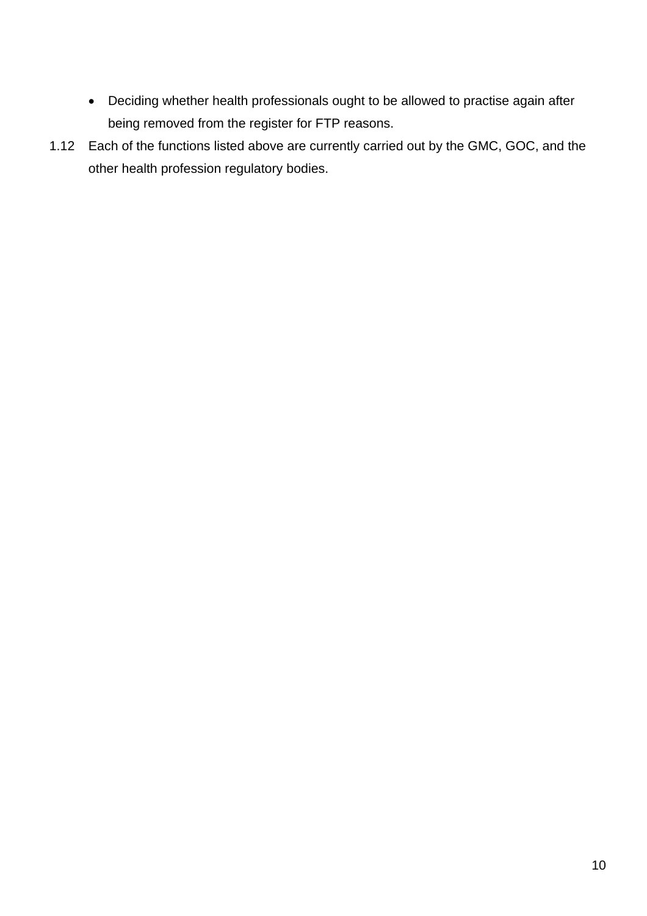- Deciding whether health professionals ought to be allowed to practise again after being removed from the register for FTP reasons.

1.12 Each of the functions listed above are currently carried out by the GMC, GOC, and the other health profession regulatory bodies.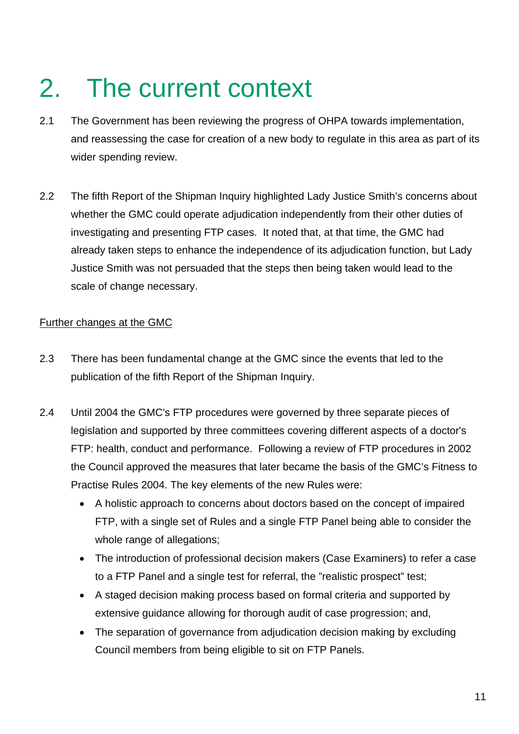# 2. The current context

2.1 The Government has been reviewing the progress of OHPA towards implementation, and reassessing the case for creation of a new body to regulate in this area as part of its wider spending review.

2.2 The fifth Report of the Shipman Inquiry highlighted Lady Justice Smith's concerns about whether the GMC could operate adjudication independently from their other duties of investigating and presenting FTP cases. It noted that, at that time, the GMC had already taken steps to enhance the independence of its adjudication function, but Lady Justice Smith was not persuaded that the steps then being taken would lead to the scale of change necessary.

Further changes at the GMC

2.3 There has been fundamental change at the GMC since the events that led to the publication of the fifth Report of the Shipman Inquiry.

2.4 Until 2004 the GMC's FTP procedures were governed by three separate pieces of legislation and supported by three committees covering different aspects of a doctor's FTP: health, conduct and performance. Following a review of FTP procedures in 2002 the Council approved the measures that later became the basis of the GMC's Fitness to Practise Rules 2004. The key elements of the new Rules were:

- A holistic approach to concerns about doctors based on the concept of impaired FTP, with a single set of Rules and a single FTP Panel being able to consider the whole range of allegations;
- The introduction of professional decision makers (Case Examiners) to refer a case to a FTP Panel and a single test for referral, the "realistic prospect" test;
- A staged decision making process based on formal criteria and supported by extensive guidance allowing for thorough audit of case progression; and,
- The separation of governance from adjudication decision making by excluding Council members from being eligible to sit on FTP Panels.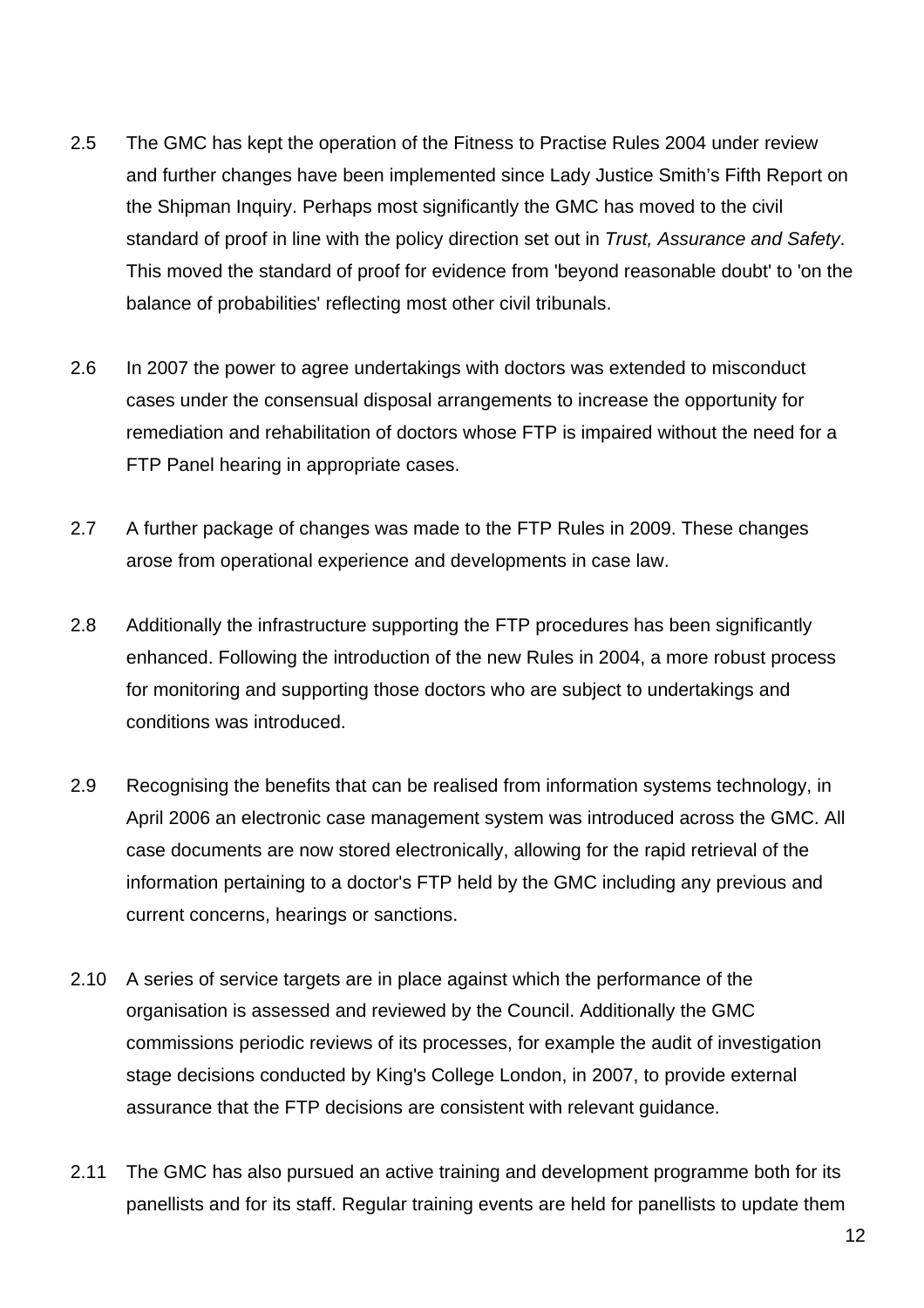2.5 The GMC has kept the operation of the Fitness to Practise Rules 2004 under review and further changes have been implemented since Lady Justice Smith's Fifth Report on the Shipman Inquiry. Perhaps most significantly the GMC has moved to the civil standard of proof in line with the policy direction set out in *Trust, Assurance and Safety*. This moved the standard of proof for evidence from 'beyond reasonable doubt' to 'on the balance of probabilities' reflecting most other civil tribunals.

2.6 In 2007 the power to agree undertakings with doctors was extended to misconduct cases under the consensual disposal arrangements to increase the opportunity for remediation and rehabilitation of doctors whose FTP is impaired without the need for a FTP Panel hearing in appropriate cases.

2.7 A further package of changes was made to the FTP Rules in 2009. These changes arose from operational experience and developments in case law.

2.8 Additionally the infrastructure supporting the FTP procedures has been significantly enhanced. Following the introduction of the new Rules in 2004, a more robust process for monitoring and supporting those doctors who are subject to undertakings and conditions was introduced.

2.9 Recognising the benefits that can be realised from information systems technology, in April 2006 an electronic case management system was introduced across the GMC. All case documents are now stored electronically, allowing for the rapid retrieval of the information pertaining to a doctor's FTP held by the GMC including any previous and current concerns, hearings or sanctions.

2.10 A series of service targets are in place against which the performance of the organisation is assessed and reviewed by the Council. Additionally the GMC commissions periodic reviews of its processes, for example the audit of investigation stage decisions conducted by King's College London, in 2007, to provide external assurance that the FTP decisions are consistent with relevant guidance.

2.11 The GMC has also pursued an active training and development programme both for its panellists and for its staff. Regular training events are held for panellists to update them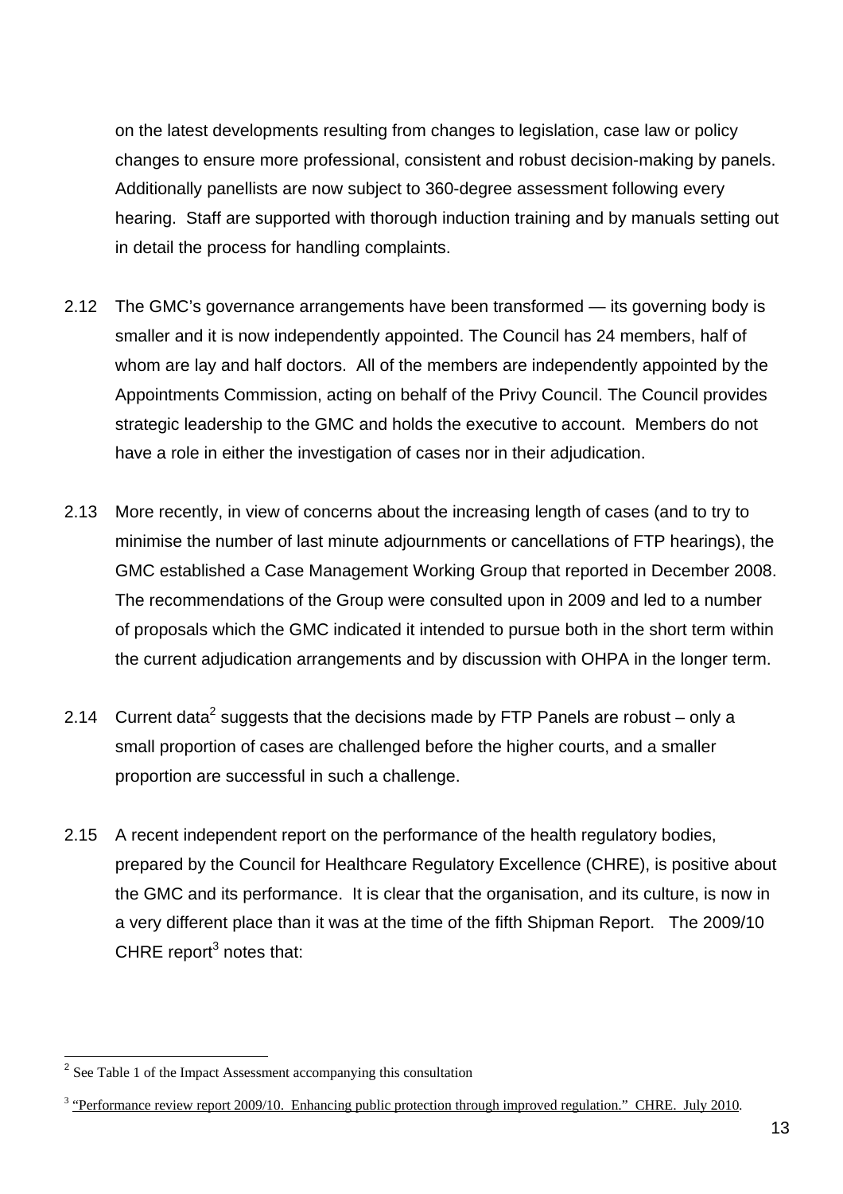on the latest developments resulting from changes to legislation, case law or policy changes to ensure more professional, consistent and robust decision-making by panels. Additionally panellists are now subject to 360-degree assessment following every hearing. Staff are supported with thorough induction training and by manuals setting out in detail the process for handling complaints.

2.12 The GMC's governance arrangements have been transformed — its governing body is smaller and it is now independently appointed. The Council has 24 members, half of whom are lay and half doctors. All of the members are independently appointed by the Appointments Commission, acting on behalf of the Privy Council. The Council provides strategic leadership to the GMC and holds the executive to account. Members do not have a role in either the investigation of cases nor in their adjudication.

2.13 More recently, in view of concerns about the increasing length of cases (and to try to minimise the number of last minute adjournments or cancellations of FTP hearings), the GMC established a Case Management Working Group that reported in December 2008. The recommendations of the Group were consulted upon in 2009 and led to a number of proposals which the GMC indicated it intended to pursue both in the short term within the current adjudication arrangements and by discussion with OHPA in the longer term.

2.14 Current data[2] suggests that the decisions made by FTP Panels are robust – only a small proportion of cases are challenged before the higher courts, and a smaller proportion are successful in such a challenge.

2.15 A recent independent report on the performance of the health regulatory bodies, prepared by the Council for Healthcare Regulatory Excellence (CHRE), is positive about the GMC and its performance. It is clear that the organisation, and its culture, is now in a very different place than it was at the time of the fifth Shipman Report. The 2009/10 CHRE report[3] notes that:

---

[2] See Table 1 of the Impact Assessment accompanying this consultation

[3] "Performance review report 2009/10. Enhancing public protection through improved regulation." CHRE. July 2010.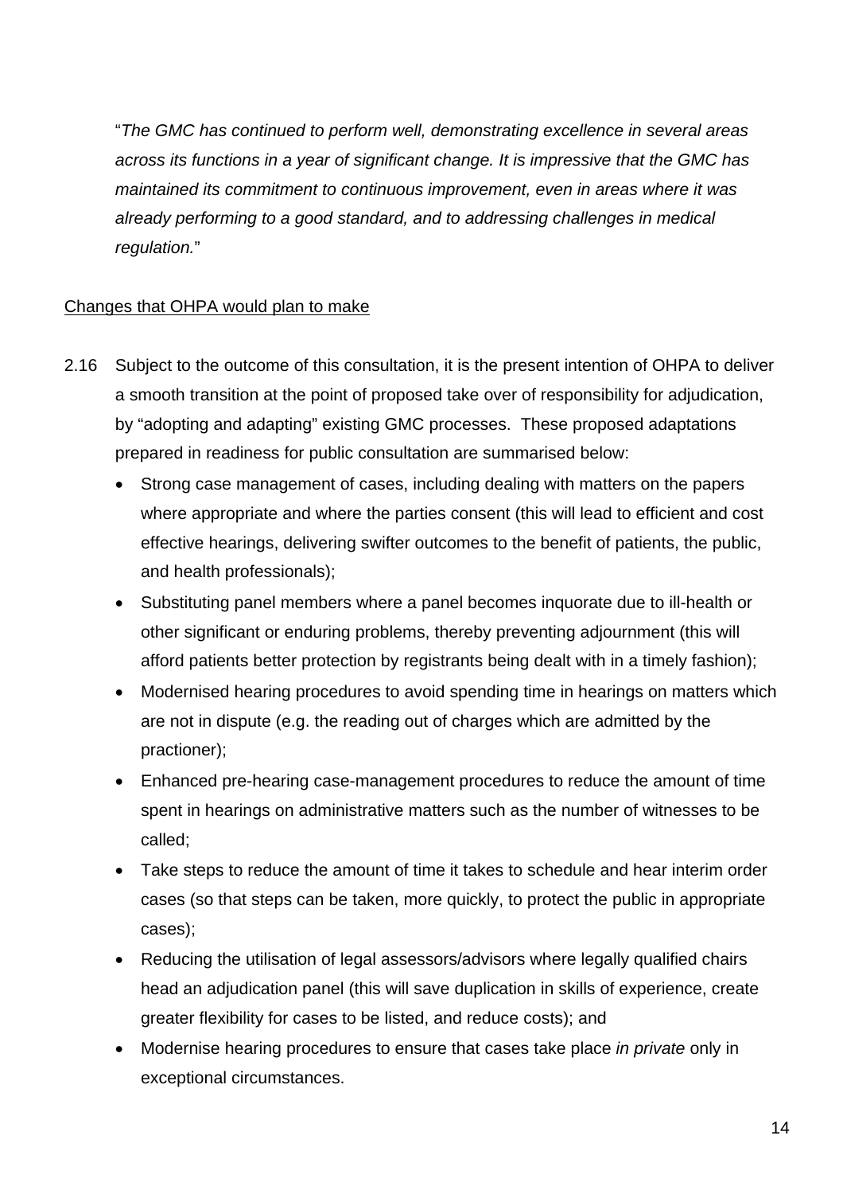"*The GMC has continued to perform well, demonstrating excellence in several areas across its functions in a year of significant change. It is impressive that the GMC has maintained its commitment to continuous improvement, even in areas where it was already performing to a good standard, and to addressing challenges in medical regulation.*"

<u>Changes that OHPA would plan to make</u>

2.16 Subject to the outcome of this consultation, it is the present intention of OHPA to deliver a smooth transition at the point of proposed take over of responsibility for adjudication, by "adopting and adapting" existing GMC processes. These proposed adaptations prepared in readiness for public consultation are summarised below:

- Strong case management of cases, including dealing with matters on the papers where appropriate and where the parties consent (this will lead to efficient and cost effective hearings, delivering swifter outcomes to the benefit of patients, the public, and health professionals);
- Substituting panel members where a panel becomes inquorate due to ill-health or other significant or enduring problems, thereby preventing adjournment (this will afford patients better protection by registrants being dealt with in a timely fashion);
- Modernised hearing procedures to avoid spending time in hearings on matters which are not in dispute (e.g. the reading out of charges which are admitted by the practioner);
- Enhanced pre-hearing case-management procedures to reduce the amount of time spent in hearings on administrative matters such as the number of witnesses to be called;
- Take steps to reduce the amount of time it takes to schedule and hear interim order cases (so that steps can be taken, more quickly, to protect the public in appropriate cases);
- Reducing the utilisation of legal assessors/advisors where legally qualified chairs head an adjudication panel (this will save duplication in skills of experience, create greater flexibility for cases to be listed, and reduce costs); and
- Modernise hearing procedures to ensure that cases take place *in private* only in exceptional circumstances.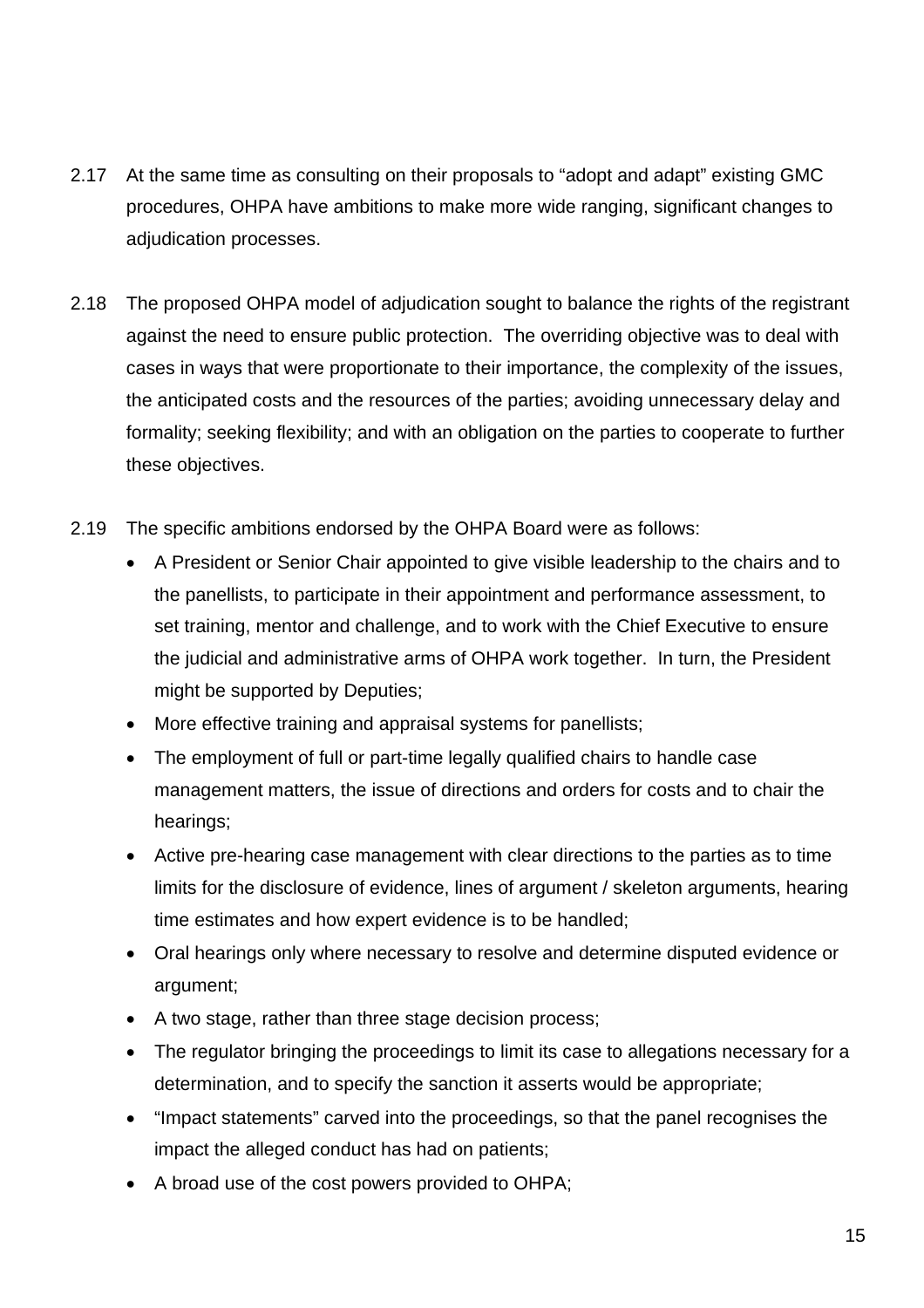2.17 At the same time as consulting on their proposals to "adopt and adapt" existing GMC procedures, OHPA have ambitions to make more wide ranging, significant changes to adjudication processes.

2.18 The proposed OHPA model of adjudication sought to balance the rights of the registrant against the need to ensure public protection. The overriding objective was to deal with cases in ways that were proportionate to their importance, the complexity of the issues, the anticipated costs and the resources of the parties; avoiding unnecessary delay and formality; seeking flexibility; and with an obligation on the parties to cooperate to further these objectives.

2.19 The specific ambitions endorsed by the OHPA Board were as follows:

- A President or Senior Chair appointed to give visible leadership to the chairs and to the panellists, to participate in their appointment and performance assessment, to set training, mentor and challenge, and to work with the Chief Executive to ensure the judicial and administrative arms of OHPA work together. In turn, the President might be supported by Deputies;
- More effective training and appraisal systems for panellists;
- The employment of full or part-time legally qualified chairs to handle case management matters, the issue of directions and orders for costs and to chair the hearings;
- Active pre-hearing case management with clear directions to the parties as to time limits for the disclosure of evidence, lines of argument / skeleton arguments, hearing time estimates and how expert evidence is to be handled;
- Oral hearings only where necessary to resolve and determine disputed evidence or argument;
- A two stage, rather than three stage decision process;
- The regulator bringing the proceedings to limit its case to allegations necessary for a determination, and to specify the sanction it asserts would be appropriate;
- "Impact statements" carved into the proceedings, so that the panel recognises the impact the alleged conduct has had on patients;
- A broad use of the cost powers provided to OHPA;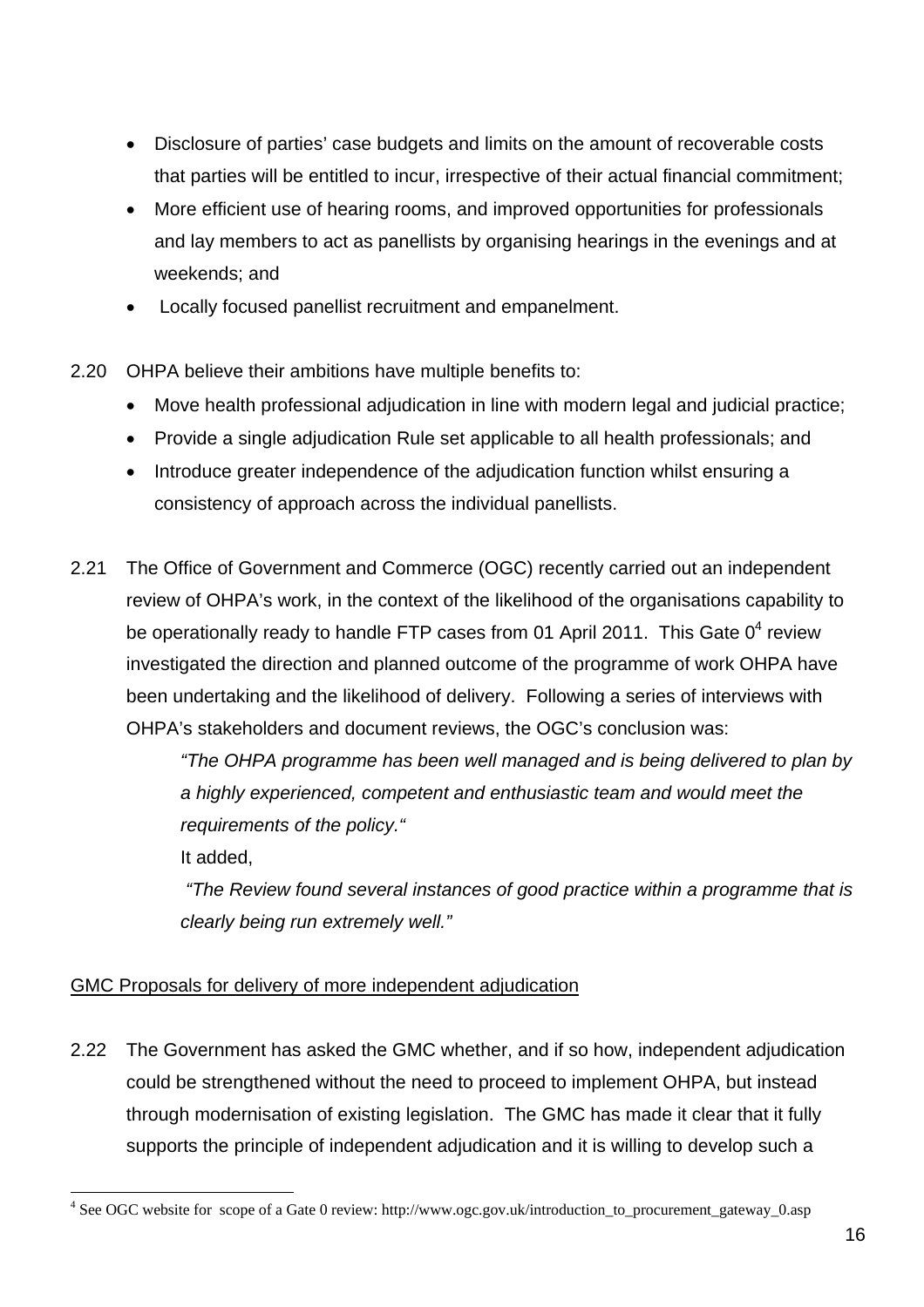- Disclosure of parties' case budgets and limits on the amount of recoverable costs that parties will be entitled to incur, irrespective of their actual financial commitment;
- More efficient use of hearing rooms, and improved opportunities for professionals and lay members to act as panellists by organising hearings in the evenings and at weekends; and
- Locally focused panellist recruitment and empanelment.

2.20 OHPA believe their ambitions have multiple benefits to:

- Move health professional adjudication in line with modern legal and judicial practice;
- Provide a single adjudication Rule set applicable to all health professionals; and
- Introduce greater independence of the adjudication function whilst ensuring a consistency of approach across the individual panellists.

2.21 The Office of Government and Commerce (OGC) recently carried out an independent review of OHPA's work, in the context of the likelihood of the organisations capability to be operationally ready to handle FTP cases from 01 April 2011. This Gate 0[4] review investigated the direction and planned outcome of the programme of work OHPA have been undertaking and the likelihood of delivery. Following a series of interviews with OHPA's stakeholders and document reviews, the OGC's conclusion was:

> *"The OHPA programme has been well managed and is being delivered to plan by a highly experienced, competent and enthusiastic team and would meet the requirements of the policy."*
>
> It added,
>
> *"The Review found several instances of good practice within a programme that is clearly being run extremely well."*

GMC Proposals for delivery of more independent adjudication

2.22 The Government has asked the GMC whether, and if so how, independent adjudication could be strengthened without the need to proceed to implement OHPA, but instead through modernisation of existing legislation. The GMC has made it clear that it fully supports the principle of independent adjudication and it is willing to develop such a

[4] See OGC website for scope of a Gate 0 review: http://www.ogc.gov.uk/introduction_to_procurement_gateway_0.asp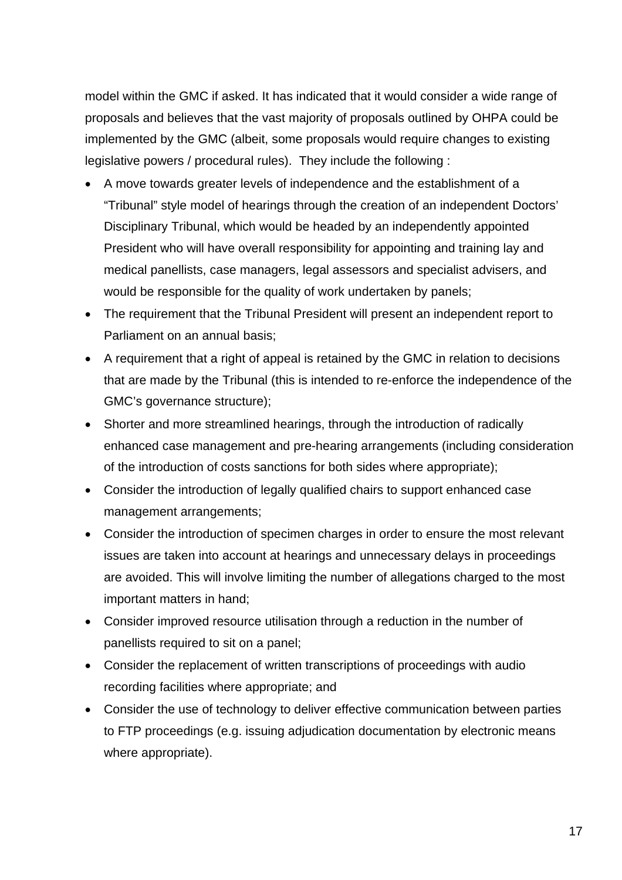model within the GMC if asked. It has indicated that it would consider a wide range of proposals and believes that the vast majority of proposals outlined by OHPA could be implemented by the GMC (albeit, some proposals would require changes to existing legislative powers / procedural rules). They include the following :

- A move towards greater levels of independence and the establishment of a "Tribunal" style model of hearings through the creation of an independent Doctors' Disciplinary Tribunal, which would be headed by an independently appointed President who will have overall responsibility for appointing and training lay and medical panellists, case managers, legal assessors and specialist advisers, and would be responsible for the quality of work undertaken by panels;
- The requirement that the Tribunal President will present an independent report to Parliament on an annual basis;
- A requirement that a right of appeal is retained by the GMC in relation to decisions that are made by the Tribunal (this is intended to re-enforce the independence of the GMC's governance structure);
- Shorter and more streamlined hearings, through the introduction of radically enhanced case management and pre-hearing arrangements (including consideration of the introduction of costs sanctions for both sides where appropriate);
- Consider the introduction of legally qualified chairs to support enhanced case management arrangements;
- Consider the introduction of specimen charges in order to ensure the most relevant issues are taken into account at hearings and unnecessary delays in proceedings are avoided. This will involve limiting the number of allegations charged to the most important matters in hand;
- Consider improved resource utilisation through a reduction in the number of panellists required to sit on a panel;
- Consider the replacement of written transcriptions of proceedings with audio recording facilities where appropriate; and
- Consider the use of technology to deliver effective communication between parties to FTP proceedings (e.g. issuing adjudication documentation by electronic means where appropriate).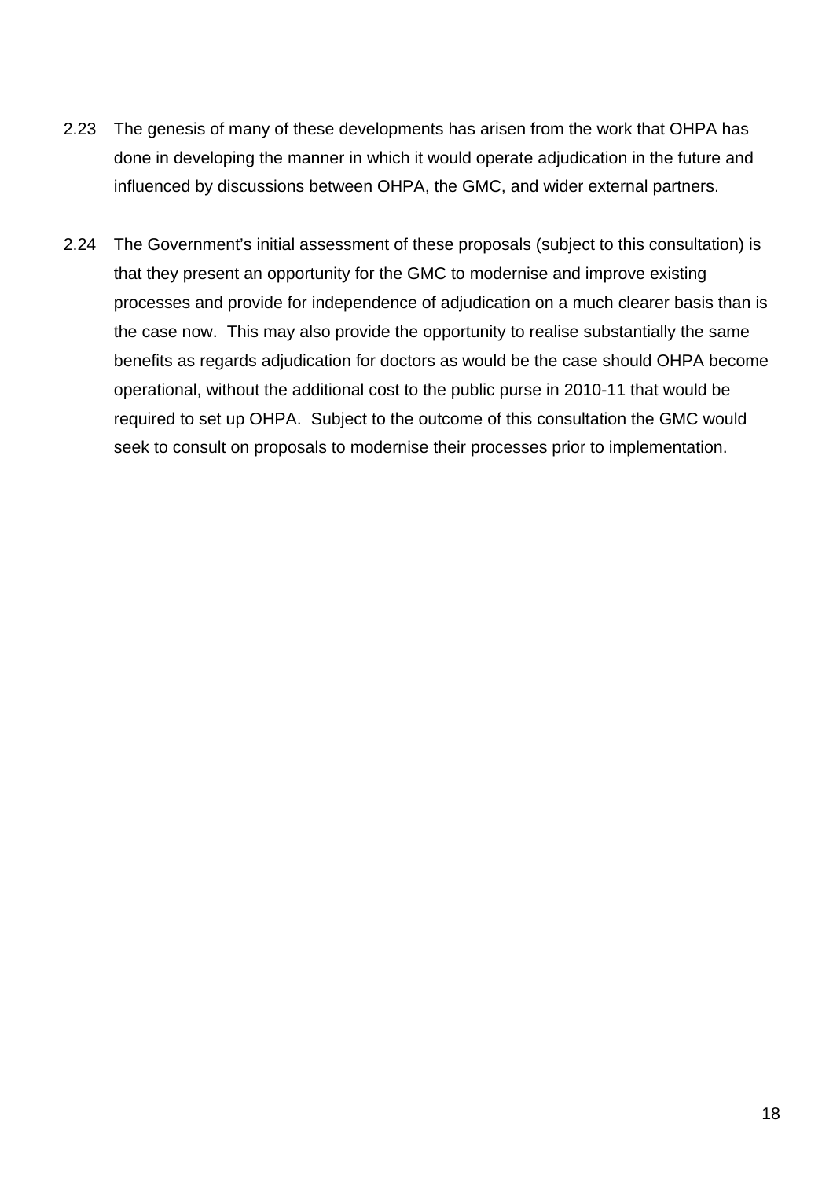2.23 The genesis of many of these developments has arisen from the work that OHPA has done in developing the manner in which it would operate adjudication in the future and influenced by discussions between OHPA, the GMC, and wider external partners.

2.24 The Government's initial assessment of these proposals (subject to this consultation) is that they present an opportunity for the GMC to modernise and improve existing processes and provide for independence of adjudication on a much clearer basis than is the case now. This may also provide the opportunity to realise substantially the same benefits as regards adjudication for doctors as would be the case should OHPA become operational, without the additional cost to the public purse in 2010-11 that would be required to set up OHPA. Subject to the outcome of this consultation the GMC would seek to consult on proposals to modernise their processes prior to implementation.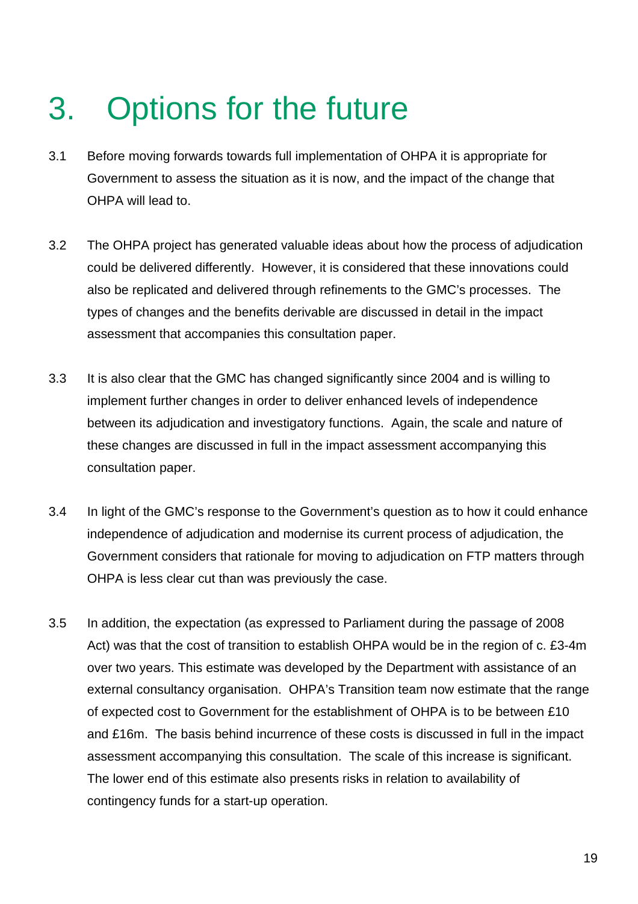# 3. Options for the future

3.1 Before moving forwards towards full implementation of OHPA it is appropriate for Government to assess the situation as it is now, and the impact of the change that OHPA will lead to.

3.2 The OHPA project has generated valuable ideas about how the process of adjudication could be delivered differently. However, it is considered that these innovations could also be replicated and delivered through refinements to the GMC's processes. The types of changes and the benefits derivable are discussed in detail in the impact assessment that accompanies this consultation paper.

3.3 It is also clear that the GMC has changed significantly since 2004 and is willing to implement further changes in order to deliver enhanced levels of independence between its adjudication and investigatory functions. Again, the scale and nature of these changes are discussed in full in the impact assessment accompanying this consultation paper.

3.4 In light of the GMC's response to the Government's question as to how it could enhance independence of adjudication and modernise its current process of adjudication, the Government considers that rationale for moving to adjudication on FTP matters through OHPA is less clear cut than was previously the case.

3.5 In addition, the expectation (as expressed to Parliament during the passage of 2008 Act) was that the cost of transition to establish OHPA would be in the region of c. £3-4m over two years. This estimate was developed by the Department with assistance of an external consultancy organisation. OHPA's Transition team now estimate that the range of expected cost to Government for the establishment of OHPA is to be between £10 and £16m. The basis behind incurrence of these costs is discussed in full in the impact assessment accompanying this consultation. The scale of this increase is significant. The lower end of this estimate also presents risks in relation to availability of contingency funds for a start-up operation.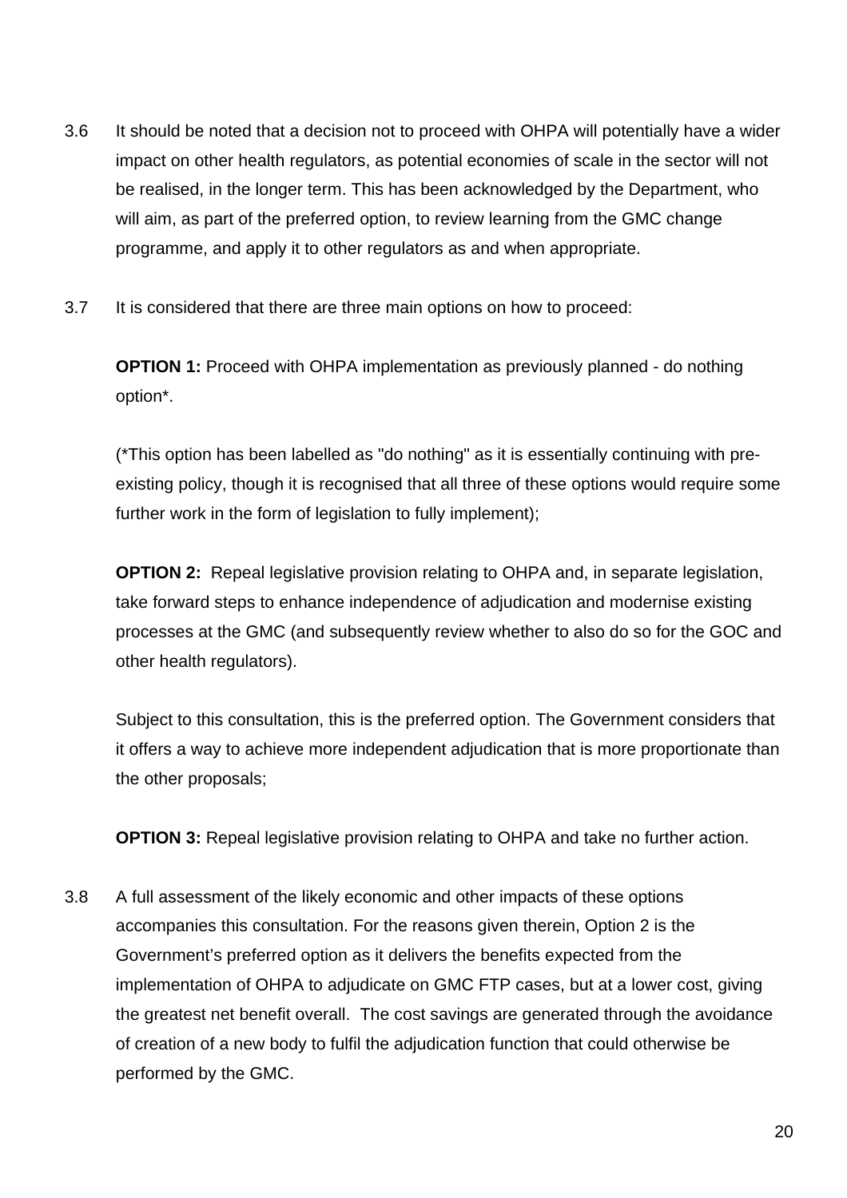3.6 It should be noted that a decision not to proceed with OHPA will potentially have a wider impact on other health regulators, as potential economies of scale in the sector will not be realised, in the longer term. This has been acknowledged by the Department, who will aim, as part of the preferred option, to review learning from the GMC change programme, and apply it to other regulators as and when appropriate.

3.7 It is considered that there are three main options on how to proceed:

**OPTION 1:** Proceed with OHPA implementation as previously planned - do nothing option*.

(*This option has been labelled as "do nothing" as it is essentially continuing with pre-existing policy, though it is recognised that all three of these options would require some further work in the form of legislation to fully implement);

**OPTION 2:** Repeal legislative provision relating to OHPA and, in separate legislation, take forward steps to enhance independence of adjudication and modernise existing processes at the GMC (and subsequently review whether to also do so for the GOC and other health regulators).

Subject to this consultation, this is the preferred option. The Government considers that it offers a way to achieve more independent adjudication that is more proportionate than the other proposals;

**OPTION 3:** Repeal legislative provision relating to OHPA and take no further action.

3.8 A full assessment of the likely economic and other impacts of these options accompanies this consultation. For the reasons given therein, Option 2 is the Government's preferred option as it delivers the benefits expected from the implementation of OHPA to adjudicate on GMC FTP cases, but at a lower cost, giving the greatest net benefit overall. The cost savings are generated through the avoidance of creation of a new body to fulfil the adjudication function that could otherwise be performed by the GMC.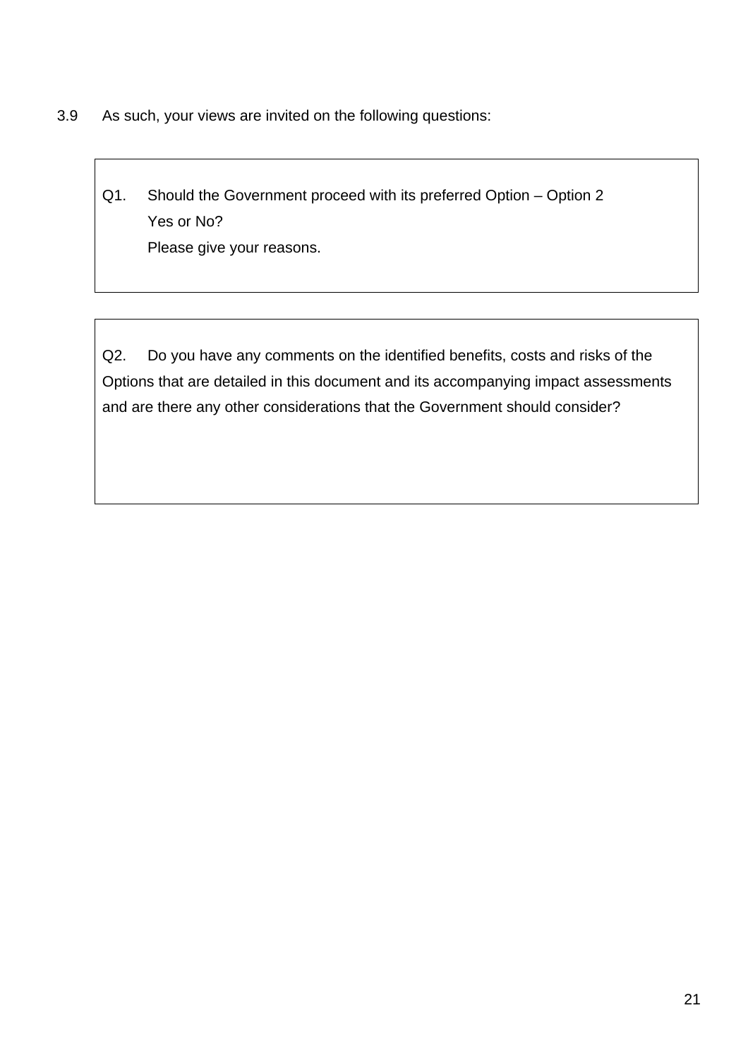3.9 As such, your views are invited on the following questions:

> Q1. Should the Government proceed with its preferred Option – Option 2
> Yes or No?
> Please give your reasons.

> Q2. Do you have any comments on the identified benefits, costs and risks of the Options that are detailed in this document and its accompanying impact assessments and are there any other considerations that the Government should consider?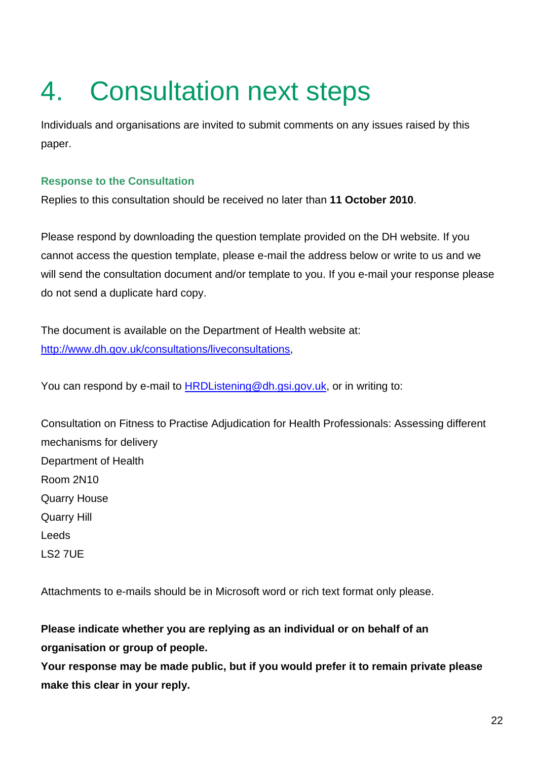# 4. Consultation next steps

Individuals and organisations are invited to submit comments on any issues raised by this paper.

### Response to the Consultation

Replies to this consultation should be received no later than **11 October 2010**.

Please respond by downloading the question template provided on the DH website. If you cannot access the question template, please e-mail the address below or write to us and we will send the consultation document and/or template to you. If you e-mail your response please do not send a duplicate hard copy.

The document is available on the Department of Health website at: [http://www.dh.gov.uk/consultations/liveconsultations](http://www.dh.gov.uk/consultations/liveconsultations),

You can respond by e-mail to [HRDListening@dh.gsi.gov.uk](mailto:HRDListening@dh.gsi.gov.uk), or in writing to:

Consultation on Fitness to Practise Adjudication for Health Professionals: Assessing different mechanisms for delivery
Department of Health
Room 2N10
Quarry House
Quarry Hill
Leeds
LS2 7UE

Attachments to e-mails should be in Microsoft word or rich text format only please.

**Please indicate whether you are replying as an individual or on behalf of an organisation or group of people.**
**Your response may be made public, but if you would prefer it to remain private please make this clear in your reply.**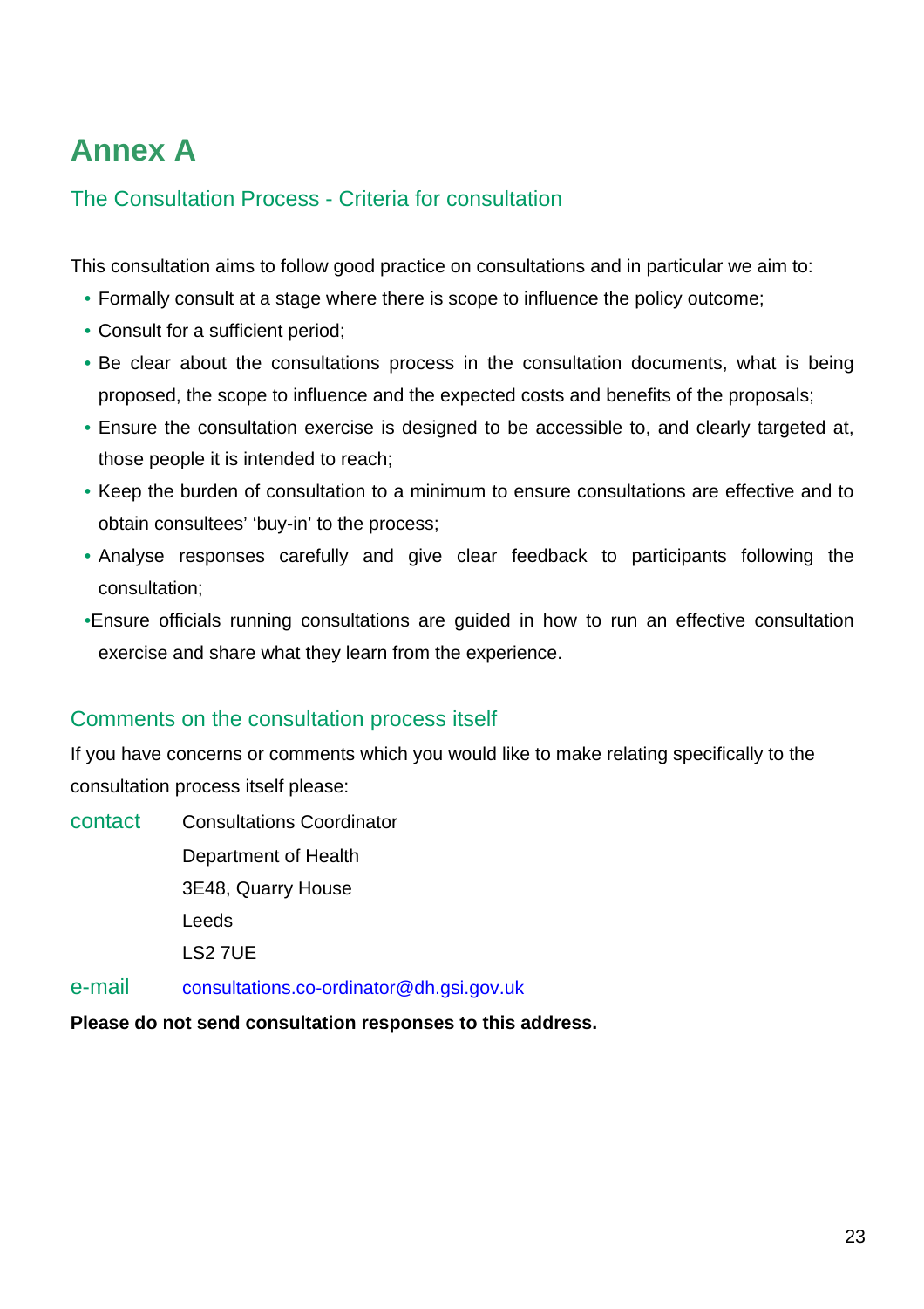# Annex A

## The Consultation Process - Criteria for consultation

This consultation aims to follow good practice on consultations and in particular we aim to:

- Formally consult at a stage where there is scope to influence the policy outcome;
- Consult for a sufficient period;
- Be clear about the consultations process in the consultation documents, what is being proposed, the scope to influence and the expected costs and benefits of the proposals;
- Ensure the consultation exercise is designed to be accessible to, and clearly targeted at, those people it is intended to reach;
- Keep the burden of consultation to a minimum to ensure consultations are effective and to obtain consultees' 'buy-in' to the process;
- Analyse responses carefully and give clear feedback to participants following the consultation;
- Ensure officials running consultations are guided in how to run an effective consultation exercise and share what they learn from the experience.

## Comments on the consultation process itself

If you have concerns or comments which you would like to make relating specifically to the consultation process itself please:

contact Consultations Coordinator
Department of Health
3E48, Quarry House
Leeds
LS2 7UE

e-mail consultations.co-ordinator@dh.gsi.gov.uk

**Please do not send consultation responses to this address.**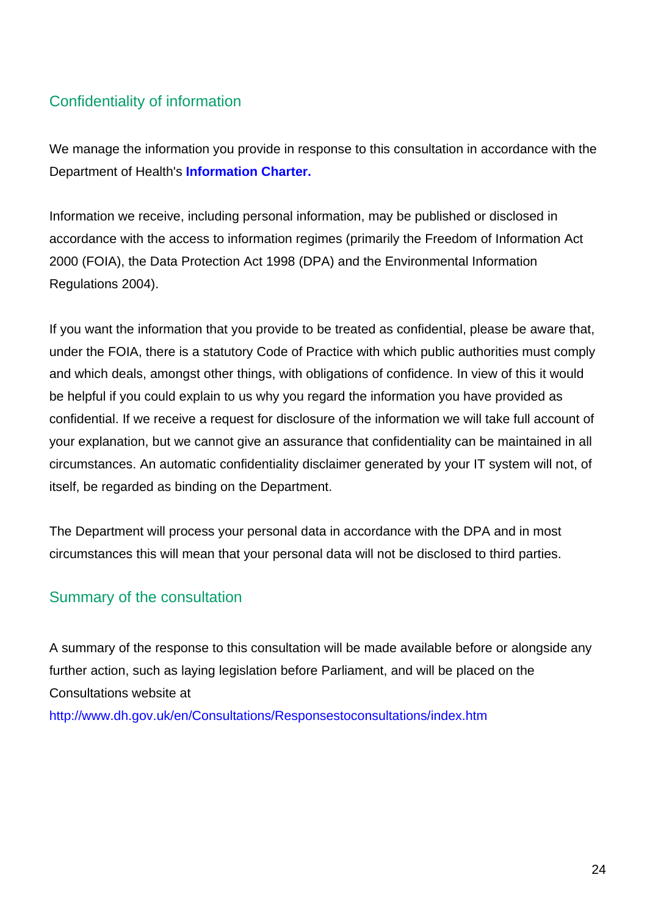## Confidentiality of information

We manage the information you provide in response to this consultation in accordance with the Department of Health's **Information Charter.**

Information we receive, including personal information, may be published or disclosed in accordance with the access to information regimes (primarily the Freedom of Information Act 2000 (FOIA), the Data Protection Act 1998 (DPA) and the Environmental Information Regulations 2004).

If you want the information that you provide to be treated as confidential, please be aware that, under the FOIA, there is a statutory Code of Practice with which public authorities must comply and which deals, amongst other things, with obligations of confidence. In view of this it would be helpful if you could explain to us why you regard the information you have provided as confidential. If we receive a request for disclosure of the information we will take full account of your explanation, but we cannot give an assurance that confidentiality can be maintained in all circumstances. An automatic confidentiality disclaimer generated by your IT system will not, of itself, be regarded as binding on the Department.

The Department will process your personal data in accordance with the DPA and in most circumstances this will mean that your personal data will not be disclosed to third parties.

## Summary of the consultation

A summary of the response to this consultation will be made available before or alongside any further action, such as laying legislation before Parliament, and will be placed on the Consultations website at
http://www.dh.gov.uk/en/Consultations/Responsestoconsultations/index.htm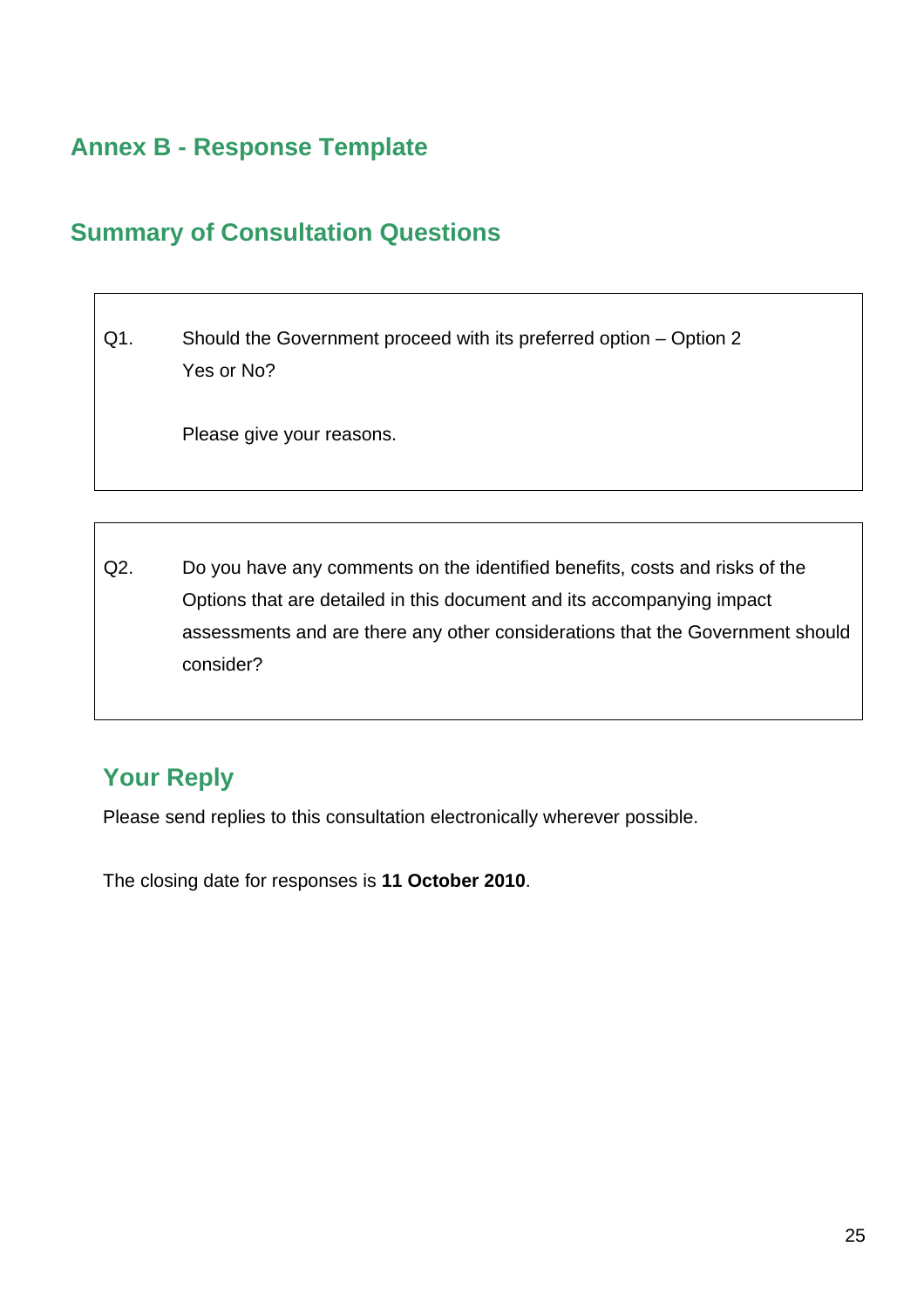## Annex B - Response Template

## Summary of Consultation Questions

| | |
|---|---|
| Q1. | Should the Government proceed with its preferred option – Option 2 Yes or No?<br><br>Please give your reasons. |

| | |
|---|---|
| Q2. | Do you have any comments on the identified benefits, costs and risks of the Options that are detailed in this document and its accompanying impact assessments and are there any other considerations that the Government should consider? |

### Your Reply

Please send replies to this consultation electronically wherever possible.

The closing date for responses is **11 October 2010**.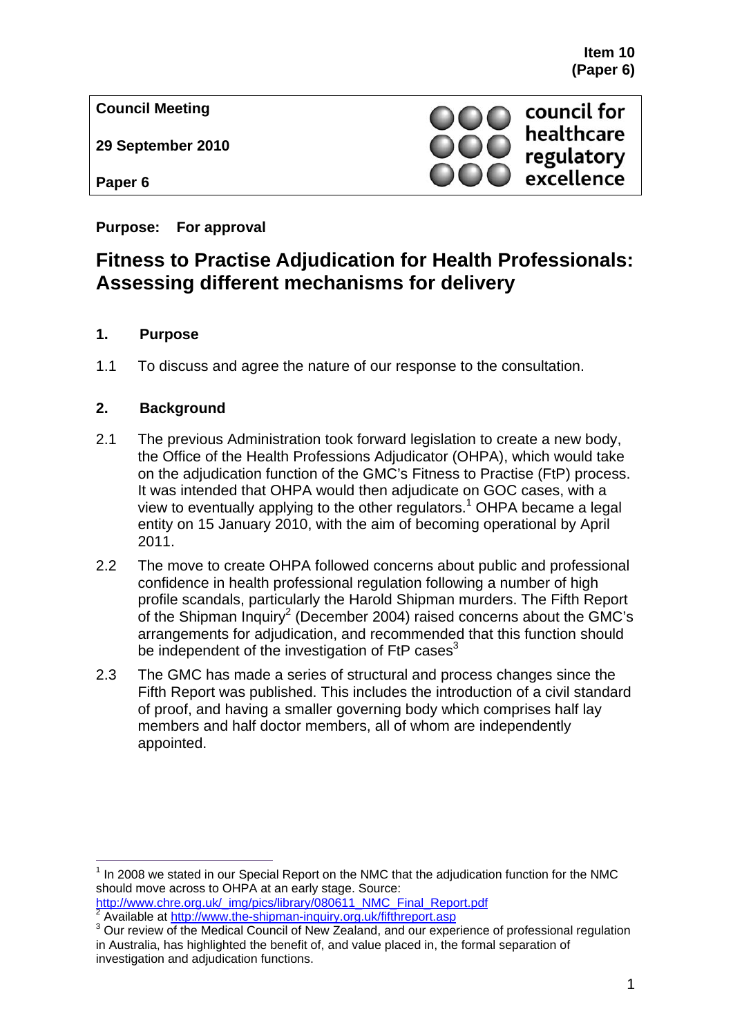**Item 10**
**(Paper 6)**

**Council Meeting**

**29 September 2010**

**Paper 6**

council for healthcare regulatory excellence

**Purpose: For approval**

# Fitness to Practise Adjudication for Health Professionals: Assessing different mechanisms for delivery

## 1. Purpose

1.1 To discuss and agree the nature of our response to the consultation.

## 2. Background

2.1 The previous Administration took forward legislation to create a new body, the Office of the Health Professions Adjudicator (OHPA), which would take on the adjudication function of the GMC's Fitness to Practise (FtP) process. It was intended that OHPA would then adjudicate on GOC cases, with a view to eventually applying to the other regulators.[1] OHPA became a legal entity on 15 January 2010, with the aim of becoming operational by April 2011.

2.2 The move to create OHPA followed concerns about public and professional confidence in health professional regulation following a number of high profile scandals, particularly the Harold Shipman murders. The Fifth Report of the Shipman Inquiry[2] (December 2004) raised concerns about the GMC's arrangements for adjudication, and recommended that this function should be independent of the investigation of FtP cases[3]

2.3 The GMC has made a series of structural and process changes since the Fifth Report was published. This includes the introduction of a civil standard of proof, and having a smaller governing body which comprises half lay members and half doctor members, all of whom are independently appointed.

---

[1] In 2008 we stated in our Special Report on the NMC that the adjudication function for the NMC should move across to OHPA at an early stage. Source: http://www.chre.org.uk/_img/pics/library/080611_NMC_Final_Report.pdf

[2] Available at http://www.the-shipman-inquiry.org.uk/fifthreport.asp

[3] Our review of the Medical Council of New Zealand, and our experience of professional regulation in Australia, has highlighted the benefit of, and value placed in, the formal separation of investigation and adjudication functions.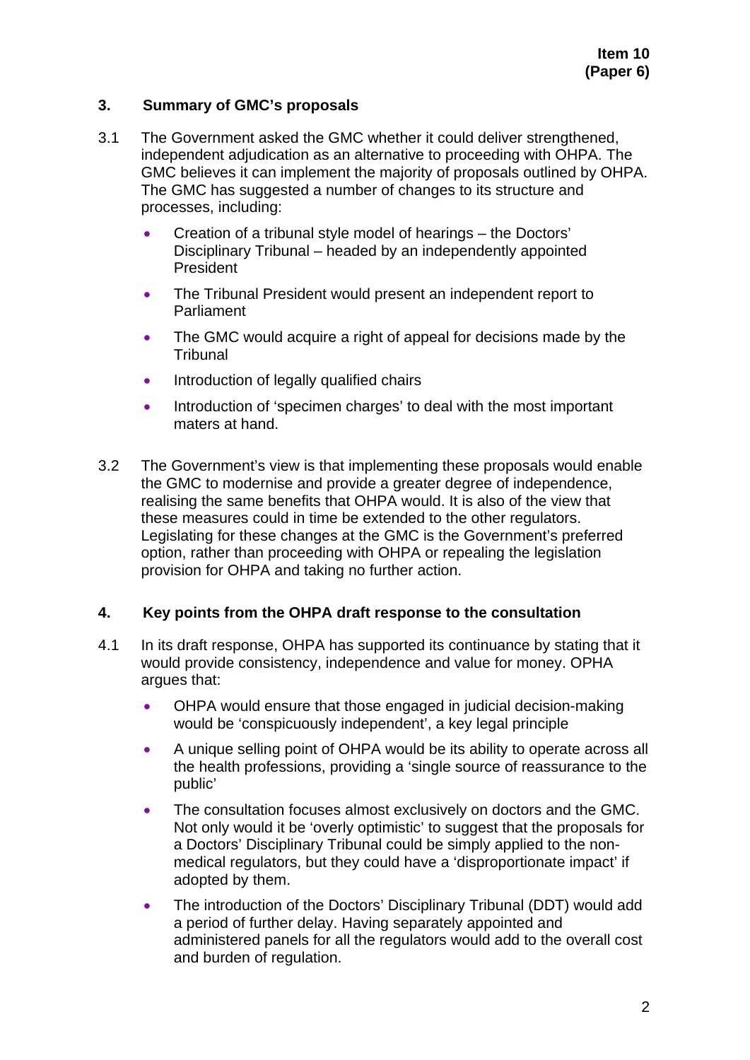**Item 10**
**(Paper 6)**

## 3. Summary of GMC's proposals

3.1 The Government asked the GMC whether it could deliver strengthened, independent adjudication as an alternative to proceeding with OHPA. The GMC believes it can implement the majority of proposals outlined by OHPA. The GMC has suggested a number of changes to its structure and processes, including:

- Creation of a tribunal style model of hearings – the Doctors' Disciplinary Tribunal – headed by an independently appointed President
- The Tribunal President would present an independent report to Parliament
- The GMC would acquire a right of appeal for decisions made by the Tribunal
- Introduction of legally qualified chairs
- Introduction of 'specimen charges' to deal with the most important maters at hand.

3.2 The Government's view is that implementing these proposals would enable the GMC to modernise and provide a greater degree of independence, realising the same benefits that OHPA would. It is also of the view that these measures could in time be extended to the other regulators. Legislating for these changes at the GMC is the Government's preferred option, rather than proceeding with OHPA or repealing the legislation provision for OHPA and taking no further action.

## 4. Key points from the OHPA draft response to the consultation

4.1 In its draft response, OHPA has supported its continuance by stating that it would provide consistency, independence and value for money. OPHA argues that:

- OHPA would ensure that those engaged in judicial decision-making would be 'conspicuously independent', a key legal principle
- A unique selling point of OHPA would be its ability to operate across all the health professions, providing a 'single source of reassurance to the public'
- The consultation focuses almost exclusively on doctors and the GMC. Not only would it be 'overly optimistic' to suggest that the proposals for a Doctors' Disciplinary Tribunal could be simply applied to the non-medical regulators, but they could have a 'disproportionate impact' if adopted by them.
- The introduction of the Doctors' Disciplinary Tribunal (DDT) would add a period of further delay. Having separately appointed and administered panels for all the regulators would add to the overall cost and burden of regulation.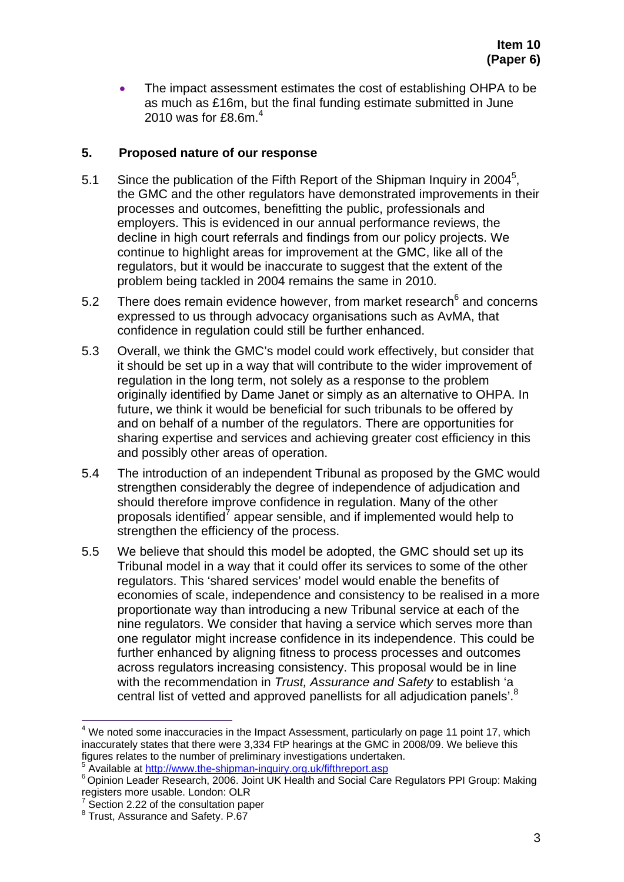- The impact assessment estimates the cost of establishing OHPA to be as much as £16m, but the final funding estimate submitted in June 2010 was for £8.6m.[4]

## 5. Proposed nature of our response

5.1 Since the publication of the Fifth Report of the Shipman Inquiry in 2004[5], the GMC and the other regulators have demonstrated improvements in their processes and outcomes, benefitting the public, professionals and employers. This is evidenced in our annual performance reviews, the decline in high court referrals and findings from our policy projects. We continue to highlight areas for improvement at the GMC, like all of the regulators, but it would be inaccurate to suggest that the extent of the problem being tackled in 2004 remains the same in 2010.

5.2 There does remain evidence however, from market research[6] and concerns expressed to us through advocacy organisations such as AvMA, that confidence in regulation could still be further enhanced.

5.3 Overall, we think the GMC's model could work effectively, but consider that it should be set up in a way that will contribute to the wider improvement of regulation in the long term, not solely as a response to the problem originally identified by Dame Janet or simply as an alternative to OHPA. In future, we think it would be beneficial for such tribunals to be offered by and on behalf of a number of the regulators. There are opportunities for sharing expertise and services and achieving greater cost efficiency in this and possibly other areas of operation.

5.4 The introduction of an independent Tribunal as proposed by the GMC would strengthen considerably the degree of independence of adjudication and should therefore improve confidence in regulation. Many of the other proposals identified[7] appear sensible, and if implemented would help to strengthen the efficiency of the process.

5.5 We believe that should this model be adopted, the GMC should set up its Tribunal model in a way that it could offer its services to some of the other regulators. This 'shared services' model would enable the benefits of economies of scale, independence and consistency to be realised in a more proportionate way than introducing a new Tribunal service at each of the nine regulators. We consider that having a service which serves more than one regulator might increase confidence in its independence. This could be further enhanced by aligning fitness to process processes and outcomes across regulators increasing consistency. This proposal would be in line with the recommendation in *Trust, Assurance and Safety* to establish 'a central list of vetted and approved panellists for all adjudication panels'.[8]

---

[4] We noted some inaccuracies in the Impact Assessment, particularly on page 11 point 17, which inaccurately states that there were 3,334 FtP hearings at the GMC in 2008/09. We believe this figures relates to the number of preliminary investigations undertaken.

[5] Available at http://www.the-shipman-inquiry.org.uk/fifthreport.asp

[6] Opinion Leader Research, 2006. Joint UK Health and Social Care Regulators PPI Group: Making registers more usable. London: OLR

[7] Section 2.22 of the consultation paper

[8] Trust, Assurance and Safety. P.67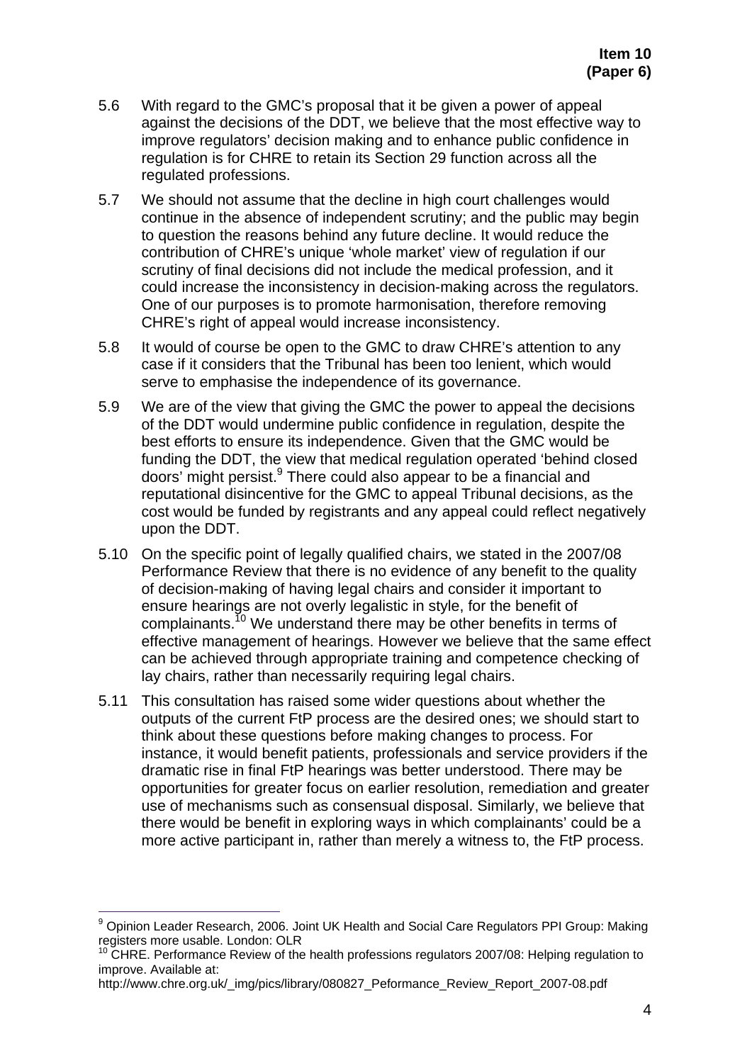**Item 10**
**(Paper 6)**

5.6 With regard to the GMC's proposal that it be given a power of appeal against the decisions of the DDT, we believe that the most effective way to improve regulators' decision making and to enhance public confidence in regulation is for CHRE to retain its Section 29 function across all the regulated professions.

5.7 We should not assume that the decline in high court challenges would continue in the absence of independent scrutiny; and the public may begin to question the reasons behind any future decline. It would reduce the contribution of CHRE's unique 'whole market' view of regulation if our scrutiny of final decisions did not include the medical profession, and it could increase the inconsistency in decision-making across the regulators. One of our purposes is to promote harmonisation, therefore removing CHRE's right of appeal would increase inconsistency.

5.8 It would of course be open to the GMC to draw CHRE's attention to any case if it considers that the Tribunal has been too lenient, which would serve to emphasise the independence of its governance.

5.9 We are of the view that giving the GMC the power to appeal the decisions of the DDT would undermine public confidence in regulation, despite the best efforts to ensure its independence. Given that the GMC would be funding the DDT, the view that medical regulation operated 'behind closed doors' might persist.[9] There could also appear to be a financial and reputational disincentive for the GMC to appeal Tribunal decisions, as the cost would be funded by registrants and any appeal could reflect negatively upon the DDT.

5.10 On the specific point of legally qualified chairs, we stated in the 2007/08 Performance Review that there is no evidence of any benefit to the quality of decision-making of having legal chairs and consider it important to ensure hearings are not overly legalistic in style, for the benefit of complainants.[10] We understand there may be other benefits in terms of effective management of hearings. However we believe that the same effect can be achieved through appropriate training and competence checking of lay chairs, rather than necessarily requiring legal chairs.

5.11 This consultation has raised some wider questions about whether the outputs of the current FtP process are the desired ones; we should start to think about these questions before making changes to process. For instance, it would benefit patients, professionals and service providers if the dramatic rise in final FtP hearings was better understood. There may be opportunities for greater focus on earlier resolution, remediation and greater use of mechanisms such as consensual disposal. Similarly, we believe that there would be benefit in exploring ways in which complainants' could be a more active participant in, rather than merely a witness to, the FtP process.

---

[9] Opinion Leader Research, 2006. Joint UK Health and Social Care Regulators PPI Group: Making registers more usable. London: OLR

[10] CHRE. Performance Review of the health professions regulators 2007/08: Helping regulation to improve. Available at: http://www.chre.org.uk/_img/pics/library/080827_Peformance_Review_Report_2007-08.pdf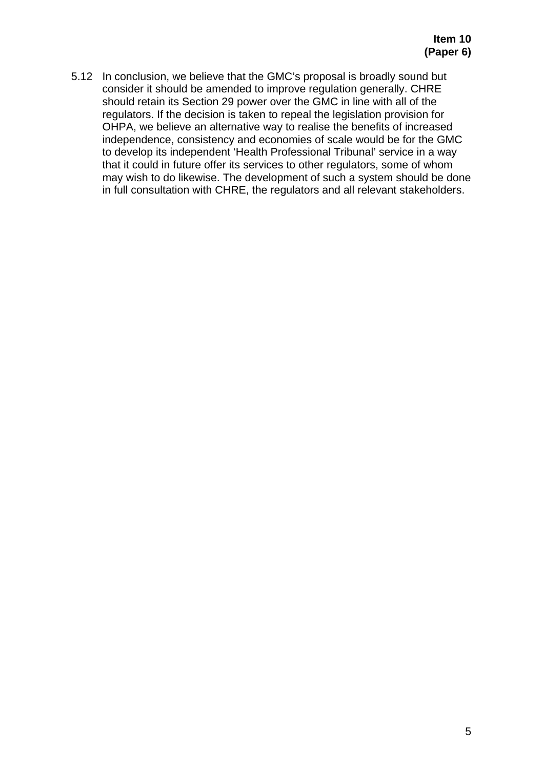5.12 In conclusion, we believe that the GMC's proposal is broadly sound but consider it should be amended to improve regulation generally. CHRE should retain its Section 29 power over the GMC in line with all of the regulators. If the decision is taken to repeal the legislation provision for OHPA, we believe an alternative way to realise the benefits of increased independence, consistency and economies of scale would be for the GMC to develop its independent 'Health Professional Tribunal' service in a way that it could in future offer its services to other regulators, some of whom may wish to do likewise. The development of such a system should be done in full consultation with CHRE, the regulators and all relevant stakeholders.